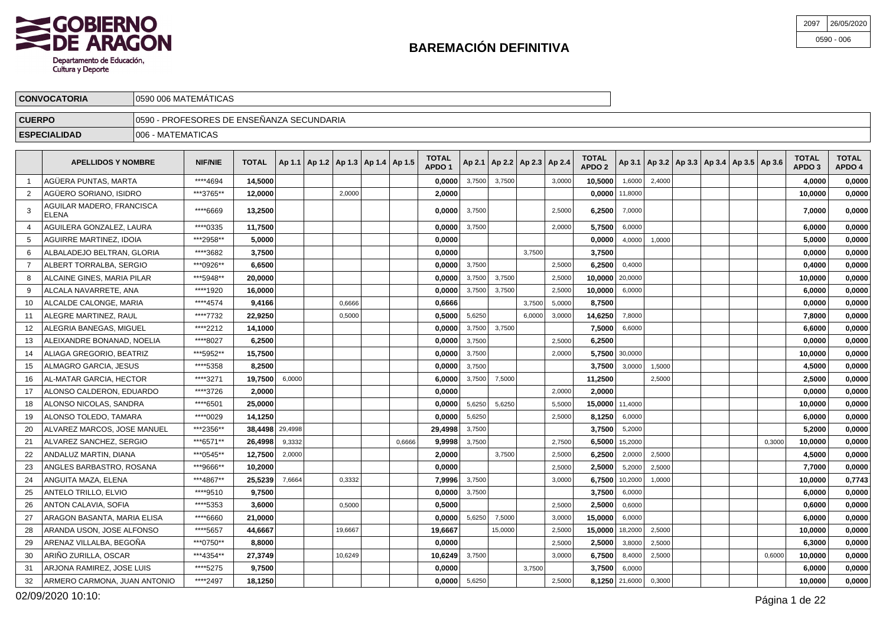# BAREMACIÓN DEFINITIVA

| 2097 | 26/05/2020 |
|---|---|
| 0590 - 006 | |

| CONVOCATORIA | 0590 006 MATEMÁTICAS |
|---|---|
| CUERPO | 0590 - PROFESORES DE ENSEÑANZA SECUNDARIA |
| ESPECIALIDAD | 006 - MATEMATICAS |

| | APELLIDOS Y NOMBRE | NIF/NIE | TOTAL | Ap 1.1 | Ap 1.2 | Ap 1.3 | Ap 1.4 | Ap 1.5 | TOTAL APDO 1 | Ap 2.1 | Ap 2.2 | Ap 2.3 | Ap 2.4 | TOTAL APDO 2 | Ap 3.1 | Ap 3.2 | Ap 3.3 | Ap 3.4 | Ap 3.5 | Ap 3.6 | TOTAL APDO 3 | TOTAL APDO 4 |
|---|---|---|---|---|---|---|---|---|---|---|---|---|---|---|---|---|---|---|---|---|---|---|
| 1 | AGÜERA PUNTAS, MARTA | ****4694 | 14,5000 | | | | | | 0,0000 | 3,7500 | 3,7500 | | 3,0000 | 10,5000 | 1,6000 | 2,4000 | | | | | 4,0000 | 0,0000 |
| 2 | AGÜERO SORIANO, ISIDRO | ***3765** | 12,0000 | | | 2,0000 | | | 2,0000 | | | | | 0,0000 | 11,8000 | | | | | | 10,0000 | 0,0000 |
| 3 | AGUILAR MADERO, FRANCISCA ELENA | ****6669 | 13,2500 | | | | | | 0,0000 | 3,7500 | | | 2,5000 | 6,2500 | 7,0000 | | | | | | 7,0000 | 0,0000 |
| 4 | AGUILERA GONZALEZ, LAURA | ****0335 | 11,7500 | | | | | | 0,0000 | 3,7500 | | | 2,0000 | 5,7500 | 6,0000 | | | | | | 6,0000 | 0,0000 |
| 5 | AGUIRRE MARTINEZ, IDOIA | ***2958** | 5,0000 | | | | | | 0,0000 | | | | | 0,0000 | 4,0000 | 1,0000 | | | | | 5,0000 | 0,0000 |
| 6 | ALBALADEJO BELTRAN, GLORIA | ****3682 | 3,7500 | | | | | | 0,0000 | | | 3,7500 | | 3,7500 | | | | | | | 0,0000 | 0,0000 |
| 7 | ALBERT TORRALBA, SERGIO | ***0926** | 6,6500 | | | | | | 0,0000 | 3,7500 | | | 2,5000 | 6,2500 | 0,4000 | | | | | | 0,4000 | 0,0000 |
| 8 | ALCAINE GINES, MARIA PILAR | ***5948** | 20,0000 | | | | | | 0,0000 | 3,7500 | 3,7500 | | 2,5000 | 10,0000 | 20,0000 | | | | | | 10,0000 | 0,0000 |
| 9 | ALCALA NAVARRETE, ANA | ****1920 | 16,0000 | | | | | | 0,0000 | 3,7500 | 3,7500 | | 2,5000 | 10,0000 | 6,0000 | | | | | | 6,0000 | 0,0000 |
| 10 | ALCALDE CALONGE, MARIA | ****4574 | 9,4166 | | | 0,6666 | | | 0,6666 | | | 3,7500 | 5,0000 | 8,7500 | | | | | | | 0,0000 | 0,0000 |
| 11 | ALEGRE MARTINEZ, RAUL | ****7732 | 22,9250 | | | 0,5000 | | | 0,5000 | 5,6250 | | 6,0000 | 3,0000 | 14,6250 | 7,8000 | | | | | | 7,8000 | 0,0000 |
| 12 | ALEGRIA BANEGAS, MIGUEL | ****2212 | 14,1000 | | | | | | 0,0000 | 3,7500 | 3,7500 | | | 7,5000 | 6,6000 | | | | | | 6,6000 | 0,0000 |
| 13 | ALEIXANDRE BONANAD, NOELIA | ****8027 | 6,2500 | | | | | | 0,0000 | 3,7500 | | | 2,5000 | 6,2500 | | | | | | | 0,0000 | 0,0000 |
| 14 | ALIAGA GREGORIO, BEATRIZ | ***5952** | 15,7500 | | | | | | 0,0000 | 3,7500 | | | 2,0000 | 5,7500 | 30,0000 | | | | | | 10,0000 | 0,0000 |
| 15 | ALMAGRO GARCIA, JESUS | ****5358 | 8,2500 | | | | | | 0,0000 | 3,7500 | | | | 3,7500 | 3,0000 | 1,5000 | | | | | 4,5000 | 0,0000 |
| 16 | AL-MATAR GARCIA, HECTOR | ****3271 | 19,7500 | 6,0000 | | | | | 6,0000 | 3,7500 | 7,5000 | | | 11,2500 | | 2,5000 | | | | | 2,5000 | 0,0000 |
| 17 | ALONSO CALDERON, EDUARDO | ****3726 | 2,0000 | | | | | | 0,0000 | | | | 2,0000 | 2,0000 | | | | | | | 0,0000 | 0,0000 |
| 18 | ALONSO NICOLAS, SANDRA | ****6501 | 25,0000 | | | | | | 0,0000 | 5,6250 | 5,6250 | | 5,5000 | 15,0000 | 11,4000 | | | | | | 10,0000 | 0,0000 |
| 19 | ALONSO TOLEDO, TAMARA | ****0029 | 14,1250 | | | | | | 0,0000 | 5,6250 | | | 2,5000 | 8,1250 | 6,0000 | | | | | | 6,0000 | 0,0000 |
| 20 | ALVAREZ MARCOS, JOSE MANUEL | ***2356** | 38,4498 | 29,4998 | | | | | 29,4998 | 3,7500 | | | | 3,7500 | 5,2000 | | | | | | 5,2000 | 0,0000 |
| 21 | ALVAREZ SANCHEZ, SERGIO | ***6571** | 26,4998 | 9,3332 | | | | 0,6666 | 9,9998 | 3,7500 | | | 2,7500 | 6,5000 | 15,2000 | | | | | 0,3000 | 10,0000 | 0,0000 |
| 22 | ANDALUZ MARTIN, DIANA | ***0545** | 12,7500 | 2,0000 | | | | | 2,0000 | | 3,7500 | | 2,5000 | 6,2500 | 2,0000 | 2,5000 | | | | | 4,5000 | 0,0000 |
| 23 | ANGLES BARBASTRO, ROSANA | ***9666** | 10,2000 | | | | | | 0,0000 | | | | 2,5000 | 2,5000 | 5,2000 | 2,5000 | | | | | 7,7000 | 0,0000 |
| 24 | ANGUITA MAZA, ELENA | ***4867** | 25,5239 | 7,6664 | | 0,3332 | | | 7,9996 | 3,7500 | | | 3,0000 | 6,7500 | 10,2000 | 1,0000 | | | | | 10,0000 | 0,7743 |
| 25 | ANTELO TRILLO, ELVIO | ****9510 | 9,7500 | | | | | | 0,0000 | 3,7500 | | | | 3,7500 | 6,0000 | | | | | | 6,0000 | 0,0000 |
| 26 | ANTON CALAVIA, SOFIA | ****5353 | 3,6000 | | | 0,5000 | | | 0,5000 | | | | 2,5000 | 2,5000 | 0,6000 | | | | | | 0,6000 | 0,0000 |
| 27 | ARAGON BASANTA, MARIA ELISA | ****6660 | 21,0000 | | | | | | 0,0000 | 5,6250 | 7,5000 | | 3,0000 | 15,0000 | 6,0000 | | | | | | 6,0000 | 0,0000 |
| 28 | ARANDA USON, JOSE ALFONSO | ****5657 | 44,6667 | | | 19,6667 | | | 19,6667 | | 15,0000 | | 2,5000 | 15,0000 | 18,2000 | 2,5000 | | | | | 10,0000 | 0,0000 |
| 29 | ARENAZ VILLALBA, BEGOÑA | ***0750** | 8,8000 | | | | | | 0,0000 | | | | 2,5000 | 2,5000 | 3,8000 | 2,5000 | | | | | 6,3000 | 0,0000 |
| 30 | ARIÑO ZURILLA, OSCAR | ***4354** | 27,3749 | | | 10,6249 | | | 10,6249 | 3,7500 | | | 3,0000 | 6,7500 | 8,4000 | 2,5000 | | | | 0,6000 | 10,0000 | 0,0000 |
| 31 | ARJONA RAMIREZ, JOSE LUIS | ****5275 | 9,7500 | | | | | | 0,0000 | | | 3,7500 | | 3,7500 | 6,0000 | | | | | | 6,0000 | 0,0000 |
| 32 | ARMERO CARMONA, JUAN ANTONIO | ****2497 | 18,1250 | | | | | | 0,0000 | 5,6250 | | | 2,5000 | 8,1250 | 21,6000 | 0,3000 | | | | | 10,0000 | 0,0000 |

02/09/2020 10:10: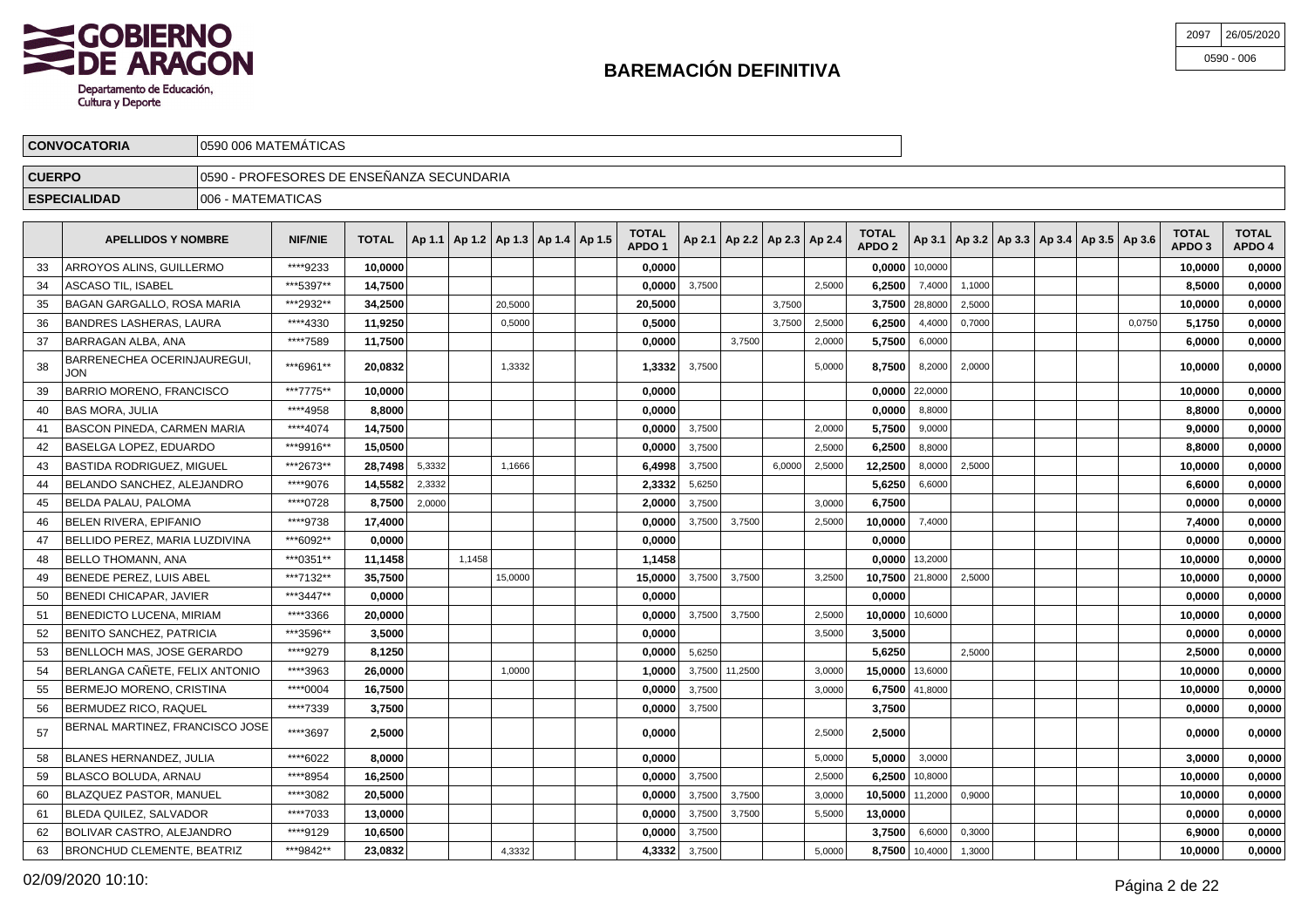# BAREMACIÓN DEFINITIVA

GOBIERNO DE ARAGON
Departamento de Educación, Cultura y Deporte

| 2097 | 26/05/2020 |
|---|---|
| 0590 - 006 | |

| CONVOCATORIA | 0590 006 MATEMÁTICAS |
|---|---|
| CUERPO | 0590 - PROFESORES DE ENSEÑANZA SECUNDARIA |
| ESPECIALIDAD | 006 - MATEMATICAS |

| | APELLIDOS Y NOMBRE | NIF/NIE | TOTAL | Ap 1.1 | Ap 1.2 | Ap 1.3 | Ap 1.4 | Ap 1.5 | TOTAL APDO 1 | Ap 2.1 | Ap 2.2 | Ap 2.3 | Ap 2.4 | TOTAL APDO 2 | Ap 3.1 | Ap 3.2 | Ap 3.3 | Ap 3.4 | Ap 3.5 | Ap 3.6 | TOTAL APDO 3 | TOTAL APDO 4 |
|---|---|---|---|---|---|---|---|---|---|---|---|---|---|---|---|---|---|---|---|---|---|---|
| 33 | ARROYOS ALINS, GUILLERMO | ****9233 | 10,0000 | | | | | | 0,0000 | | | | | 0,0000 | 10,0000 | | | | | | 10,0000 | 0,0000 |
| 34 | ASCASO TIL, ISABEL | ***5397** | 14,7500 | | | | | | 0,0000 | 3,7500 | | | 2,5000 | 6,2500 | 7,4000 | 1,1000 | | | | | 8,5000 | 0,0000 |
| 35 | BAGAN GARGALLO, ROSA MARIA | ***2932** | 34,2500 | | | 20,5000 | | | 20,5000 | | | 3,7500 | | 3,7500 | 28,8000 | 2,5000 | | | | | 10,0000 | 0,0000 |
| 36 | BANDRES LASHERAS, LAURA | ****4330 | 11,9250 | | | 0,5000 | | | 0,5000 | | | 3,7500 | 2,5000 | 6,2500 | 4,4000 | 0,7000 | | | | 0,0750 | 5,1750 | 0,0000 |
| 37 | BARRAGAN ALBA, ANA | ****7589 | 11,7500 | | | | | | 0,0000 | | 3,7500 | | 2,0000 | 5,7500 | 6,0000 | | | | | | 6,0000 | 0,0000 |
| 38 | BARRENECHEA OCERINJAUREGUI, JON | ***6961** | 20,0832 | | | 1,3332 | | | 1,3332 | 3,7500 | | | 5,0000 | 8,7500 | 8,2000 | 2,0000 | | | | | 10,0000 | 0,0000 |
| 39 | BARRIO MORENO, FRANCISCO | ***7775** | 10,0000 | | | | | | 0,0000 | | | | | 0,0000 | 22,0000 | | | | | | 10,0000 | 0,0000 |
| 40 | BAS MORA, JULIA | ****4958 | 8,8000 | | | | | | 0,0000 | | | | | 0,0000 | 8,8000 | | | | | | 8,8000 | 0,0000 |
| 41 | BASCON PINEDA, CARMEN MARIA | ****4074 | 14,7500 | | | | | | 0,0000 | 3,7500 | | | 2,0000 | 5,7500 | 9,0000 | | | | | | 9,0000 | 0,0000 |
| 42 | BASELGA LOPEZ, EDUARDO | ***9916** | 15,0500 | | | | | | 0,0000 | 3,7500 | | | 2,5000 | 6,2500 | 8,8000 | | | | | | 8,8000 | 0,0000 |
| 43 | BASTIDA RODRIGUEZ, MIGUEL | ***2673** | 28,7498 | 5,3332 | | 1,1666 | | | 6,4998 | 3,7500 | | 6,0000 | 2,5000 | 12,2500 | 8,0000 | 2,5000 | | | | | 10,0000 | 0,0000 |
| 44 | BELANDO SANCHEZ, ALEJANDRO | ****9076 | 14,5582 | 2,3332 | | | | | 2,3332 | 5,6250 | | | | 5,6250 | 6,6000 | | | | | | 6,6000 | 0,0000 |
| 45 | BELDA PALAU, PALOMA | ****0728 | 8,7500 | 2,0000 | | | | | 2,0000 | 3,7500 | | | 3,0000 | 6,7500 | | | | | | | 0,0000 | 0,0000 |
| 46 | BELEN RIVERA, EPIFANIO | ****9738 | 17,4000 | | | | | | 0,0000 | 3,7500 | 3,7500 | | 2,5000 | 10,0000 | 7,4000 | | | | | | 7,4000 | 0,0000 |
| 47 | BELLIDO PEREZ, MARIA LUZDIVINA | ***6092** | 0,0000 | | | | | | 0,0000 | | | | | 0,0000 | | | | | | | 0,0000 | 0,0000 |
| 48 | BELLO THOMANN, ANA | ***0351** | 11,1458 | | 1,1458 | | | | 1,1458 | | | | | 0,0000 | 13,2000 | | | | | | 10,0000 | 0,0000 |
| 49 | BENEDE PEREZ, LUIS ABEL | ***7132** | 35,7500 | | | 15,0000 | | | 15,0000 | 3,7500 | 3,7500 | | 3,2500 | 10,7500 | 21,8000 | 2,5000 | | | | | 10,0000 | 0,0000 |
| 50 | BENEDI CHICAPAR, JAVIER | ***3447** | 0,0000 | | | | | | 0,0000 | | | | | 0,0000 | | | | | | | 0,0000 | 0,0000 |
| 51 | BENEDICTO LUCENA, MIRIAM | ****3366 | 20,0000 | | | | | | 0,0000 | 3,7500 | 3,7500 | | 2,5000 | 10,0000 | 10,6000 | | | | | | 10,0000 | 0,0000 |
| 52 | BENITO SANCHEZ, PATRICIA | ***3596** | 3,5000 | | | | | | 0,0000 | | | | 3,5000 | 3,5000 | | | | | | | 0,0000 | 0,0000 |
| 53 | BENLLOCH MAS, JOSE GERARDO | ****9279 | 8,1250 | | | | | | 0,0000 | 5,6250 | | | | 5,6250 | | 2,5000 | | | | | 2,5000 | 0,0000 |
| 54 | BERLANGA CAÑETE, FELIX ANTONIO | ****3963 | 26,0000 | | | 1,0000 | | | 1,0000 | 3,7500 | 11,2500 | | 3,0000 | 15,0000 | 13,6000 | | | | | | 10,0000 | 0,0000 |
| 55 | BERMEJO MORENO, CRISTINA | ****0004 | 16,7500 | | | | | | 0,0000 | 3,7500 | | | 3,0000 | 6,7500 | 41,8000 | | | | | | 10,0000 | 0,0000 |
| 56 | BERMUDEZ RICO, RAQUEL | ****7339 | 3,7500 | | | | | | 0,0000 | 3,7500 | | | | 3,7500 | | | | | | | 0,0000 | 0,0000 |
| 57 | BERNAL MARTINEZ, FRANCISCO JOSE | ****3697 | 2,5000 | | | | | | 0,0000 | | | | 2,5000 | 2,5000 | | | | | | | 0,0000 | 0,0000 |
| 58 | BLANES HERNANDEZ, JULIA | ****6022 | 8,0000 | | | | | | 0,0000 | | | | 5,0000 | 5,0000 | 3,0000 | | | | | | 3,0000 | 0,0000 |
| 59 | BLASCO BOLUDA, ARNAU | ****8954 | 16,2500 | | | | | | 0,0000 | 3,7500 | | | 2,5000 | 6,2500 | 10,8000 | | | | | | 10,0000 | 0,0000 |
| 60 | BLAZQUEZ PASTOR, MANUEL | ****3082 | 20,5000 | | | | | | 0,0000 | 3,7500 | 3,7500 | | 3,0000 | 10,5000 | 11,2000 | 0,9000 | | | | | 10,0000 | 0,0000 |
| 61 | BLEDA QUILEZ, SALVADOR | ****7033 | 13,0000 | | | | | | 0,0000 | 3,7500 | 3,7500 | | 5,5000 | 13,0000 | | | | | | | 0,0000 | 0,0000 |
| 62 | BOLIVAR CASTRO, ALEJANDRO | ****9129 | 10,6500 | | | | | | 0,0000 | 3,7500 | | | | 3,7500 | 6,6000 | 0,3000 | | | | | 6,9000 | 0,0000 |
| 63 | BRONCHUD CLEMENTE, BEATRIZ | ***9842** | 23,0832 | | | 4,3332 | | | 4,3332 | 3,7500 | | | 5,0000 | 8,7500 | 10,4000 | 1,3000 | | | | | 10,0000 | 0,0000 |

02/09/2020 10:10: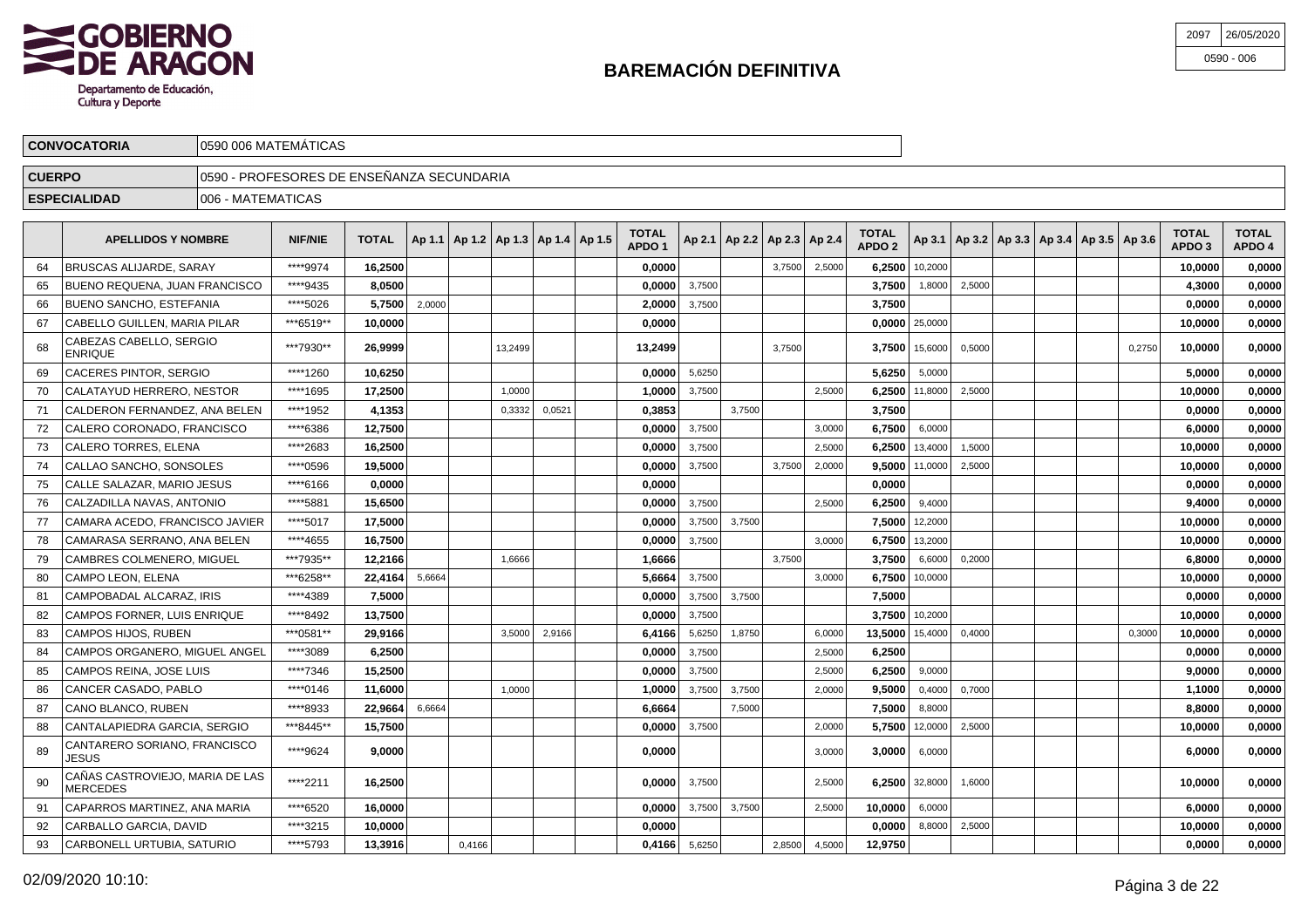# BAREMACIÓN DEFINITIVA

Departamento de Educación, Cultura y Deporte

2097 | 26/05/2020
0590 - 006

| CONVOCATORIA | 0590 006 MATEMÁTICAS |
|---|---|
| CUERPO | 0590 - PROFESORES DE ENSEÑANZA SECUNDARIA |
| ESPECIALIDAD | 006 - MATEMATICAS |

| | APELLIDOS Y NOMBRE | NIF/NIE | TOTAL | Ap 1.1 | Ap 1.2 | Ap 1.3 | Ap 1.4 | Ap 1.5 | TOTAL APDO 1 | Ap 2.1 | Ap 2.2 | Ap 2.3 | Ap 2.4 | TOTAL APDO 2 | Ap 3.1 | Ap 3.2 | Ap 3.3 | Ap 3.4 | Ap 3.5 | Ap 3.6 | TOTAL APDO 3 | TOTAL APDO 4 |
|---|---|---|---|---|---|---|---|---|---|---|---|---|---|---|---|---|---|---|---|---|---|---|
| 64 | BRUSCAS ALIJARDE, SARAY | ****9974 | **16,2500** | | | | | | **0,0000** | | | 3,7500 | 2,5000 | **6,2500** | 10,2000 | | | | | | **10,0000** | **0,0000** |
| 65 | BUENO REQUENA, JUAN FRANCISCO | ****9435 | **8,0500** | | | | | | **0,0000** | 3,7500 | | | | **3,7500** | 1,8000 | 2,5000 | | | | | **4,3000** | **0,0000** |
| 66 | BUENO SANCHO, ESTEFANIA | ****5026 | **5,7500** | 2,0000 | | | | | **2,0000** | 3,7500 | | | | **3,7500** | | | | | | | **0,0000** | **0,0000** |
| 67 | CABELLO GUILLEN, MARIA PILAR | ***6519** | **10,0000** | | | | | | **0,0000** | | | | | **0,0000** | 25,0000 | | | | | | **10,0000** | **0,0000** |
| 68 | CABEZAS CABELLO, SERGIO ENRIQUE | ***7930** | **26,9999** | | | 13,2499 | | | **13,2499** | | | 3,7500 | | **3,7500** | 15,6000 | 0,5000 | | | | 0,2750 | **10,0000** | **0,0000** |
| 69 | CACERES PINTOR, SERGIO | ****1260 | **10,6250** | | | | | | **0,0000** | 5,6250 | | | | **5,6250** | 5,0000 | | | | | | **5,0000** | **0,0000** |
| 70 | CALATAYUD HERRERO, NESTOR | ****1695 | **17,2500** | | | 1,0000 | | | **1,0000** | 3,7500 | | | 2,5000 | **6,2500** | 11,8000 | 2,5000 | | | | | **10,0000** | **0,0000** |
| 71 | CALDERON FERNANDEZ, ANA BELEN | ****1952 | **4,1353** | | | 0,3332 | 0,0521 | | **0,3853** | | 3,7500 | | | **3,7500** | | | | | | | **0,0000** | **0,0000** |
| 72 | CALERO CORONADO, FRANCISCO | ****6386 | **12,7500** | | | | | | **0,0000** | 3,7500 | | | 3,0000 | **6,7500** | 6,0000 | | | | | | **6,0000** | **0,0000** |
| 73 | CALERO TORRES, ELENA | ****2683 | **16,2500** | | | | | | **0,0000** | 3,7500 | | | 2,5000 | **6,2500** | 13,4000 | 1,5000 | | | | | **10,0000** | **0,0000** |
| 74 | CALLAO SANCHO, SONSOLES | ****0596 | **19,5000** | | | | | | **0,0000** | 3,7500 | | 3,7500 | 2,0000 | **9,5000** | 11,0000 | 2,5000 | | | | | **10,0000** | **0,0000** |
| 75 | CALLE SALAZAR, MARIO JESUS | ****6166 | **0,0000** | | | | | | **0,0000** | | | | | **0,0000** | | | | | | | **0,0000** | **0,0000** |
| 76 | CALZADILLA NAVAS, ANTONIO | ****5881 | **15,6500** | | | | | | **0,0000** | 3,7500 | | | 2,5000 | **6,2500** | 9,4000 | | | | | | **9,4000** | **0,0000** |
| 77 | CAMARA ACEDO, FRANCISCO JAVIER | ****5017 | **17,5000** | | | | | | **0,0000** | 3,7500 | 3,7500 | | | **7,5000** | 12,2000 | | | | | | **10,0000** | **0,0000** |
| 78 | CAMARASA SERRANO, ANA BELEN | ****4655 | **16,7500** | | | | | | **0,0000** | 3,7500 | | | 3,0000 | **6,7500** | 13,2000 | | | | | | **10,0000** | **0,0000** |
| 79 | CAMBRES COLMENERO, MIGUEL | ***7935** | **12,2166** | | | 1,6666 | | | **1,6666** | | | 3,7500 | | **3,7500** | 6,6000 | 0,2000 | | | | | **6,8000** | **0,0000** |
| 80 | CAMPO LEON, ELENA | ***6258** | **22,4164** | 5,6664 | | | | | **5,6664** | 3,7500 | | | 3,0000 | **6,7500** | 10,0000 | | | | | | **10,0000** | **0,0000** |
| 81 | CAMPOBADAL ALCARAZ, IRIS | ****4389 | **7,5000** | | | | | | **0,0000** | 3,7500 | 3,7500 | | | **7,5000** | | | | | | | **0,0000** | **0,0000** |
| 82 | CAMPOS FORNER, LUIS ENRIQUE | ****8492 | **13,7500** | | | | | | **0,0000** | 3,7500 | | | | **3,7500** | 10,2000 | | | | | | **10,0000** | **0,0000** |
| 83 | CAMPOS HIJOS, RUBEN | ***0581** | **29,9166** | | | 3,5000 | 2,9166 | | **6,4166** | 5,6250 | 1,8750 | | 6,0000 | **13,5000** | 15,4000 | 0,4000 | | | | 0,3000 | **10,0000** | **0,0000** |
| 84 | CAMPOS ORGANERO, MIGUEL ANGEL | ****3089 | **6,2500** | | | | | | **0,0000** | 3,7500 | | | 2,5000 | **6,2500** | | | | | | | **0,0000** | **0,0000** |
| 85 | CAMPOS REINA, JOSE LUIS | ****7346 | **15,2500** | | | | | | **0,0000** | 3,7500 | | | 2,5000 | **6,2500** | 9,0000 | | | | | | **9,0000** | **0,0000** |
| 86 | CANCER CASADO, PABLO | ****0146 | **11,6000** | | | 1,0000 | | | **1,0000** | 3,7500 | 3,7500 | | 2,0000 | **9,5000** | 0,4000 | 0,7000 | | | | | **1,1000** | **0,0000** |
| 87 | CANO BLANCO, RUBEN | ****8933 | **22,9664** | 6,6664 | | | | | **6,6664** | | 7,5000 | | | **7,5000** | 8,8000 | | | | | | **8,8000** | **0,0000** |
| 88 | CANTALAPIEDRA GARCIA, SERGIO | ***8445** | **15,7500** | | | | | | **0,0000** | 3,7500 | | | 2,0000 | **5,7500** | 12,0000 | 2,5000 | | | | | **10,0000** | **0,0000** |
| 89 | CANTARERO SORIANO, FRANCISCO JESUS | ****9624 | **9,0000** | | | | | | **0,0000** | | | | 3,0000 | **3,0000** | 6,0000 | | | | | | **6,0000** | **0,0000** |
| 90 | CAÑAS CASTROVIEJO, MARIA DE LAS MERCEDES | ****2211 | **16,2500** | | | | | | **0,0000** | 3,7500 | | | 2,5000 | **6,2500** | 32,8000 | 1,6000 | | | | | **10,0000** | **0,0000** |
| 91 | CAPARROS MARTINEZ, ANA MARIA | ****6520 | **16,0000** | | | | | | **0,0000** | 3,7500 | 3,7500 | | 2,5000 | **10,0000** | 6,0000 | | | | | | **6,0000** | **0,0000** |
| 92 | CARBALLO GARCIA, DAVID | ****3215 | **10,0000** | | | | | | **0,0000** | | | | | **0,0000** | 8,8000 | 2,5000 | | | | | **10,0000** | **0,0000** |
| 93 | CARBONELL URTUBIA, SATURIO | ****5793 | **13,3916** | | 0,4166 | | | | **0,4166** | 5,6250 | | 2,8500 | 4,5000 | **12,9750** | | | | | | | **0,0000** | **0,0000** |

02/09/2020 10:10: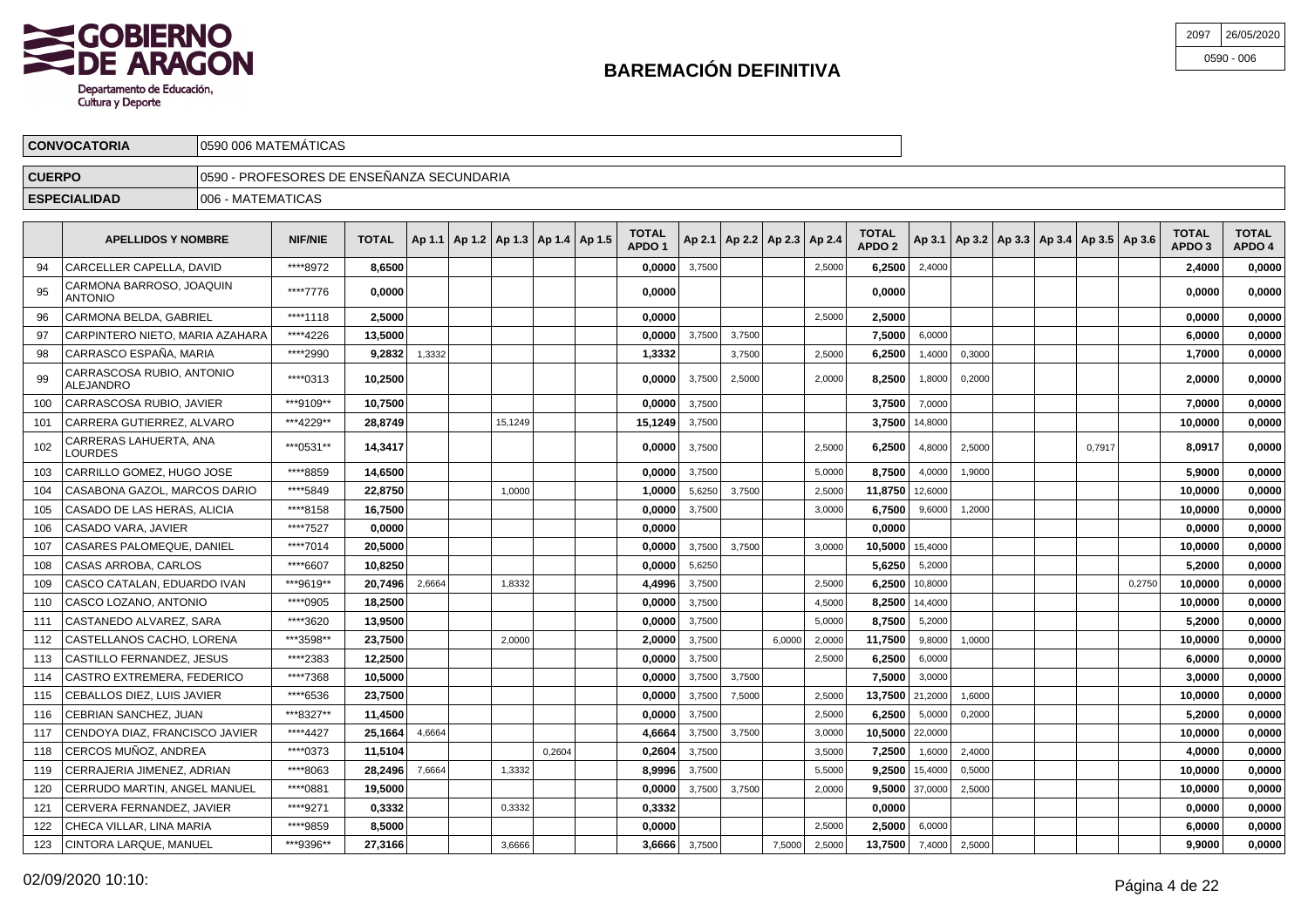# BAREMACIÓN DEFINITIVA

Gobierno de Aragón — Departamento de Educación, Cultura y Deporte

2097 | 26/05/2020
0590 - 006

| CONVOCATORIA | 0590 006 MATEMÁTICAS |
|---|---|
| CUERPO | 0590 - PROFESORES DE ENSEÑANZA SECUNDARIA |
| ESPECIALIDAD | 006 - MATEMATICAS |

| | APELLIDOS Y NOMBRE | NIF/NIE | TOTAL | Ap 1.1 | Ap 1.2 | Ap 1.3 | Ap 1.4 | Ap 1.5 | TOTAL APDO 1 | Ap 2.1 | Ap 2.2 | Ap 2.3 | Ap 2.4 | TOTAL APDO 2 | Ap 3.1 | Ap 3.2 | Ap 3.3 | Ap 3.4 | Ap 3.5 | Ap 3.6 | TOTAL APDO 3 | TOTAL APDO 4 |
|---|---|---|---|---|---|---|---|---|---|---|---|---|---|---|---|---|---|---|---|---|---|---|
| 94 | CARCELLER CAPELLA, DAVID | ****8972 | 8,6500 | | | | | | 0,0000 | 3,7500 | | | 2,5000 | 6,2500 | 2,4000 | | | | | | 2,4000 | 0,0000 |
| 95 | CARMONA BARROSO, JOAQUIN ANTONIO | ****7776 | 0,0000 | | | | | | 0,0000 | | | | | 0,0000 | | | | | | | 0,0000 | 0,0000 |
| 96 | CARMONA BELDA, GABRIEL | ****1118 | 2,5000 | | | | | | 0,0000 | | | | 2,5000 | 2,5000 | | | | | | | 0,0000 | 0,0000 |
| 97 | CARPINTERO NIETO, MARIA AZAHARA | ****4226 | 13,5000 | | | | | | 0,0000 | 3,7500 | 3,7500 | | | 7,5000 | 6,0000 | | | | | | 6,0000 | 0,0000 |
| 98 | CARRASCO ESPAÑA, MARIA | ****2990 | 9,2832 | 1,3332 | | | | | 1,3332 | | 3,7500 | | 2,5000 | 6,2500 | 1,4000 | 0,3000 | | | | | 1,7000 | 0,0000 |
| 99 | CARRASCOSA RUBIO, ANTONIO ALEJANDRO | ****0313 | 10,2500 | | | | | | 0,0000 | 3,7500 | 2,5000 | | 2,0000 | 8,2500 | 1,8000 | 0,2000 | | | | | 2,0000 | 0,0000 |
| 100 | CARRASCOSA RUBIO, JAVIER | ***9109** | 10,7500 | | | | | | 0,0000 | 3,7500 | | | | 3,7500 | 7,0000 | | | | | | 7,0000 | 0,0000 |
| 101 | CARRERA GUTIERREZ, ALVARO | ***4229** | 28,8749 | | | 15,1249 | | | 15,1249 | 3,7500 | | | | 3,7500 | 14,8000 | | | | | | 10,0000 | 0,0000 |
| 102 | CARRERAS LAHUERTA, ANA LOURDES | ***0531** | 14,3417 | | | | | | 0,0000 | 3,7500 | | | 2,5000 | 6,2500 | 4,8000 | 2,5000 | | | 0,7917 | | 8,0917 | 0,0000 |
| 103 | CARRILLO GOMEZ, HUGO JOSE | ****8859 | 14,6500 | | | | | | 0,0000 | 3,7500 | | | 5,0000 | 8,7500 | 4,0000 | 1,9000 | | | | | 5,9000 | 0,0000 |
| 104 | CASABONA GAZOL, MARCOS DARIO | ****5849 | 22,8750 | | | 1,0000 | | | 1,0000 | 5,6250 | 3,7500 | | 2,5000 | 11,8750 | 12,6000 | | | | | | 10,0000 | 0,0000 |
| 105 | CASADO DE LAS HERAS, ALICIA | ****8158 | 16,7500 | | | | | | 0,0000 | 3,7500 | | | 3,0000 | 6,7500 | 9,6000 | 1,2000 | | | | | 10,0000 | 0,0000 |
| 106 | CASADO VARA, JAVIER | ****7527 | 0,0000 | | | | | | 0,0000 | | | | | 0,0000 | | | | | | | 0,0000 | 0,0000 |
| 107 | CASARES PALOMEQUE, DANIEL | ****7014 | 20,5000 | | | | | | 0,0000 | 3,7500 | 3,7500 | | 3,0000 | 10,5000 | 15,4000 | | | | | | 10,0000 | 0,0000 |
| 108 | CASAS ARROBA, CARLOS | ****6607 | 10,8250 | | | | | | 0,0000 | 5,6250 | | | | 5,6250 | 5,2000 | | | | | | 5,2000 | 0,0000 |
| 109 | CASCO CATALAN, EDUARDO IVAN | ***9619** | 20,7496 | 2,6664 | | 1,8332 | | | 4,4996 | 3,7500 | | | 2,5000 | 6,2500 | 10,8000 | | | | | 0,2750 | 10,0000 | 0,0000 |
| 110 | CASCO LOZANO, ANTONIO | ****0905 | 18,2500 | | | | | | 0,0000 | 3,7500 | | | 4,5000 | 8,2500 | 14,4000 | | | | | | 10,0000 | 0,0000 |
| 111 | CASTANEDO ALVAREZ, SARA | ****3620 | 13,9500 | | | | | | 0,0000 | 3,7500 | | | 5,0000 | 8,7500 | 5,2000 | | | | | | 5,2000 | 0,0000 |
| 112 | CASTELLANOS CACHO, LORENA | ***3598** | 23,7500 | | | 2,0000 | | | 2,0000 | 3,7500 | | 6,0000 | 2,0000 | 11,7500 | 9,8000 | 1,0000 | | | | | 10,0000 | 0,0000 |
| 113 | CASTILLO FERNANDEZ, JESUS | ****2383 | 12,2500 | | | | | | 0,0000 | 3,7500 | | | 2,5000 | 6,2500 | 6,0000 | | | | | | 6,0000 | 0,0000 |
| 114 | CASTRO EXTREMERA, FEDERICO | ****7368 | 10,5000 | | | | | | 0,0000 | 3,7500 | 3,7500 | | | 7,5000 | 3,0000 | | | | | | 3,0000 | 0,0000 |
| 115 | CEBALLOS DIEZ, LUIS JAVIER | ****6536 | 23,7500 | | | | | | 0,0000 | 3,7500 | 7,5000 | | 2,5000 | 13,7500 | 21,2000 | 1,6000 | | | | | 10,0000 | 0,0000 |
| 116 | CEBRIAN SANCHEZ, JUAN | ***8327** | 11,4500 | | | | | | 0,0000 | 3,7500 | | | 2,5000 | 6,2500 | 5,0000 | 0,2000 | | | | | 5,2000 | 0,0000 |
| 117 | CENDOYA DIAZ, FRANCISCO JAVIER | ****4427 | 25,1664 | 4,6664 | | | | | 4,6664 | 3,7500 | 3,7500 | | 3,0000 | 10,5000 | 22,0000 | | | | | | 10,0000 | 0,0000 |
| 118 | CERCOS MUÑOZ, ANDREA | ****0373 | 11,5104 | | | | 0,2604 | | 0,2604 | 3,7500 | | | 3,5000 | 7,2500 | 1,6000 | 2,4000 | | | | | 4,0000 | 0,0000 |
| 119 | CERRAJERIA JIMENEZ, ADRIAN | ****8063 | 28,2496 | 7,6664 | | 1,3332 | | | 8,9996 | 3,7500 | | | 5,5000 | 9,2500 | 15,4000 | 0,5000 | | | | | 10,0000 | 0,0000 |
| 120 | CERRUDO MARTIN, ANGEL MANUEL | ****0881 | 19,5000 | | | | | | 0,0000 | 3,7500 | 3,7500 | | 2,0000 | 9,5000 | 37,0000 | 2,5000 | | | | | 10,0000 | 0,0000 |
| 121 | CERVERA FERNANDEZ, JAVIER | ****9271 | 0,3332 | | | 0,3332 | | | 0,3332 | | | | | 0,0000 | | | | | | | 0,0000 | 0,0000 |
| 122 | CHECA VILLAR, LINA MARIA | ****9859 | 8,5000 | | | | | | 0,0000 | | | | 2,5000 | 2,5000 | 6,0000 | | | | | | 6,0000 | 0,0000 |
| 123 | CINTORA LARQUE, MANUEL | ***9396** | 27,3166 | | | 3,6666 | | | 3,6666 | 3,7500 | | 7,5000 | 2,5000 | 13,7500 | 7,4000 | 2,5000 | | | | | 9,9000 | 0,0000 |

02/09/2020 10:10: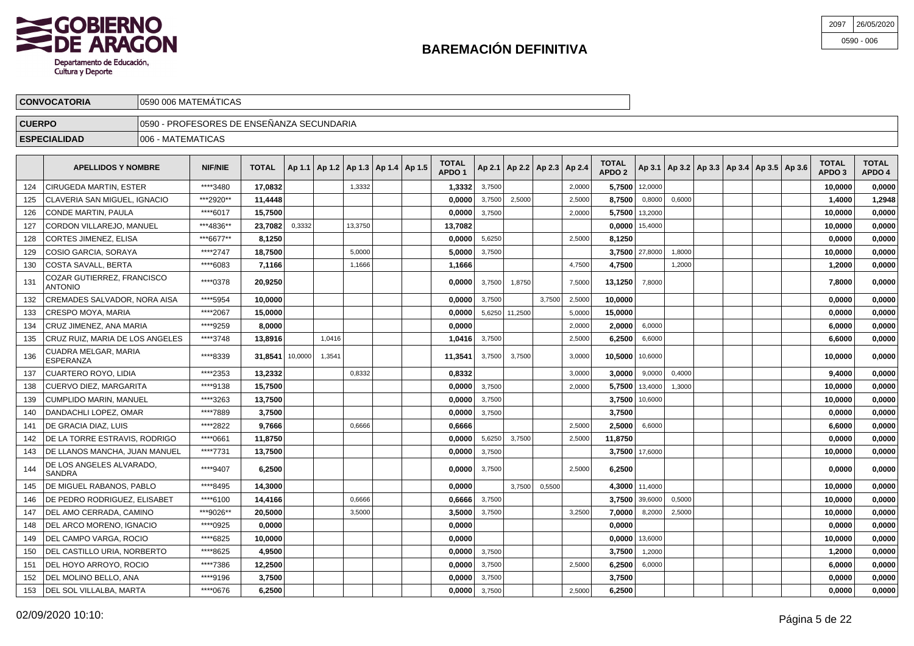# BAREMACIÓN DEFINITIVA

GOBIERNO DE ARAGON
Departamento de Educación, Cultura y Deporte

2097 | 26/05/2020
0590 - 006

| | |
|---|---|
| **CONVOCATORIA** | 0590 006 MATEMÁTICAS |
| **CUERPO** | 0590 - PROFESORES DE ENSEÑANZA SECUNDARIA |
| **ESPECIALIDAD** | 006 - MATEMATICAS |

| | APELLIDOS Y NOMBRE | NIF/NIE | TOTAL | Ap 1.1 | Ap 1.2 | Ap 1.3 | Ap 1.4 | Ap 1.5 | TOTAL APDO 1 | Ap 2.1 | Ap 2.2 | Ap 2.3 | Ap 2.4 | TOTAL APDO 2 | Ap 3.1 | Ap 3.2 | Ap 3.3 | Ap 3.4 | Ap 3.5 | Ap 3.6 | TOTAL APDO 3 | TOTAL APDO 4 |
|---|---|---|---|---|---|---|---|---|---|---|---|---|---|---|---|---|---|---|---|---|---|---|
| 124 | CIRUGEDA MARTIN, ESTER | ****3480 | **17,0832** | | | 1,3332 | | | **1,3332** | 3,7500 | | | 2,0000 | **5,7500** | 12,0000 | | | | | | **10,0000** | **0,0000** |
| 125 | CLAVERIA SAN MIGUEL, IGNACIO | ***2920** | **11,4448** | | | | | | **0,0000** | 3,7500 | 2,5000 | | 2,5000 | **8,7500** | 0,8000 | 0,6000 | | | | | **1,4000** | **1,2948** |
| 126 | CONDE MARTIN, PAULA | ****6017 | **15,7500** | | | | | | **0,0000** | 3,7500 | | | 2,0000 | **5,7500** | 13,2000 | | | | | | **10,0000** | **0,0000** |
| 127 | CORDON VILLAREJO, MANUEL | ***4836** | **23,7082** | 0,3332 | | 13,3750 | | | **13,7082** | | | | | **0,0000** | 15,4000 | | | | | | **10,0000** | **0,0000** |
| 128 | CORTES JIMENEZ, ELISA | ***6677** | **8,1250** | | | | | | **0,0000** | 5,6250 | | | 2,5000 | **8,1250** | | | | | | | **0,0000** | **0,0000** |
| 129 | COSIO GARCIA, SORAYA | ****2747 | **18,7500** | | | 5,0000 | | | **5,0000** | 3,7500 | | | | **3,7500** | 27,8000 | 1,8000 | | | | | **10,0000** | **0,0000** |
| 130 | COSTA SAVALL, BERTA | ****6083 | **7,1166** | | | 1,1666 | | | **1,1666** | | | | 4,7500 | **4,7500** | | 1,2000 | | | | | **1,2000** | **0,0000** |
| 131 | COZAR GUTIERREZ, FRANCISCO ANTONIO | ****0378 | **20,9250** | | | | | | **0,0000** | 3,7500 | 1,8750 | | 7,5000 | **13,1250** | 7,8000 | | | | | | **7,8000** | **0,0000** |
| 132 | CREMADES SALVADOR, NORA AISA | ****5954 | **10,0000** | | | | | | **0,0000** | 3,7500 | | 3,7500 | 2,5000 | **10,0000** | | | | | | | **0,0000** | **0,0000** |
| 133 | CRESPO MOYA, MARIA | ****2067 | **15,0000** | | | | | | **0,0000** | 5,6250 | 11,2500 | | 5,0000 | **15,0000** | | | | | | | **0,0000** | **0,0000** |
| 134 | CRUZ JIMENEZ, ANA MARIA | ****9259 | **8,0000** | | | | | | **0,0000** | | | | 2,0000 | **2,0000** | 6,0000 | | | | | | **6,0000** | **0,0000** |
| 135 | CRUZ RUIZ, MARIA DE LOS ANGELES | ****3748 | **13,8916** | | 1,0416 | | | | **1,0416** | 3,7500 | | | 2,5000 | **6,2500** | 6,6000 | | | | | | **6,6000** | **0,0000** |
| 136 | CUADRA MELGAR, MARIA ESPERANZA | ****8339 | **31,8541** | 10,0000 | 1,3541 | | | | **11,3541** | 3,7500 | 3,7500 | | 3,0000 | **10,5000** | 10,6000 | | | | | | **10,0000** | **0,0000** |
| 137 | CUARTERO ROYO, LIDIA | ****2353 | **13,2332** | | | 0,8332 | | | **0,8332** | | | | 3,0000 | **3,0000** | 9,0000 | 0,4000 | | | | | **9,4000** | **0,0000** |
| 138 | CUERVO DIEZ, MARGARITA | ****9138 | **15,7500** | | | | | | **0,0000** | 3,7500 | | | 2,0000 | **5,7500** | 13,4000 | 1,3000 | | | | | **10,0000** | **0,0000** |
| 139 | CUMPLIDO MARIN, MANUEL | ****3263 | **13,7500** | | | | | | **0,0000** | 3,7500 | | | | **3,7500** | 10,6000 | | | | | | **10,0000** | **0,0000** |
| 140 | DANDACHLI LOPEZ, OMAR | ****7889 | **3,7500** | | | | | | **0,0000** | 3,7500 | | | | **3,7500** | | | | | | | **0,0000** | **0,0000** |
| 141 | DE GRACIA DIAZ, LUIS | ****2822 | **9,7666** | | | 0,6666 | | | **0,6666** | | | | 2,5000 | **2,5000** | 6,6000 | | | | | | **6,6000** | **0,0000** |
| 142 | DE LA TORRE ESTRAVIS, RODRIGO | ****0661 | **11,8750** | | | | | | **0,0000** | 5,6250 | 3,7500 | | 2,5000 | **11,8750** | | | | | | | **0,0000** | **0,0000** |
| 143 | DE LLANOS MANCHA, JUAN MANUEL | ****7731 | **13,7500** | | | | | | **0,0000** | 3,7500 | | | | **3,7500** | 17,6000 | | | | | | **10,0000** | **0,0000** |
| 144 | DE LOS ANGELES ALVARADO, SANDRA | ****9407 | **6,2500** | | | | | | **0,0000** | 3,7500 | | | 2,5000 | **6,2500** | | | | | | | **0,0000** | **0,0000** |
| 145 | DE MIGUEL RABANOS, PABLO | ****8495 | **14,3000** | | | | | | **0,0000** | | 3,7500 | 0,5500 | | **4,3000** | 11,4000 | | | | | | **10,0000** | **0,0000** |
| 146 | DE PEDRO RODRIGUEZ, ELISABET | ****6100 | **14,4166** | | | 0,6666 | | | **0,6666** | 3,7500 | | | | **3,7500** | 39,6000 | 0,5000 | | | | | **10,0000** | **0,0000** |
| 147 | DEL AMO CERRADA, CAMINO | ***9026** | **20,5000** | | | 3,5000 | | | **3,5000** | 3,7500 | | | 3,2500 | **7,0000** | 8,2000 | 2,5000 | | | | | **10,0000** | **0,0000** |
| 148 | DEL ARCO MORENO, IGNACIO | ****0925 | **0,0000** | | | | | | **0,0000** | | | | | **0,0000** | | | | | | | **0,0000** | **0,0000** |
| 149 | DEL CAMPO VARGA, ROCIO | ****6825 | **10,0000** | | | | | | **0,0000** | | | | | **0,0000** | 13,6000 | | | | | | **10,0000** | **0,0000** |
| 150 | DEL CASTILLO URIA, NORBERTO | ****8625 | **4,9500** | | | | | | **0,0000** | 3,7500 | | | | **3,7500** | 1,2000 | | | | | | **1,2000** | **0,0000** |
| 151 | DEL HOYO ARROYO, ROCIO | ****7386 | **12,2500** | | | | | | **0,0000** | 3,7500 | | | 2,5000 | **6,2500** | 6,0000 | | | | | | **6,0000** | **0,0000** |
| 152 | DEL MOLINO BELLO, ANA | ****9196 | **3,7500** | | | | | | **0,0000** | 3,7500 | | | | **3,7500** | | | | | | | **0,0000** | **0,0000** |
| 153 | DEL SOL VILLALBA, MARTA | ****0676 | **6,2500** | | | | | | **0,0000** | 3,7500 | | | 2,5000 | **6,2500** | | | | | | | **0,0000** | **0,0000** |

02/09/2020 10:10: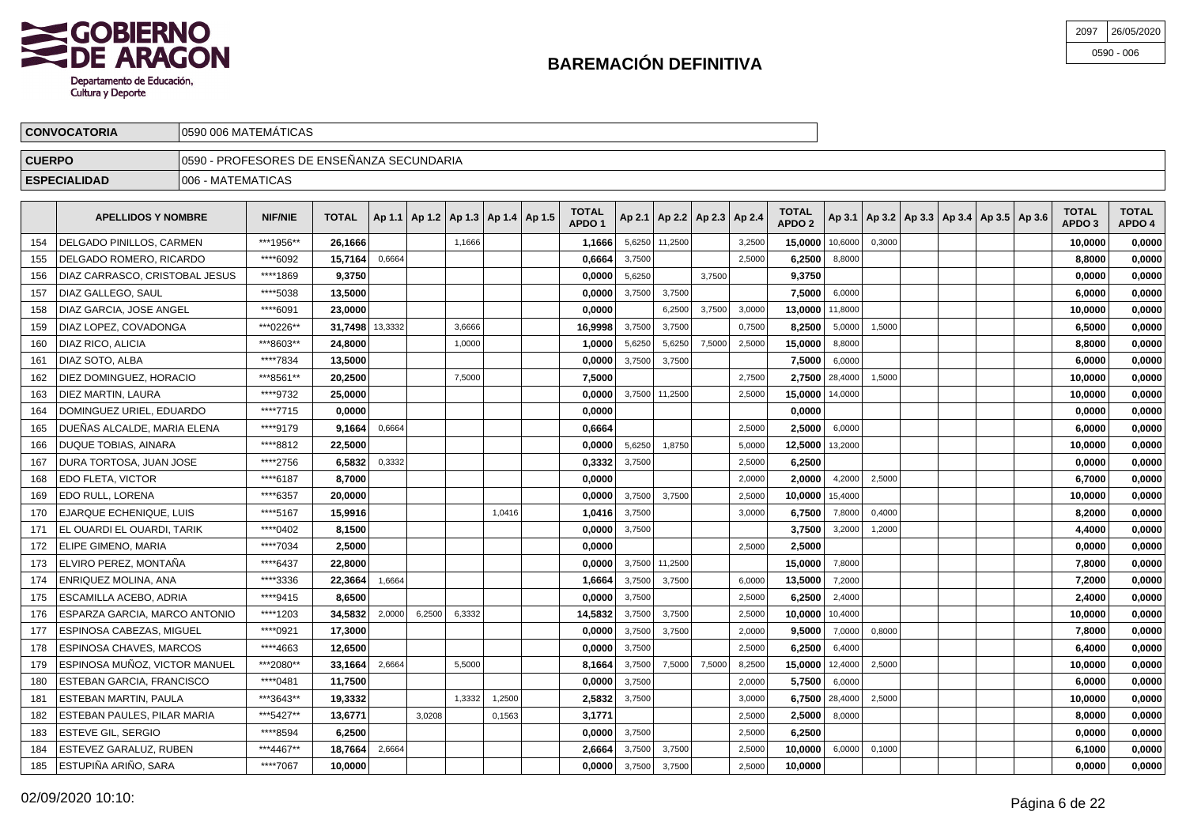# BAREMACIÓN DEFINITIVA

GOBIERNO DE ARAGON
Departamento de Educación, Cultura y Deporte

| 2097 | 26/05/2020 |
|---|---|
| 0590 - 006 | |

| CONVOCATORIA | 0590 006 MATEMÁTICAS |
|---|---|
| CUERPO | 0590 - PROFESORES DE ENSEÑANZA SECUNDARIA |
| ESPECIALIDAD | 006 - MATEMATICAS |

| | APELLIDOS Y NOMBRE | NIF/NIE | TOTAL | Ap 1.1 | Ap 1.2 | Ap 1.3 | Ap 1.4 | Ap 1.5 | TOTAL APDO 1 | Ap 2.1 | Ap 2.2 | Ap 2.3 | Ap 2.4 | TOTAL APDO 2 | Ap 3.1 | Ap 3.2 | Ap 3.3 | Ap 3.4 | Ap 3.5 | Ap 3.6 | TOTAL APDO 3 | TOTAL APDO 4 |
|---|---|---|---|---|---|---|---|---|---|---|---|---|---|---|---|---|---|---|---|---|---|---|
| 154 | DELGADO PINILLOS, CARMEN | ***1956** | 26,1666 | | | 1,1666 | | | 1,1666 | 5,6250 | 11,2500 | | 3,2500 | 15,0000 | 10,6000 | 0,3000 | | | | | 10,0000 | 0,0000 |
| 155 | DELGADO ROMERO, RICARDO | ****6092 | 15,7164 | 0,6664 | | | | | 0,6664 | 3,7500 | | | 2,5000 | 6,2500 | 8,8000 | | | | | | 8,8000 | 0,0000 |
| 156 | DIAZ CARRASCO, CRISTOBAL JESUS | ****1869 | 9,3750 | | | | | | 0,0000 | 5,6250 | | 3,7500 | | 9,3750 | | | | | | | 0,0000 | 0,0000 |
| 157 | DIAZ GALLEGO, SAUL | ****5038 | 13,5000 | | | | | | 0,0000 | 3,7500 | 3,7500 | | | 7,5000 | 6,0000 | | | | | | 6,0000 | 0,0000 |
| 158 | DIAZ GARCIA, JOSE ANGEL | ****6091 | 23,0000 | | | | | | 0,0000 | | 6,2500 | 3,7500 | 3,0000 | 13,0000 | 11,8000 | | | | | | 10,0000 | 0,0000 |
| 159 | DIAZ LOPEZ, COVADONGA | ***0226** | 31,7498 | 13,3332 | | 3,6666 | | | 16,9998 | 3,7500 | 3,7500 | | 0,7500 | 8,2500 | 5,0000 | 1,5000 | | | | | 6,5000 | 0,0000 |
| 160 | DIAZ RICO, ALICIA | ***8603** | 24,8000 | | | 1,0000 | | | 1,0000 | 5,6250 | 5,6250 | 7,5000 | 2,5000 | 15,0000 | 8,8000 | | | | | | 8,8000 | 0,0000 |
| 161 | DIAZ SOTO, ALBA | ****7834 | 13,5000 | | | | | | 0,0000 | 3,7500 | 3,7500 | | | 7,5000 | 6,0000 | | | | | | 6,0000 | 0,0000 |
| 162 | DIEZ DOMINGUEZ, HORACIO | ***8561** | 20,2500 | | | 7,5000 | | | 7,5000 | | | | 2,7500 | 2,7500 | 28,4000 | 1,5000 | | | | | 10,0000 | 0,0000 |
| 163 | DIEZ MARTIN, LAURA | ****9732 | 25,0000 | | | | | | 0,0000 | 3,7500 | 11,2500 | | 2,5000 | 15,0000 | 14,0000 | | | | | | 10,0000 | 0,0000 |
| 164 | DOMINGUEZ URIEL, EDUARDO | ****7715 | 0,0000 | | | | | | 0,0000 | | | | | 0,0000 | | | | | | | 0,0000 | 0,0000 |
| 165 | DUEÑAS ALCALDE, MARIA ELENA | ****9179 | 9,1664 | 0,6664 | | | | | 0,6664 | | | | 2,5000 | 2,5000 | 6,0000 | | | | | | 6,0000 | 0,0000 |
| 166 | DUQUE TOBIAS, AINARA | ****8812 | 22,5000 | | | | | | 0,0000 | 5,6250 | 1,8750 | | 5,0000 | 12,5000 | 13,2000 | | | | | | 10,0000 | 0,0000 |
| 167 | DURA TORTOSA, JUAN JOSE | ****2756 | 6,5832 | 0,3332 | | | | | 0,3332 | 3,7500 | | | 2,5000 | 6,2500 | | | | | | | 0,0000 | 0,0000 |
| 168 | EDO FLETA, VICTOR | ****6187 | 8,7000 | | | | | | 0,0000 | | | | 2,0000 | 2,0000 | 4,2000 | 2,5000 | | | | | 6,7000 | 0,0000 |
| 169 | EDO RULL, LORENA | ****6357 | 20,0000 | | | | | | 0,0000 | 3,7500 | 3,7500 | | 2,5000 | 10,0000 | 15,4000 | | | | | | 10,0000 | 0,0000 |
| 170 | EJARQUE ECHENIQUE, LUIS | ****5167 | 15,9916 | | | | 1,0416 | | 1,0416 | 3,7500 | | | 3,0000 | 6,7500 | 7,8000 | 0,4000 | | | | | 8,2000 | 0,0000 |
| 171 | EL OUARDI EL OUARDI, TARIK | ****0402 | 8,1500 | | | | | | 0,0000 | 3,7500 | | | | 3,7500 | 3,2000 | 1,2000 | | | | | 4,4000 | 0,0000 |
| 172 | ELIPE GIMENO, MARIA | ****7034 | 2,5000 | | | | | | 0,0000 | | | | 2,5000 | 2,5000 | | | | | | | 0,0000 | 0,0000 |
| 173 | ELVIRO PEREZ, MONTAÑA | ****6437 | 22,8000 | | | | | | 0,0000 | 3,7500 | 11,2500 | | | 15,0000 | 7,8000 | | | | | | 7,8000 | 0,0000 |
| 174 | ENRIQUEZ MOLINA, ANA | ****3336 | 22,3664 | 1,6664 | | | | | 1,6664 | 3,7500 | 3,7500 | | 6,0000 | 13,5000 | 7,2000 | | | | | | 7,2000 | 0,0000 |
| 175 | ESCAMILLA ACEBO, ADRIA | ****9415 | 8,6500 | | | | | | 0,0000 | 3,7500 | | | 2,5000 | 6,2500 | 2,4000 | | | | | | 2,4000 | 0,0000 |
| 176 | ESPARZA GARCIA, MARCO ANTONIO | ****1203 | 34,5832 | 2,0000 | 6,2500 | 6,3332 | | | 14,5832 | 3,7500 | 3,7500 | | 2,5000 | 10,0000 | 10,4000 | | | | | | 10,0000 | 0,0000 |
| 177 | ESPINOSA CABEZAS, MIGUEL | ****0921 | 17,3000 | | | | | | 0,0000 | 3,7500 | 3,7500 | | 2,0000 | 9,5000 | 7,0000 | 0,8000 | | | | | 7,8000 | 0,0000 |
| 178 | ESPINOSA CHAVES, MARCOS | ****4663 | 12,6500 | | | | | | 0,0000 | 3,7500 | | | 2,5000 | 6,2500 | 6,4000 | | | | | | 6,4000 | 0,0000 |
| 179 | ESPINOSA MUÑOZ, VICTOR MANUEL | ***2080** | 33,1664 | 2,6664 | | 5,5000 | | | 8,1664 | 3,7500 | 7,5000 | 7,5000 | 8,2500 | 15,0000 | 12,4000 | 2,5000 | | | | | 10,0000 | 0,0000 |
| 180 | ESTEBAN GARCIA, FRANCISCO | ****0481 | 11,7500 | | | | | | 0,0000 | 3,7500 | | | 2,0000 | 5,7500 | 6,0000 | | | | | | 6,0000 | 0,0000 |
| 181 | ESTEBAN MARTIN, PAULA | ***3643** | 19,3332 | | | 1,3332 | 1,2500 | | 2,5832 | 3,7500 | | | 3,0000 | 6,7500 | 28,4000 | 2,5000 | | | | | 10,0000 | 0,0000 |
| 182 | ESTEBAN PAULES, PILAR MARIA | ***5427** | 13,6771 | | 3,0208 | | 0,1563 | | 3,1771 | | | | 2,5000 | 2,5000 | 8,0000 | | | | | | 8,0000 | 0,0000 |
| 183 | ESTEVE GIL, SERGIO | ****8594 | 6,2500 | | | | | | 0,0000 | 3,7500 | | | 2,5000 | 6,2500 | | | | | | | 0,0000 | 0,0000 |
| 184 | ESTEVEZ GARALUZ, RUBEN | ***4467** | 18,7664 | 2,6664 | | | | | 2,6664 | 3,7500 | 3,7500 | | 2,5000 | 10,0000 | 6,0000 | 0,1000 | | | | | 6,1000 | 0,0000 |
| 185 | ESTUPIÑA ARIÑO, SARA | ****7067 | 10,0000 | | | | | | 0,0000 | 3,7500 | 3,7500 | | 2,5000 | 10,0000 | | | | | | | 0,0000 | 0,0000 |

02/09/2020 10:10: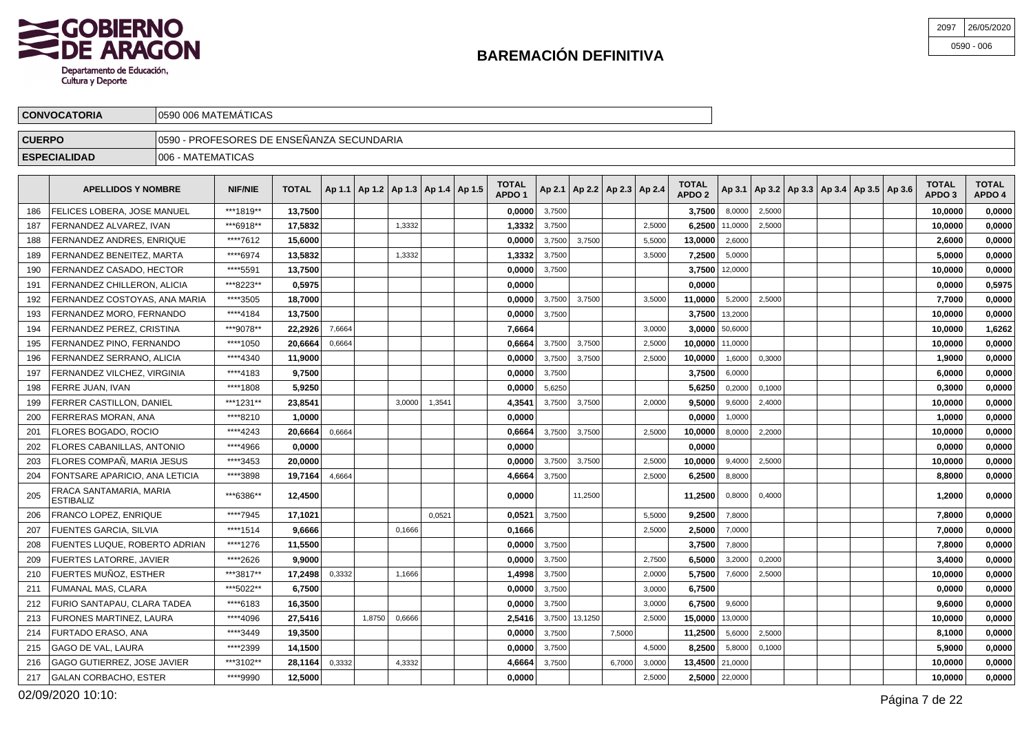# BAREMACIÓN DEFINITIVA

GOBIERNO DE ARAGON
Departamento de Educación, Cultura y Deporte

| 2097 | 26/05/2020 |
|---|---|
| 0590 - 006 | |

| CONVOCATORIA | 0590 006 MATEMÁTICAS |
|---|---|
| CUERPO | 0590 - PROFESORES DE ENSEÑANZA SECUNDARIA |
| ESPECIALIDAD | 006 - MATEMATICAS |

| | APELLIDOS Y NOMBRE | NIF/NIE | TOTAL | Ap 1.1 | Ap 1.2 | Ap 1.3 | Ap 1.4 | Ap 1.5 | TOTAL APDO 1 | Ap 2.1 | Ap 2.2 | Ap 2.3 | Ap 2.4 | TOTAL APDO 2 | Ap 3.1 | Ap 3.2 | Ap 3.3 | Ap 3.4 | Ap 3.5 | Ap 3.6 | TOTAL APDO 3 | TOTAL APDO 4 |
|---|---|---|---|---|---|---|---|---|---|---|---|---|---|---|---|---|---|---|---|---|---|---|
| 186 | FELICES LOBERA, JOSE MANUEL | ***1819** | 13,7500 | | | | | | 0,0000 | 3,7500 | | | | 3,7500 | 8,0000 | 2,5000 | | | | | 10,0000 | 0,0000 |
| 187 | FERNANDEZ ALVAREZ, IVAN | ***6918** | 17,5832 | | | 1,3332 | | | 1,3332 | 3,7500 | | | 2,5000 | 6,2500 | 11,0000 | 2,5000 | | | | | 10,0000 | 0,0000 |
| 188 | FERNANDEZ ANDRES, ENRIQUE | ****7612 | 15,6000 | | | | | | 0,0000 | 3,7500 | 3,7500 | | 5,5000 | 13,0000 | 2,6000 | | | | | | 2,6000 | 0,0000 |
| 189 | FERNANDEZ BENEITEZ, MARTA | ****6974 | 13,5832 | | | 1,3332 | | | 1,3332 | 3,7500 | | | 3,5000 | 7,2500 | 5,0000 | | | | | | 5,0000 | 0,0000 |
| 190 | FERNANDEZ CASADO, HECTOR | ****5591 | 13,7500 | | | | | | 0,0000 | 3,7500 | | | | 3,7500 | 12,0000 | | | | | | 10,0000 | 0,0000 |
| 191 | FERNANDEZ CHILLERON, ALICIA | ***8223** | 0,5975 | | | | | | 0,0000 | | | | | 0,0000 | | | | | | | 0,0000 | 0,5975 |
| 192 | FERNANDEZ COSTOYAS, ANA MARIA | ****3505 | 18,7000 | | | | | | 0,0000 | 3,7500 | 3,7500 | | 3,5000 | 11,0000 | 5,2000 | 2,5000 | | | | | 7,7000 | 0,0000 |
| 193 | FERNANDEZ MORO, FERNANDO | ****4184 | 13,7500 | | | | | | 0,0000 | 3,7500 | | | | 3,7500 | 13,2000 | | | | | | 10,0000 | 0,0000 |
| 194 | FERNANDEZ PEREZ, CRISTINA | ***9078** | 22,2926 | 7,6664 | | | | | 7,6664 | | | | 3,0000 | 3,0000 | 50,6000 | | | | | | 10,0000 | 1,6262 |
| 195 | FERNANDEZ PINO, FERNANDO | ****1050 | 20,6664 | 0,6664 | | | | | 0,6664 | 3,7500 | 3,7500 | | 2,5000 | 10,0000 | 11,0000 | | | | | | 10,0000 | 0,0000 |
| 196 | FERNANDEZ SERRANO, ALICIA | ****4340 | 11,9000 | | | | | | 0,0000 | 3,7500 | 3,7500 | | 2,5000 | 10,0000 | 1,6000 | 0,3000 | | | | | 1,9000 | 0,0000 |
| 197 | FERNANDEZ VILCHEZ, VIRGINIA | ****4183 | 9,7500 | | | | | | 0,0000 | 3,7500 | | | | 3,7500 | 6,0000 | | | | | | 6,0000 | 0,0000 |
| 198 | FERRE JUAN, IVAN | ****1808 | 5,9250 | | | | | | 0,0000 | 5,6250 | | | | 5,6250 | 0,2000 | 0,1000 | | | | | 0,3000 | 0,0000 |
| 199 | FERRER CASTILLON, DANIEL | ***1231** | 23,8541 | | | 3,0000 | 1,3541 | | 4,3541 | 3,7500 | 3,7500 | | 2,0000 | 9,5000 | 9,6000 | 2,4000 | | | | | 10,0000 | 0,0000 |
| 200 | FERRERAS MORAN, ANA | ****8210 | 1,0000 | | | | | | 0,0000 | | | | | 0,0000 | 1,0000 | | | | | | 1,0000 | 0,0000 |
| 201 | FLORES BOGADO, ROCIO | ****4243 | 20,6664 | 0,6664 | | | | | 0,6664 | 3,7500 | 3,7500 | | 2,5000 | 10,0000 | 8,0000 | 2,2000 | | | | | 10,0000 | 0,0000 |
| 202 | FLORES CABANILLAS, ANTONIO | ****4966 | 0,0000 | | | | | | 0,0000 | | | | | 0,0000 | | | | | | | 0,0000 | 0,0000 |
| 203 | FLORES COMPAÑ, MARIA JESUS | ****3453 | 20,0000 | | | | | | 0,0000 | 3,7500 | 3,7500 | | 2,5000 | 10,0000 | 9,4000 | 2,5000 | | | | | 10,0000 | 0,0000 |
| 204 | FONTSARE APARICIO, ANA LETICIA | ****3898 | 19,7164 | 4,6664 | | | | | 4,6664 | 3,7500 | | | 2,5000 | 6,2500 | 8,8000 | | | | | | 8,8000 | 0,0000 |
| 205 | FRACA SANTAMARIA, MARIA ESTIBALIZ | ***6386** | 12,4500 | | | | | | 0,0000 | | 11,2500 | | | 11,2500 | 0,8000 | 0,4000 | | | | | 1,2000 | 0,0000 |
| 206 | FRANCO LOPEZ, ENRIQUE | ****7945 | 17,1021 | | | | 0,0521 | | 0,0521 | 3,7500 | | | 5,5000 | 9,2500 | 7,8000 | | | | | | 7,8000 | 0,0000 |
| 207 | FUENTES GARCIA, SILVIA | ****1514 | 9,6666 | | | 0,1666 | | | 0,1666 | | | | 2,5000 | 2,5000 | 7,0000 | | | | | | 7,0000 | 0,0000 |
| 208 | FUENTES LUQUE, ROBERTO ADRIAN | ****1276 | 11,5500 | | | | | | 0,0000 | 3,7500 | | | | 3,7500 | 7,8000 | | | | | | 7,8000 | 0,0000 |
| 209 | FUERTES LATORRE, JAVIER | ****2626 | 9,9000 | | | | | | 0,0000 | 3,7500 | | | 2,7500 | 6,5000 | 3,2000 | 0,2000 | | | | | 3,4000 | 0,0000 |
| 210 | FUERTES MUÑOZ, ESTHER | ***3817** | 17,2498 | 0,3332 | | 1,1666 | | | 1,4998 | 3,7500 | | | 2,0000 | 5,7500 | 7,6000 | 2,5000 | | | | | 10,0000 | 0,0000 |
| 211 | FUMANAL MAS, CLARA | ***5022** | 6,7500 | | | | | | 0,0000 | 3,7500 | | | 3,0000 | 6,7500 | | | | | | | 0,0000 | 0,0000 |
| 212 | FURIO SANTAPAU, CLARA TADEA | ****6183 | 16,3500 | | | | | | 0,0000 | 3,7500 | | | 3,0000 | 6,7500 | 9,6000 | | | | | | 9,6000 | 0,0000 |
| 213 | FURONES MARTINEZ, LAURA | ****4096 | 27,5416 | | 1,8750 | 0,6666 | | | 2,5416 | 3,7500 | 13,1250 | | 2,5000 | 15,0000 | 13,0000 | | | | | | 10,0000 | 0,0000 |
| 214 | FURTADO ERASO, ANA | ****3449 | 19,3500 | | | | | | 0,0000 | 3,7500 | | 7,5000 | | 11,2500 | 5,6000 | 2,5000 | | | | | 8,1000 | 0,0000 |
| 215 | GAGO DE VAL, LAURA | ****2399 | 14,1500 | | | | | | 0,0000 | 3,7500 | | | 4,5000 | 8,2500 | 5,8000 | 0,1000 | | | | | 5,9000 | 0,0000 |
| 216 | GAGO GUTIERREZ, JOSE JAVIER | ***3102** | 28,1164 | 0,3332 | | 4,3332 | | | 4,6664 | 3,7500 | | 6,7000 | 3,0000 | 13,4500 | 21,0000 | | | | | | 10,0000 | 0,0000 |
| 217 | GALAN CORBACHO, ESTER | ****9990 | 12,5000 | | | | | | 0,0000 | | | | 2,5000 | 2,5000 | 22,0000 | | | | | | 10,0000 | 0,0000 |

02/09/2020 10:10: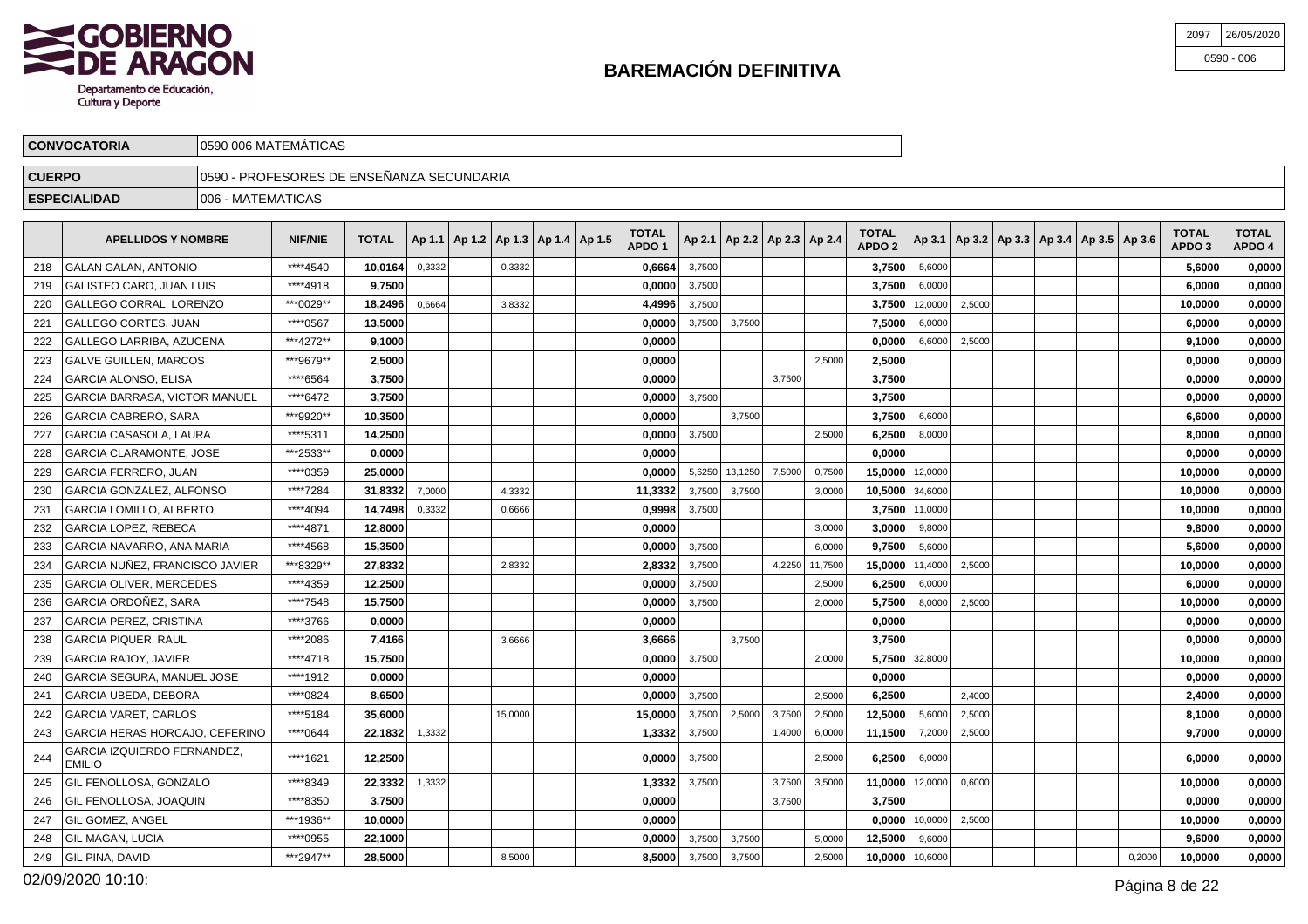# BAREMACIÓN DEFINITIVA

Departamento de Educación, Cultura y Deporte

| 2097 | 26/05/2020 |
|---|---|
| 0590 - 006 | |

| CONVOCATORIA | 0590 006 MATEMÁTICAS |
|---|---|
| CUERPO | 0590 - PROFESORES DE ENSEÑANZA SECUNDARIA |
| ESPECIALIDAD | 006 - MATEMATICAS |

| | APELLIDOS Y NOMBRE | NIF/NIE | TOTAL | Ap 1.1 | Ap 1.2 | Ap 1.3 | Ap 1.4 | Ap 1.5 | TOTAL APDO 1 | Ap 2.1 | Ap 2.2 | Ap 2.3 | Ap 2.4 | TOTAL APDO 2 | Ap 3.1 | Ap 3.2 | Ap 3.3 | Ap 3.4 | Ap 3.5 | Ap 3.6 | TOTAL APDO 3 | TOTAL APDO 4 |
|---|---|---|---|---|---|---|---|---|---|---|---|---|---|---|---|---|---|---|---|---|---|---|
| 218 | GALAN GALAN, ANTONIO | ****4540 | 10,0164 | 0,3332 | | 0,3332 | | | 0,6664 | 3,7500 | | | | 3,7500 | 5,6000 | | | | | | 5,6000 | 0,0000 |
| 219 | GALISTEO CARO, JUAN LUIS | ****4918 | 9,7500 | | | | | | 0,0000 | 3,7500 | | | | 3,7500 | 6,0000 | | | | | | 6,0000 | 0,0000 |
| 220 | GALLEGO CORRAL, LORENZO | ***0029** | 18,2496 | 0,6664 | | 3,8332 | | | 4,4996 | 3,7500 | | | | 3,7500 | 12,0000 | 2,5000 | | | | | 10,0000 | 0,0000 |
| 221 | GALLEGO CORTES, JUAN | ****0567 | 13,5000 | | | | | | 0,0000 | 3,7500 | 3,7500 | | | 7,5000 | 6,0000 | | | | | | 6,0000 | 0,0000 |
| 222 | GALLEGO LARRIBA, AZUCENA | ***4272** | 9,1000 | | | | | | 0,0000 | | | | | 0,0000 | 6,6000 | 2,5000 | | | | | 9,1000 | 0,0000 |
| 223 | GALVE GUILLEN, MARCOS | ***9679** | 2,5000 | | | | | | 0,0000 | | | | 2,5000 | 2,5000 | | | | | | | 0,0000 | 0,0000 |
| 224 | GARCIA ALONSO, ELISA | ****6564 | 3,7500 | | | | | | 0,0000 | | | 3,7500 | | 3,7500 | | | | | | | 0,0000 | 0,0000 |
| 225 | GARCIA BARRASA, VICTOR MANUEL | ****6472 | 3,7500 | | | | | | 0,0000 | 3,7500 | | | | 3,7500 | | | | | | | 0,0000 | 0,0000 |
| 226 | GARCIA CABRERO, SARA | ***9920** | 10,3500 | | | | | | 0,0000 | | 3,7500 | | | 3,7500 | 6,6000 | | | | | | 6,6000 | 0,0000 |
| 227 | GARCIA CASASOLA, LAURA | ****5311 | 14,2500 | | | | | | 0,0000 | 3,7500 | | | 2,5000 | 6,2500 | 8,0000 | | | | | | 8,0000 | 0,0000 |
| 228 | GARCIA CLARAMONTE, JOSE | ***2533** | 0,0000 | | | | | | 0,0000 | | | | | 0,0000 | | | | | | | 0,0000 | 0,0000 |
| 229 | GARCIA FERRERO, JUAN | ****0359 | 25,0000 | | | | | | 0,0000 | 5,6250 | 13,1250 | 7,5000 | 0,7500 | 15,0000 | 12,0000 | | | | | | 10,0000 | 0,0000 |
| 230 | GARCIA GONZALEZ, ALFONSO | ****7284 | 31,8332 | 7,0000 | | 4,3332 | | | 11,3332 | 3,7500 | 3,7500 | | 3,0000 | 10,5000 | 34,6000 | | | | | | 10,0000 | 0,0000 |
| 231 | GARCIA LOMILLO, ALBERTO | ****4094 | 14,7498 | 0,3332 | | 0,6666 | | | 0,9998 | 3,7500 | | | | 3,7500 | 11,0000 | | | | | | 10,0000 | 0,0000 |
| 232 | GARCIA LOPEZ, REBECA | ****4871 | 12,8000 | | | | | | 0,0000 | | | | 3,0000 | 3,0000 | 9,8000 | | | | | | 9,8000 | 0,0000 |
| 233 | GARCIA NAVARRO, ANA MARIA | ****4568 | 15,3500 | | | | | | 0,0000 | 3,7500 | | | 6,0000 | 9,7500 | 5,6000 | | | | | | 5,6000 | 0,0000 |
| 234 | GARCIA NUÑEZ, FRANCISCO JAVIER | ***8329** | 27,8332 | | | 2,8332 | | | 2,8332 | 3,7500 | | 4,2250 | 11,7500 | 15,0000 | 11,4000 | 2,5000 | | | | | 10,0000 | 0,0000 |
| 235 | GARCIA OLIVER, MERCEDES | ****4359 | 12,2500 | | | | | | 0,0000 | 3,7500 | | | 2,5000 | 6,2500 | 6,0000 | | | | | | 6,0000 | 0,0000 |
| 236 | GARCIA ORDOÑEZ, SARA | ****7548 | 15,7500 | | | | | | 0,0000 | 3,7500 | | | 2,0000 | 5,7500 | 8,0000 | 2,5000 | | | | | 10,0000 | 0,0000 |
| 237 | GARCIA PEREZ, CRISTINA | ****3766 | 0,0000 | | | | | | 0,0000 | | | | | 0,0000 | | | | | | | 0,0000 | 0,0000 |
| 238 | GARCIA PIQUER, RAUL | ****2086 | 7,4166 | | | 3,6666 | | | 3,6666 | | 3,7500 | | | 3,7500 | | | | | | | 0,0000 | 0,0000 |
| 239 | GARCIA RAJOY, JAVIER | ****4718 | 15,7500 | | | | | | 0,0000 | 3,7500 | | | 2,0000 | 5,7500 | 32,8000 | | | | | | 10,0000 | 0,0000 |
| 240 | GARCIA SEGURA, MANUEL JOSE | ****1912 | 0,0000 | | | | | | 0,0000 | | | | | 0,0000 | | | | | | | 0,0000 | 0,0000 |
| 241 | GARCIA UBEDA, DEBORA | ****0824 | 8,6500 | | | | | | 0,0000 | 3,7500 | | | 2,5000 | 6,2500 | | 2,4000 | | | | | 2,4000 | 0,0000 |
| 242 | GARCIA VARET, CARLOS | ****5184 | 35,6000 | | | 15,0000 | | | 15,0000 | 3,7500 | 2,5000 | 3,7500 | 2,5000 | 12,5000 | 5,6000 | 2,5000 | | | | | 8,1000 | 0,0000 |
| 243 | GARCIA HERAS HORCAJO, CEFERINO | ****0644 | 22,1832 | 1,3332 | | | | | 1,3332 | 3,7500 | | 1,4000 | 6,0000 | 11,1500 | 7,2000 | 2,5000 | | | | | 9,7000 | 0,0000 |
| 244 | GARCIA IZQUIERDO FERNANDEZ, EMILIO | ****1621 | 12,2500 | | | | | | 0,0000 | 3,7500 | | | 2,5000 | 6,2500 | 6,0000 | | | | | | 6,0000 | 0,0000 |
| 245 | GIL FENOLLOSA, GONZALO | ****8349 | 22,3332 | 1,3332 | | | | | 1,3332 | 3,7500 | | 3,7500 | 3,5000 | 11,0000 | 12,0000 | 0,6000 | | | | | 10,0000 | 0,0000 |
| 246 | GIL FENOLLOSA, JOAQUIN | ****8350 | 3,7500 | | | | | | 0,0000 | | | 3,7500 | | 3,7500 | | | | | | | 0,0000 | 0,0000 |
| 247 | GIL GOMEZ, ANGEL | ***1936** | 10,0000 | | | | | | 0,0000 | | | | | 0,0000 | 10,0000 | 2,5000 | | | | | 10,0000 | 0,0000 |
| 248 | GIL MAGAN, LUCIA | ****0955 | 22,1000 | | | | | | 0,0000 | 3,7500 | 3,7500 | | 5,0000 | 12,5000 | 9,6000 | | | | | | 9,6000 | 0,0000 |
| 249 | GIL PINA, DAVID | ***2947** | 28,5000 | | | 8,5000 | | | 8,5000 | 3,7500 | 3,7500 | | 2,5000 | 10,0000 | 10,6000 | | | | | 0,2000 | 10,0000 | 0,0000 |

02/09/2020 10:10: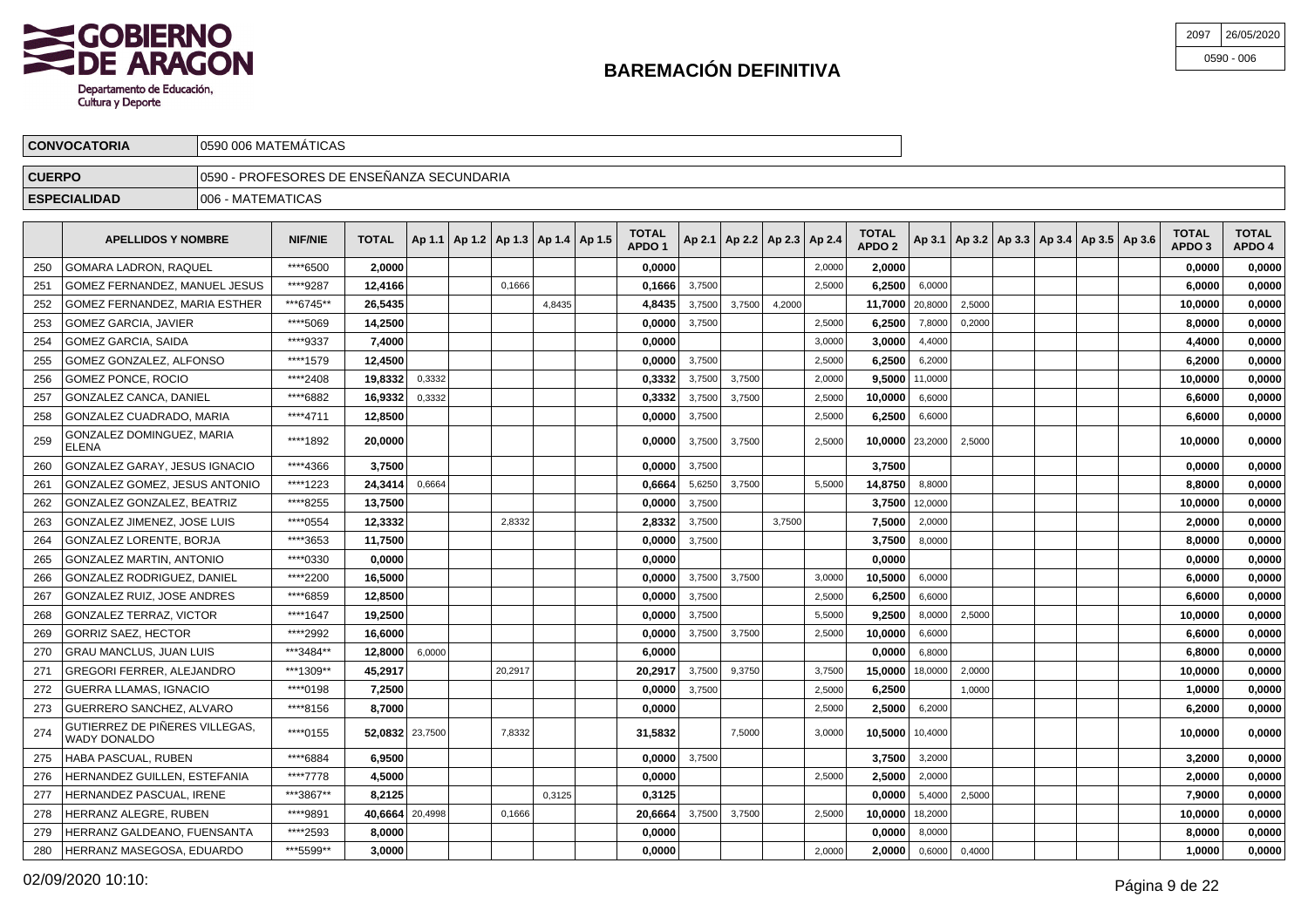# BAREMACIÓN DEFINITIVA

| 2097 | 26/05/2020 |
|---|---|
| 0590 - 006 | |

| CONVOCATORIA | 0590 006 MATEMÁTICAS |
|---|---|
| CUERPO | 0590 - PROFESORES DE ENSEÑANZA SECUNDARIA |
| ESPECIALIDAD | 006 - MATEMATICAS |

| | APELLIDOS Y NOMBRE | NIF/NIE | TOTAL | Ap 1.1 | Ap 1.2 | Ap 1.3 | Ap 1.4 | Ap 1.5 | TOTAL APDO 1 | Ap 2.1 | Ap 2.2 | Ap 2.3 | Ap 2.4 | TOTAL APDO 2 | Ap 3.1 | Ap 3.2 | Ap 3.3 | Ap 3.4 | Ap 3.5 | Ap 3.6 | TOTAL APDO 3 | TOTAL APDO 4 |
|---|---|---|---|---|---|---|---|---|---|---|---|---|---|---|---|---|---|---|---|---|---|---|
| 250 | GOMARA LADRON, RAQUEL | ****6500 | **2,0000** | | | | | | **0,0000** | | | | 2,0000 | **2,0000** | | | | | | | **0,0000** | **0,0000** |
| 251 | GOMEZ FERNANDEZ, MANUEL JESUS | ****9287 | **12,4166** | | | 0,1666 | | | **0,1666** | 3,7500 | | | 2,5000 | **6,2500** | 6,0000 | | | | | | **6,0000** | **0,0000** |
| 252 | GOMEZ FERNANDEZ, MARIA ESTHER | ***6745** | **26,5435** | | | | 4,8435 | | **4,8435** | 3,7500 | 3,7500 | 4,2000 | | **11,7000** | 20,8000 | 2,5000 | | | | | **10,0000** | **0,0000** |
| 253 | GOMEZ GARCIA, JAVIER | ****5069 | **14,2500** | | | | | | **0,0000** | 3,7500 | | | 2,5000 | **6,2500** | 7,8000 | 0,2000 | | | | | **8,0000** | **0,0000** |
| 254 | GOMEZ GARCIA, SAIDA | ****9337 | **7,4000** | | | | | | **0,0000** | | | | 3,0000 | **3,0000** | 4,4000 | | | | | | **4,4000** | **0,0000** |
| 255 | GOMEZ GONZALEZ, ALFONSO | ****1579 | **12,4500** | | | | | | **0,0000** | 3,7500 | | | 2,5000 | **6,2500** | 6,2000 | | | | | | **6,2000** | **0,0000** |
| 256 | GOMEZ PONCE, ROCIO | ****2408 | **19,8332** | 0,3332 | | | | | **0,3332** | 3,7500 | 3,7500 | | 2,0000 | **9,5000** | 11,0000 | | | | | | **10,0000** | **0,0000** |
| 257 | GONZALEZ CANCA, DANIEL | ****6882 | **16,9332** | 0,3332 | | | | | **0,3332** | 3,7500 | 3,7500 | | 2,5000 | **10,0000** | 6,6000 | | | | | | **6,6000** | **0,0000** |
| 258 | GONZALEZ CUADRADO, MARIA | ****4711 | **12,8500** | | | | | | **0,0000** | 3,7500 | | | 2,5000 | **6,2500** | 6,6000 | | | | | | **6,6000** | **0,0000** |
| 259 | GONZALEZ DOMINGUEZ, MARIA ELENA | ****1892 | **20,0000** | | | | | | **0,0000** | 3,7500 | 3,7500 | | 2,5000 | **10,0000** | 23,2000 | 2,5000 | | | | | **10,0000** | **0,0000** |
| 260 | GONZALEZ GARAY, JESUS IGNACIO | ****4366 | **3,7500** | | | | | | **0,0000** | 3,7500 | | | | **3,7500** | | | | | | | **0,0000** | **0,0000** |
| 261 | GONZALEZ GOMEZ, JESUS ANTONIO | ****1223 | **24,3414** | 0,6664 | | | | | **0,6664** | 5,6250 | 3,7500 | | 5,5000 | **14,8750** | 8,8000 | | | | | | **8,8000** | **0,0000** |
| 262 | GONZALEZ GONZALEZ, BEATRIZ | ****8255 | **13,7500** | | | | | | **0,0000** | 3,7500 | | | | **3,7500** | 12,0000 | | | | | | **10,0000** | **0,0000** |
| 263 | GONZALEZ JIMENEZ, JOSE LUIS | ****0554 | **12,3332** | | | 2,8332 | | | **2,8332** | 3,7500 | | 3,7500 | | **7,5000** | 2,0000 | | | | | | **2,0000** | **0,0000** |
| 264 | GONZALEZ LORENTE, BORJA | ****3653 | **11,7500** | | | | | | **0,0000** | 3,7500 | | | | **3,7500** | 8,0000 | | | | | | **8,0000** | **0,0000** |
| 265 | GONZALEZ MARTIN, ANTONIO | ****0330 | **0,0000** | | | | | | **0,0000** | | | | | **0,0000** | | | | | | | **0,0000** | **0,0000** |
| 266 | GONZALEZ RODRIGUEZ, DANIEL | ****2200 | **16,5000** | | | | | | **0,0000** | 3,7500 | 3,7500 | | 3,0000 | **10,5000** | 6,0000 | | | | | | **6,0000** | **0,0000** |
| 267 | GONZALEZ RUIZ, JOSE ANDRES | ****6859 | **12,8500** | | | | | | **0,0000** | 3,7500 | | | 2,5000 | **6,2500** | 6,6000 | | | | | | **6,6000** | **0,0000** |
| 268 | GONZALEZ TERRAZ, VICTOR | ****1647 | **19,2500** | | | | | | **0,0000** | 3,7500 | | | 5,5000 | **9,2500** | 8,0000 | 2,5000 | | | | | **10,0000** | **0,0000** |
| 269 | GORRIZ SAEZ, HECTOR | ****2992 | **16,6000** | | | | | | **0,0000** | 3,7500 | 3,7500 | | 2,5000 | **10,0000** | 6,6000 | | | | | | **6,6000** | **0,0000** |
| 270 | GRAU MANCLUS, JUAN LUIS | ***3484** | **12,8000** | 6,0000 | | | | | **6,0000** | | | | | **0,0000** | 6,8000 | | | | | | **6,8000** | **0,0000** |
| 271 | GREGORI FERRER, ALEJANDRO | ***1309** | **45,2917** | | | 20,2917 | | | **20,2917** | 3,7500 | 9,3750 | | 3,7500 | **15,0000** | 18,0000 | 2,0000 | | | | | **10,0000** | **0,0000** |
| 272 | GUERRA LLAMAS, IGNACIO | ****0198 | **7,2500** | | | | | | **0,0000** | 3,7500 | | | 2,5000 | **6,2500** | | 1,0000 | | | | | **1,0000** | **0,0000** |
| 273 | GUERRERO SANCHEZ, ALVARO | ****8156 | **8,7000** | | | | | | **0,0000** | | | | 2,5000 | **2,5000** | 6,2000 | | | | | | **6,2000** | **0,0000** |
| 274 | GUTIERREZ DE PIÑERES VILLEGAS, WADY DONALDO | ****0155 | **52,0832** | 23,7500 | | 7,8332 | | | **31,5832** | | 7,5000 | | 3,0000 | **10,5000** | 10,4000 | | | | | | **10,0000** | **0,0000** |
| 275 | HABA PASCUAL, RUBEN | ****6884 | **6,9500** | | | | | | **0,0000** | 3,7500 | | | | **3,7500** | 3,2000 | | | | | | **3,2000** | **0,0000** |
| 276 | HERNANDEZ GUILLEN, ESTEFANIA | ****7778 | **4,5000** | | | | | | **0,0000** | | | | 2,5000 | **2,5000** | 2,0000 | | | | | | **2,0000** | **0,0000** |
| 277 | HERNANDEZ PASCUAL, IRENE | ***3867** | **8,2125** | | | | 0,3125 | | **0,3125** | | | | | **0,0000** | 5,4000 | 2,5000 | | | | | **7,9000** | **0,0000** |
| 278 | HERRANZ ALEGRE, RUBEN | ****9891 | **40,6664** | 20,4998 | | 0,1666 | | | **20,6664** | 3,7500 | 3,7500 | | 2,5000 | **10,0000** | 18,2000 | | | | | | **10,0000** | **0,0000** |
| 279 | HERRANZ GALDEANO, FUENSANTA | ****2593 | **8,0000** | | | | | | **0,0000** | | | | | **0,0000** | 8,0000 | | | | | | **8,0000** | **0,0000** |
| 280 | HERRANZ MASEGOSA, EDUARDO | ***5599** | **3,0000** | | | | | | **0,0000** | | | | 2,0000 | **2,0000** | 0,6000 | 0,4000 | | | | | **1,0000** | **0,0000** |

02/09/2020 10:10: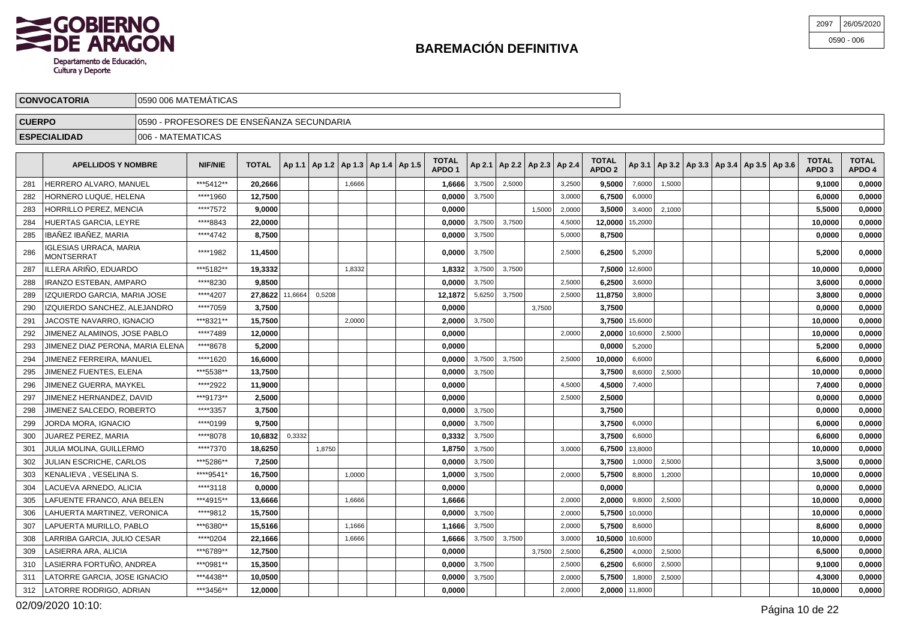# BAREMACIÓN DEFINITIVA

| 2097 | 26/05/2020 |
|---|---|
| 0590 - 006 | |

| CONVOCATORIA | 0590 006 MATEMÁTICAS |
|---|---|
| CUERPO | 0590 - PROFESORES DE ENSEÑANZA SECUNDARIA |
| ESPECIALIDAD | 006 - MATEMATICAS |

| | APELLIDOS Y NOMBRE | NIF/NIE | TOTAL | Ap 1.1 | Ap 1.2 | Ap 1.3 | Ap 1.4 | Ap 1.5 | TOTAL APDO 1 | Ap 2.1 | Ap 2.2 | Ap 2.3 | Ap 2.4 | TOTAL APDO 2 | Ap 3.1 | Ap 3.2 | Ap 3.3 | Ap 3.4 | Ap 3.5 | Ap 3.6 | TOTAL APDO 3 | TOTAL APDO 4 |
|---|---|---|---|---|---|---|---|---|---|---|---|---|---|---|---|---|---|---|---|---|---|---|
| 281 | HERRERO ALVARO, MANUEL | ***5412** | 20,2666 | | | 1,6666 | | | 1,6666 | 3,7500 | 2,5000 | | 3,2500 | 9,5000 | 7,6000 | 1,5000 | | | | | 9,1000 | 0,0000 |
| 282 | HORNERO LUQUE, HELENA | ****1960 | 12,7500 | | | | | | 0,0000 | 3,7500 | | | 3,0000 | 6,7500 | 6,0000 | | | | | | 6,0000 | 0,0000 |
| 283 | HORRILLO PEREZ, MENCIA | ****7572 | 9,0000 | | | | | | 0,0000 | | | 1,5000 | 2,0000 | 3,5000 | 3,4000 | 2,1000 | | | | | 5,5000 | 0,0000 |
| 284 | HUERTAS GARCIA, LEYRE | ****8843 | 22,0000 | | | | | | 0,0000 | 3,7500 | 3,7500 | | 4,5000 | 12,0000 | 15,2000 | | | | | | 10,0000 | 0,0000 |
| 285 | IBAÑEZ IBAÑEZ, MARIA | ****4742 | 8,7500 | | | | | | 0,0000 | 3,7500 | | | 5,0000 | 8,7500 | | | | | | | 0,0000 | 0,0000 |
| 286 | IGLESIAS URRACA, MARIA MONTSERRAT | ****1982 | 11,4500 | | | | | | 0,0000 | 3,7500 | | | 2,5000 | 6,2500 | 5,2000 | | | | | | 5,2000 | 0,0000 |
| 287 | ILLERA ARIÑO, EDUARDO | ***5182** | 19,3332 | | | 1,8332 | | | 1,8332 | 3,7500 | 3,7500 | | | 7,5000 | 12,6000 | | | | | | 10,0000 | 0,0000 |
| 288 | IRANZO ESTEBAN, AMPARO | ****8230 | 9,8500 | | | | | | 0,0000 | 3,7500 | | | 2,5000 | 6,2500 | 3,6000 | | | | | | 3,6000 | 0,0000 |
| 289 | IZQUIERDO GARCIA, MARIA JOSE | ****4207 | 27,8622 | 11,6664 | 0,5208 | | | | 12,1872 | 5,6250 | 3,7500 | | 2,5000 | 11,8750 | 3,8000 | | | | | | 3,8000 | 0,0000 |
| 290 | IZQUIERDO SANCHEZ, ALEJANDRO | ****7059 | 3,7500 | | | | | | 0,0000 | | | 3,7500 | | 3,7500 | | | | | | | 0,0000 | 0,0000 |
| 291 | JACOSTE NAVARRO, IGNACIO | ***8321** | 15,7500 | | | 2,0000 | | | 2,0000 | 3,7500 | | | | 3,7500 | 15,6000 | | | | | | 10,0000 | 0,0000 |
| 292 | JIMENEZ ALAMINOS, JOSE PABLO | ****7489 | 12,0000 | | | | | | 0,0000 | | | | 2,0000 | 2,0000 | 10,6000 | 2,5000 | | | | | 10,0000 | 0,0000 |
| 293 | JIMENEZ DIAZ PERONA, MARIA ELENA | ****8678 | 5,2000 | | | | | | 0,0000 | | | | | 0,0000 | 5,2000 | | | | | | 5,2000 | 0,0000 |
| 294 | JIMENEZ FERREIRA, MANUEL | ****1620 | 16,6000 | | | | | | 0,0000 | 3,7500 | 3,7500 | | 2,5000 | 10,0000 | 6,6000 | | | | | | 6,6000 | 0,0000 |
| 295 | JIMENEZ FUENTES, ELENA | ***5538** | 13,7500 | | | | | | 0,0000 | 3,7500 | | | | 3,7500 | 8,6000 | 2,5000 | | | | | 10,0000 | 0,0000 |
| 296 | JIMENEZ GUERRA, MAYKEL | ****2922 | 11,9000 | | | | | | 0,0000 | | | | 4,5000 | 4,5000 | 7,4000 | | | | | | 7,4000 | 0,0000 |
| 297 | JIMENEZ HERNANDEZ, DAVID | ***9173** | 2,5000 | | | | | | 0,0000 | | | | 2,5000 | 2,5000 | | | | | | | 0,0000 | 0,0000 |
| 298 | JIMENEZ SALCEDO, ROBERTO | ****3357 | 3,7500 | | | | | | 0,0000 | 3,7500 | | | | 3,7500 | | | | | | | 0,0000 | 0,0000 |
| 299 | JORDA MORA, IGNACIO | ****0199 | 9,7500 | | | | | | 0,0000 | 3,7500 | | | | 3,7500 | 6,0000 | | | | | | 6,0000 | 0,0000 |
| 300 | JUAREZ PEREZ, MARIA | ****8078 | 10,6832 | 0,3332 | | | | | 0,3332 | 3,7500 | | | | 3,7500 | 6,6000 | | | | | | 6,6000 | 0,0000 |
| 301 | JULIA MOLINA, GUILLERMO | ****7370 | 18,6250 | | 1,8750 | | | | 1,8750 | 3,7500 | | | 3,0000 | 6,7500 | 13,8000 | | | | | | 10,0000 | 0,0000 |
| 302 | JULIAN ESCRICHE, CARLOS | ***5286** | 7,2500 | | | | | | 0,0000 | 3,7500 | | | | 3,7500 | 1,0000 | 2,5000 | | | | | 3,5000 | 0,0000 |
| 303 | KENALIEVA , VESELINA S. | ****9541* | 16,7500 | | | 1,0000 | | | 1,0000 | 3,7500 | | | 2,0000 | 5,7500 | 8,8000 | 1,2000 | | | | | 10,0000 | 0,0000 |
| 304 | LACUEVA ARNEDO, ALICIA | ****3118 | 0,0000 | | | | | | 0,0000 | | | | | 0,0000 | | | | | | | 0,0000 | 0,0000 |
| 305 | LAFUENTE FRANCO, ANA BELEN | ***4915** | 13,6666 | | | 1,6666 | | | 1,6666 | | | | 2,0000 | 2,0000 | 9,8000 | 2,5000 | | | | | 10,0000 | 0,0000 |
| 306 | LAHUERTA MARTINEZ, VERONICA | ****9812 | 15,7500 | | | | | | 0,0000 | 3,7500 | | | 2,0000 | 5,7500 | 10,0000 | | | | | | 10,0000 | 0,0000 |
| 307 | LAPUERTA MURILLO, PABLO | ***6380** | 15,5166 | | | 1,1666 | | | 1,1666 | 3,7500 | | | 2,0000 | 5,7500 | 8,6000 | | | | | | 8,6000 | 0,0000 |
| 308 | LARRIBA GARCIA, JULIO CESAR | ****0204 | 22,1666 | | | 1,6666 | | | 1,6666 | 3,7500 | 3,7500 | | 3,0000 | 10,5000 | 10,6000 | | | | | | 10,0000 | 0,0000 |
| 309 | LASIERRA ARA, ALICIA | ***6789** | 12,7500 | | | | | | 0,0000 | | | 3,7500 | 2,5000 | 6,2500 | 4,0000 | 2,5000 | | | | | 6,5000 | 0,0000 |
| 310 | LASIERRA FORTUÑO, ANDREA | ***0981** | 15,3500 | | | | | | 0,0000 | 3,7500 | | | 2,5000 | 6,2500 | 6,6000 | 2,5000 | | | | | 9,1000 | 0,0000 |
| 311 | LATORRE GARCIA, JOSE IGNACIO | ***4438** | 10,0500 | | | | | | 0,0000 | 3,7500 | | | 2,0000 | 5,7500 | 1,8000 | 2,5000 | | | | | 4,3000 | 0,0000 |
| 312 | LATORRE RODRIGO, ADRIAN | ***3456** | 12,0000 | | | | | | 0,0000 | | | | 2,0000 | 2,0000 | 11,8000 | | | | | | 10,0000 | 0,0000 |

02/09/2020 10:10: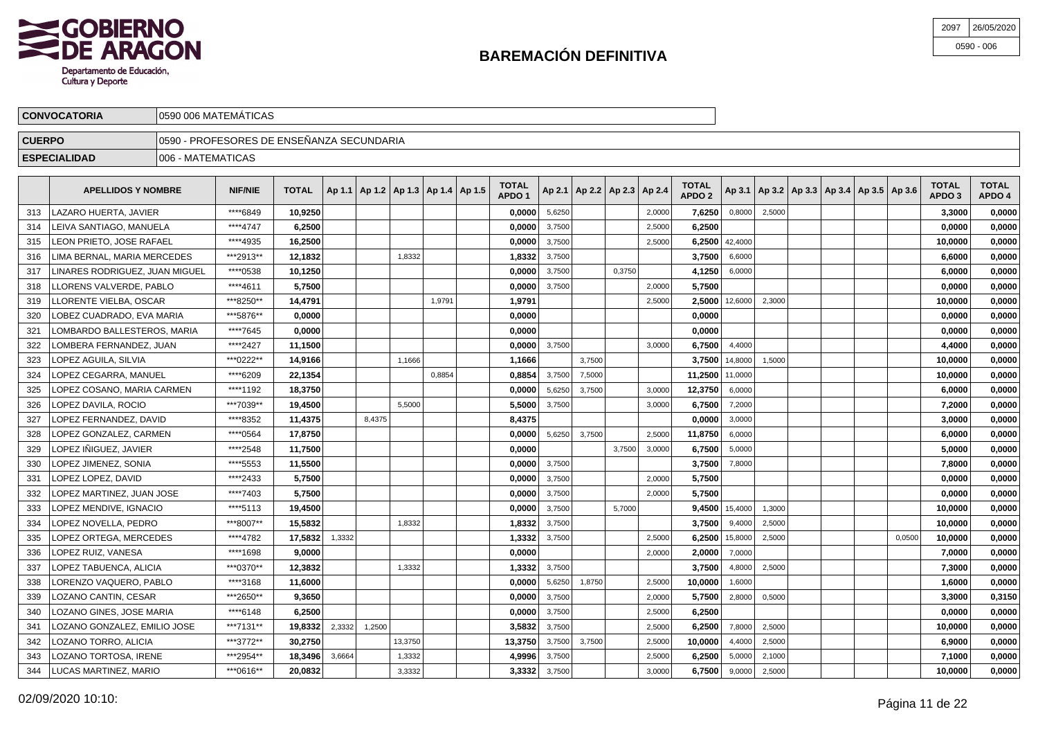# BAREMACIÓN DEFINITIVA

| 2097 | 26/05/2020 |
|---|---|
| 0590 - 006 | |

| CONVOCATORIA | 0590 006 MATEMÁTICAS |
|---|---|
| CUERPO | 0590 - PROFESORES DE ENSEÑANZA SECUNDARIA |
| ESPECIALIDAD | 006 - MATEMATICAS |

| | APELLIDOS Y NOMBRE | NIF/NIE | TOTAL | Ap 1.1 | Ap 1.2 | Ap 1.3 | Ap 1.4 | Ap 1.5 | TOTAL APDO 1 | Ap 2.1 | Ap 2.2 | Ap 2.3 | Ap 2.4 | TOTAL APDO 2 | Ap 3.1 | Ap 3.2 | Ap 3.3 | Ap 3.4 | Ap 3.5 | Ap 3.6 | TOTAL APDO 3 | TOTAL APDO 4 |
|---|---|---|---|---|---|---|---|---|---|---|---|---|---|---|---|---|---|---|---|---|---|---|
| 313 | LAZARO HUERTA, JAVIER | ****6849 | **10,9250** | | | | | | **0,0000** | 5,6250 | | | 2,0000 | **7,6250** | 0,8000 | 2,5000 | | | | | **3,3000** | **0,0000** |
| 314 | LEIVA SANTIAGO, MANUELA | ****4747 | **6,2500** | | | | | | **0,0000** | 3,7500 | | | 2,5000 | **6,2500** | | | | | | | **0,0000** | **0,0000** |
| 315 | LEON PRIETO, JOSE RAFAEL | ****4935 | **16,2500** | | | | | | **0,0000** | 3,7500 | | | 2,5000 | **6,2500** | 42,4000 | | | | | | **10,0000** | **0,0000** |
| 316 | LIMA BERNAL, MARIA MERCEDES | ***2913** | **12,1832** | | | 1,8332 | | | **1,8332** | 3,7500 | | | | **3,7500** | 6,6000 | | | | | | **6,6000** | **0,0000** |
| 317 | LINARES RODRIGUEZ, JUAN MIGUEL | ****0538 | **10,1250** | | | | | | **0,0000** | 3,7500 | | 0,3750 | | **4,1250** | 6,0000 | | | | | | **6,0000** | **0,0000** |
| 318 | LLORENS VALVERDE, PABLO | ****4611 | **5,7500** | | | | | | **0,0000** | 3,7500 | | | 2,0000 | **5,7500** | | | | | | | **0,0000** | **0,0000** |
| 319 | LLORENTE VIELBA, OSCAR | ***8250** | **14,4791** | | | | 1,9791 | | **1,9791** | | | | 2,5000 | **2,5000** | 12,6000 | 2,3000 | | | | | **10,0000** | **0,0000** |
| 320 | LOBEZ CUADRADO, EVA MARIA | ***5876** | **0,0000** | | | | | | **0,0000** | | | | | **0,0000** | | | | | | | **0,0000** | **0,0000** |
| 321 | LOMBARDO BALLESTEROS, MARIA | ****7645 | **0,0000** | | | | | | **0,0000** | | | | | **0,0000** | | | | | | | **0,0000** | **0,0000** |
| 322 | LOMBERA FERNANDEZ, JUAN | ****2427 | **11,1500** | | | | | | **0,0000** | 3,7500 | | | 3,0000 | **6,7500** | 4,4000 | | | | | | **4,4000** | **0,0000** |
| 323 | LOPEZ AGUILA, SILVIA | ***0222** | **14,9166** | | | 1,1666 | | | **1,1666** | | 3,7500 | | | **3,7500** | 14,8000 | 1,5000 | | | | | **10,0000** | **0,0000** |
| 324 | LOPEZ CEGARRA, MANUEL | ****6209 | **22,1354** | | | | 0,8854 | | **0,8854** | 3,7500 | 7,5000 | | | **11,2500** | 11,0000 | | | | | | **10,0000** | **0,0000** |
| 325 | LOPEZ COSANO, MARIA CARMEN | ****1192 | **18,3750** | | | | | | **0,0000** | 5,6250 | 3,7500 | | 3,0000 | **12,3750** | 6,0000 | | | | | | **6,0000** | **0,0000** |
| 326 | LOPEZ DAVILA, ROCIO | ***7039** | **19,4500** | | | 5,5000 | | | **5,5000** | 3,7500 | | | 3,0000 | **6,7500** | 7,2000 | | | | | | **7,2000** | **0,0000** |
| 327 | LOPEZ FERNANDEZ, DAVID | ****8352 | **11,4375** | | 8,4375 | | | | **8,4375** | | | | | **0,0000** | 3,0000 | | | | | | **3,0000** | **0,0000** |
| 328 | LOPEZ GONZALEZ, CARMEN | ****0564 | **17,8750** | | | | | | **0,0000** | 5,6250 | 3,7500 | | 2,5000 | **11,8750** | 6,0000 | | | | | | **6,0000** | **0,0000** |
| 329 | LOPEZ IÑIGUEZ, JAVIER | ****2548 | **11,7500** | | | | | | **0,0000** | | | 3,7500 | 3,0000 | **6,7500** | 5,0000 | | | | | | **5,0000** | **0,0000** |
| 330 | LOPEZ JIMENEZ, SONIA | ****5553 | **11,5500** | | | | | | **0,0000** | 3,7500 | | | | **3,7500** | 7,8000 | | | | | | **7,8000** | **0,0000** |
| 331 | LOPEZ LOPEZ, DAVID | ****2433 | **5,7500** | | | | | | **0,0000** | 3,7500 | | | 2,0000 | **5,7500** | | | | | | | **0,0000** | **0,0000** |
| 332 | LOPEZ MARTINEZ, JUAN JOSE | ****7403 | **5,7500** | | | | | | **0,0000** | 3,7500 | | | 2,0000 | **5,7500** | | | | | | | **0,0000** | **0,0000** |
| 333 | LOPEZ MENDIVE, IGNACIO | ****5113 | **19,4500** | | | | | | **0,0000** | 3,7500 | | 5,7000 | | **9,4500** | 15,4000 | 1,3000 | | | | | **10,0000** | **0,0000** |
| 334 | LOPEZ NOVELLA, PEDRO | ***8007** | **15,5832** | | | 1,8332 | | | **1,8332** | 3,7500 | | | | **3,7500** | 9,4000 | 2,5000 | | | | | **10,0000** | **0,0000** |
| 335 | LOPEZ ORTEGA, MERCEDES | ****4782 | **17,5832** | 1,3332 | | | | | **1,3332** | 3,7500 | | | 2,5000 | **6,2500** | 15,8000 | 2,5000 | | | | 0,0500 | **10,0000** | **0,0000** |
| 336 | LOPEZ RUIZ, VANESA | ****1698 | **9,0000** | | | | | | **0,0000** | | | | 2,0000 | **2,0000** | 7,0000 | | | | | | **7,0000** | **0,0000** |
| 337 | LOPEZ TABUENCA, ALICIA | ***0370** | **12,3832** | | | 1,3332 | | | **1,3332** | 3,7500 | | | | **3,7500** | 4,8000 | 2,5000 | | | | | **7,3000** | **0,0000** |
| 338 | LORENZO VAQUERO, PABLO | ****3168 | **11,6000** | | | | | | **0,0000** | 5,6250 | 1,8750 | | 2,5000 | **10,0000** | 1,6000 | | | | | | **1,6000** | **0,0000** |
| 339 | LOZANO CANTIN, CESAR | ***2650** | **9,3650** | | | | | | **0,0000** | 3,7500 | | | 2,0000 | **5,7500** | 2,8000 | 0,5000 | | | | | **3,3000** | **0,3150** |
| 340 | LOZANO GINES, JOSE MARIA | ****6148 | **6,2500** | | | | | | **0,0000** | 3,7500 | | | 2,5000 | **6,2500** | | | | | | | **0,0000** | **0,0000** |
| 341 | LOZANO GONZALEZ, EMILIO JOSE | ***7131** | **19,8332** | 2,3332 | 1,2500 | | | | **3,5832** | 3,7500 | | | 2,5000 | **6,2500** | 7,8000 | 2,5000 | | | | | **10,0000** | **0,0000** |
| 342 | LOZANO TORRO, ALICIA | ***3772** | **30,2750** | | | 13,3750 | | | **13,3750** | 3,7500 | 3,7500 | | 2,5000 | **10,0000** | 4,4000 | 2,5000 | | | | | **6,9000** | **0,0000** |
| 343 | LOZANO TORTOSA, IRENE | ***2954** | **18,3496** | 3,6664 | | 1,3332 | | | **4,9996** | 3,7500 | | | 2,5000 | **6,2500** | 5,0000 | 2,1000 | | | | | **7,1000** | **0,0000** |
| 344 | LUCAS MARTINEZ, MARIO | ***0616** | **20,0832** | | | 3,3332 | | | **3,3332** | 3,7500 | | | 3,0000 | **6,7500** | 9,0000 | 2,5000 | | | | | **10,0000** | **0,0000** |

02/09/2020 10:10: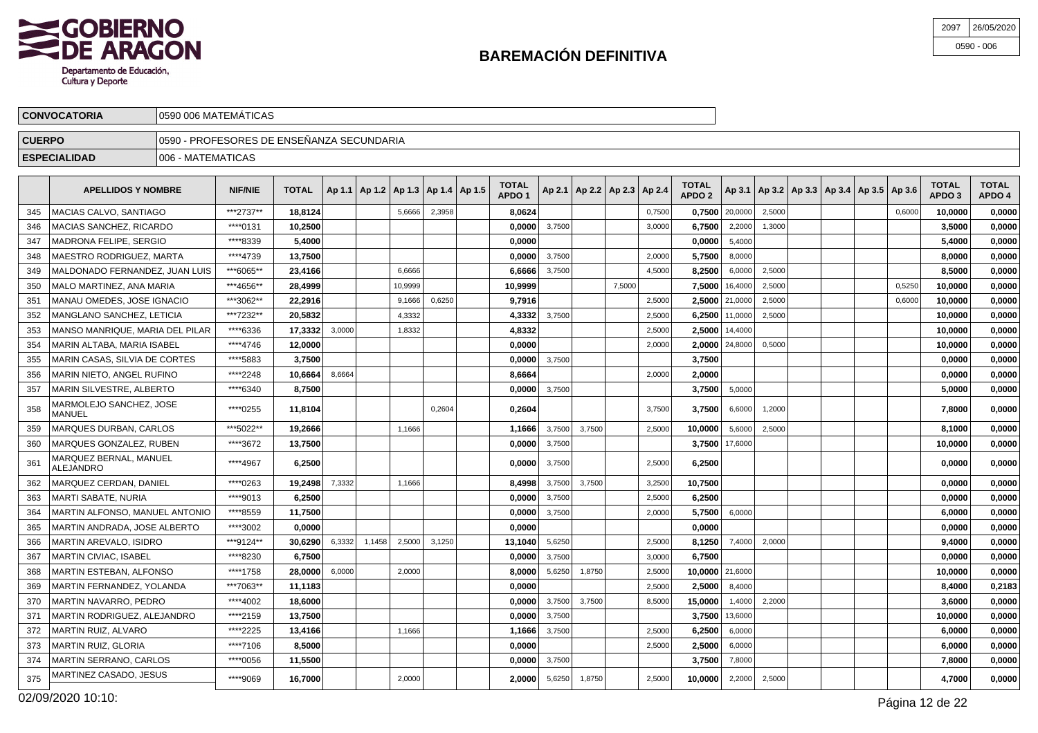# BAREMACIÓN DEFINITIVA

| | |
|---|---|
| 2097 | 26/05/2020 |
| 0590 - 006 | |

| CONVOCATORIA | 0590 006 MATEMÁTICAS |
|---|---|
| CUERPO | 0590 - PROFESORES DE ENSEÑANZA SECUNDARIA |
| ESPECIALIDAD | 006 - MATEMATICAS |

| | APELLIDOS Y NOMBRE | NIF/NIE | TOTAL | Ap 1.1 | Ap 1.2 | Ap 1.3 | Ap 1.4 | Ap 1.5 | TOTAL APDO 1 | Ap 2.1 | Ap 2.2 | Ap 2.3 | Ap 2.4 | TOTAL APDO 2 | Ap 3.1 | Ap 3.2 | Ap 3.3 | Ap 3.4 | Ap 3.5 | Ap 3.6 | TOTAL APDO 3 | TOTAL APDO 4 |
|---|---|---|---|---|---|---|---|---|---|---|---|---|---|---|---|---|---|---|---|---|---|---|
| 345 | MACIAS CALVO, SANTIAGO | ***2737** | 18,8124 | | | 5,6666 | 2,3958 | | 8,0624 | | | | 0,7500 | 0,7500 | 20,0000 | 2,5000 | | | | 0,6000 | 10,0000 | 0,0000 |
| 346 | MACIAS SANCHEZ, RICARDO | ****0131 | 10,2500 | | | | | | 0,0000 | 3,7500 | | | 3,0000 | 6,7500 | 2,2000 | 1,3000 | | | | | 3,5000 | 0,0000 |
| 347 | MADRONA FELIPE, SERGIO | ****8339 | 5,4000 | | | | | | 0,0000 | | | | | 0,0000 | 5,4000 | | | | | | 5,4000 | 0,0000 |
| 348 | MAESTRO RODRIGUEZ, MARTA | ****4739 | 13,7500 | | | | | | 0,0000 | 3,7500 | | | 2,0000 | 5,7500 | 8,0000 | | | | | | 8,0000 | 0,0000 |
| 349 | MALDONADO FERNANDEZ, JUAN LUIS | ***6065** | 23,4166 | | | 6,6666 | | | 6,6666 | 3,7500 | | | 4,5000 | 8,2500 | 6,0000 | 2,5000 | | | | | 8,5000 | 0,0000 |
| 350 | MALO MARTINEZ, ANA MARIA | ***4656** | 28,4999 | | | 10,9999 | | | 10,9999 | | | 7,5000 | | 7,5000 | 16,4000 | 2,5000 | | | | 0,5250 | 10,0000 | 0,0000 |
| 351 | MANAU OMEDES, JOSE IGNACIO | ***3062** | 22,2916 | | | 9,1666 | 0,6250 | | 9,7916 | | | | 2,5000 | 2,5000 | 21,0000 | 2,5000 | | | | 0,6000 | 10,0000 | 0,0000 |
| 352 | MANGLANO SANCHEZ, LETICIA | ***7232** | 20,5832 | | | 4,3332 | | | 4,3332 | 3,7500 | | | 2,5000 | 6,2500 | 11,0000 | 2,5000 | | | | | 10,0000 | 0,0000 |
| 353 | MANSO MANRIQUE, MARIA DEL PILAR | ****6336 | 17,3332 | 3,0000 | | 1,8332 | | | 4,8332 | | | | 2,5000 | 2,5000 | 14,4000 | | | | | | 10,0000 | 0,0000 |
| 354 | MARIN ALTABA, MARIA ISABEL | ****4746 | 12,0000 | | | | | | 0,0000 | | | | 2,0000 | 2,0000 | 24,8000 | 0,5000 | | | | | 10,0000 | 0,0000 |
| 355 | MARIN CASAS, SILVIA DE CORTES | ****5883 | 3,7500 | | | | | | 0,0000 | 3,7500 | | | | 3,7500 | | | | | | | 0,0000 | 0,0000 |
| 356 | MARIN NIETO, ANGEL RUFINO | ****2248 | 10,6664 | 8,6664 | | | | | 8,6664 | | | | 2,0000 | 2,0000 | | | | | | | 0,0000 | 0,0000 |
| 357 | MARIN SILVESTRE, ALBERTO | ****6340 | 8,7500 | | | | | | 0,0000 | 3,7500 | | | | 3,7500 | 5,0000 | | | | | | 5,0000 | 0,0000 |
| 358 | MARMOLEJO SANCHEZ, JOSE MANUEL | ****0255 | 11,8104 | | | | 0,2604 | | 0,2604 | | | | 3,7500 | 3,7500 | 6,6000 | 1,2000 | | | | | 7,8000 | 0,0000 |
| 359 | MARQUES DURBAN, CARLOS | ***5022** | 19,2666 | | | 1,1666 | | | 1,1666 | 3,7500 | 3,7500 | | 2,5000 | 10,0000 | 5,6000 | 2,5000 | | | | | 8,1000 | 0,0000 |
| 360 | MARQUES GONZALEZ, RUBEN | ****3672 | 13,7500 | | | | | | 0,0000 | 3,7500 | | | | 3,7500 | 17,6000 | | | | | | 10,0000 | 0,0000 |
| 361 | MARQUEZ BERNAL, MANUEL ALEJANDRO | ****4967 | 6,2500 | | | | | | 0,0000 | 3,7500 | | | 2,5000 | 6,2500 | | | | | | | 0,0000 | 0,0000 |
| 362 | MARQUEZ CERDAN, DANIEL | ****0263 | 19,2498 | 7,3332 | | 1,1666 | | | 8,4998 | 3,7500 | 3,7500 | | 3,2500 | 10,7500 | | | | | | | 0,0000 | 0,0000 |
| 363 | MARTI SABATE, NURIA | ****9013 | 6,2500 | | | | | | 0,0000 | 3,7500 | | | 2,5000 | 6,2500 | | | | | | | 0,0000 | 0,0000 |
| 364 | MARTIN ALFONSO, MANUEL ANTONIO | ****8559 | 11,7500 | | | | | | 0,0000 | 3,7500 | | | 2,0000 | 5,7500 | 6,0000 | | | | | | 6,0000 | 0,0000 |
| 365 | MARTIN ANDRADA, JOSE ALBERTO | ****3002 | 0,0000 | | | | | | 0,0000 | | | | | 0,0000 | | | | | | | 0,0000 | 0,0000 |
| 366 | MARTIN AREVALO, ISIDRO | ***9124** | 30,6290 | 6,3332 | 1,1458 | 2,5000 | 3,1250 | | 13,1040 | 5,6250 | | | 2,5000 | 8,1250 | 7,4000 | 2,0000 | | | | | 9,4000 | 0,0000 |
| 367 | MARTIN CIVIAC, ISABEL | ****8230 | 6,7500 | | | | | | 0,0000 | 3,7500 | | | 3,0000 | 6,7500 | | | | | | | 0,0000 | 0,0000 |
| 368 | MARTIN ESTEBAN, ALFONSO | ****1758 | 28,0000 | 6,0000 | | 2,0000 | | | 8,0000 | 5,6250 | 1,8750 | | 2,5000 | 10,0000 | 21,6000 | | | | | | 10,0000 | 0,0000 |
| 369 | MARTIN FERNANDEZ, YOLANDA | ***7063** | 11,1183 | | | | | | 0,0000 | | | | 2,5000 | 2,5000 | 8,4000 | | | | | | 8,4000 | 0,2183 |
| 370 | MARTIN NAVARRO, PEDRO | ****4002 | 18,6000 | | | | | | 0,0000 | 3,7500 | 3,7500 | | 8,5000 | 15,0000 | 1,4000 | 2,2000 | | | | | 3,6000 | 0,0000 |
| 371 | MARTIN RODRIGUEZ, ALEJANDRO | ****2159 | 13,7500 | | | | | | 0,0000 | 3,7500 | | | | 3,7500 | 13,6000 | | | | | | 10,0000 | 0,0000 |
| 372 | MARTIN RUIZ, ALVARO | ****2225 | 13,4166 | | | 1,1666 | | | 1,1666 | 3,7500 | | | 2,5000 | 6,2500 | 6,0000 | | | | | | 6,0000 | 0,0000 |
| 373 | MARTIN RUIZ, GLORIA | ****7106 | 8,5000 | | | | | | 0,0000 | | | | 2,5000 | 2,5000 | 6,0000 | | | | | | 6,0000 | 0,0000 |
| 374 | MARTIN SERRANO, CARLOS | ****0056 | 11,5500 | | | | | | 0,0000 | 3,7500 | | | | 3,7500 | 7,8000 | | | | | | 7,8000 | 0,0000 |
| 375 | MARTINEZ CASADO, JESUS | ****9069 | 16,7000 | | | 2,0000 | | | 2,0000 | 5,6250 | 1,8750 | | 2,5000 | 10,0000 | 2,2000 | 2,5000 | | | | | 4,7000 | 0,0000 |

02/09/2020 10:10: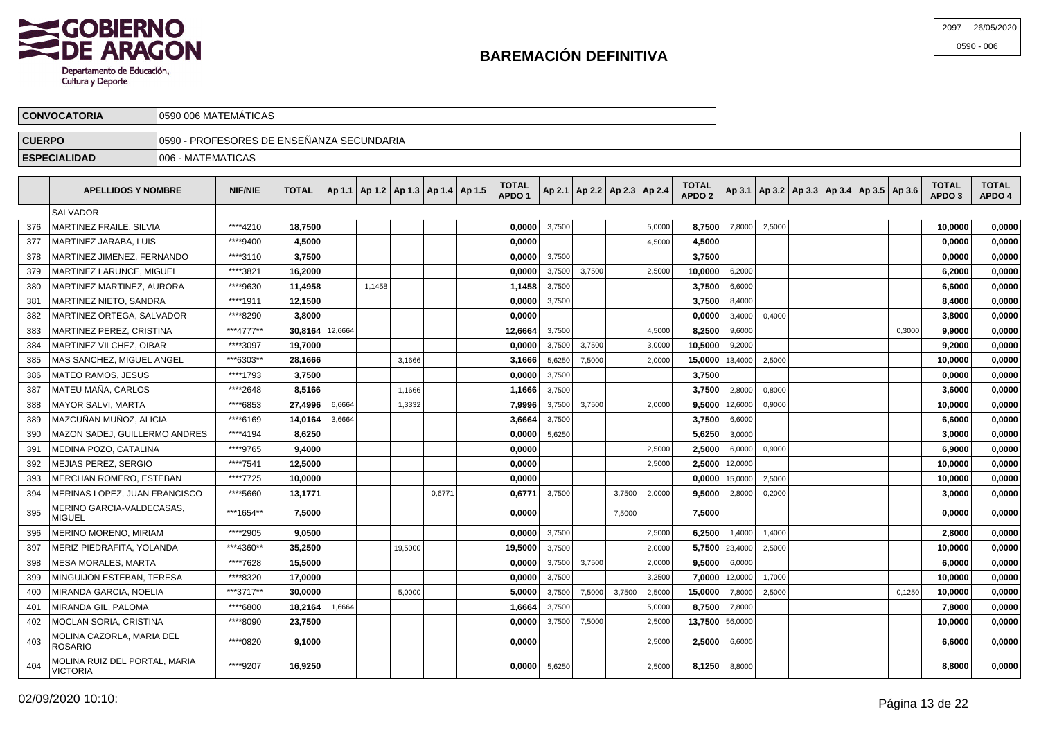# BAREMACIÓN DEFINITIVA

| 2097 | 26/05/2020 |
|---|---|
| 0590 - 006 | |

| | |
|---|---|
| **CONVOCATORIA** | 0590 006 MATEMÁTICAS |
| **CUERPO** | 0590 - PROFESORES DE ENSEÑANZA SECUNDARIA |
| **ESPECIALIDAD** | 006 - MATEMATICAS |

| | APELLIDOS Y NOMBRE | NIF/NIE | TOTAL | Ap 1.1 | Ap 1.2 | Ap 1.3 | Ap 1.4 | Ap 1.5 | TOTAL APDO 1 | Ap 2.1 | Ap 2.2 | Ap 2.3 | Ap 2.4 | TOTAL APDO 2 | Ap 3.1 | Ap 3.2 | Ap 3.3 | Ap 3.4 | Ap 3.5 | Ap 3.6 | TOTAL APDO 3 | TOTAL APDO 4 |
|---|---|---|---|---|---|---|---|---|---|---|---|---|---|---|---|---|---|---|---|---|---|---|
| | SALVADOR | | | | | | | | | | | | | | | | | | | | | |
| 376 | MARTINEZ FRAILE, SILVIA | ****4210 | **18,7500** | | | | | | **0,0000** | 3,7500 | | | 5,0000 | **8,7500** | 7,8000 | 2,5000 | | | | | **10,0000** | **0,0000** |
| 377 | MARTINEZ JARABA, LUIS | ****9400 | **4,5000** | | | | | | **0,0000** | | | | 4,5000 | **4,5000** | | | | | | | **0,0000** | **0,0000** |
| 378 | MARTINEZ JIMENEZ, FERNANDO | ****3110 | **3,7500** | | | | | | **0,0000** | 3,7500 | | | | **3,7500** | | | | | | | **0,0000** | **0,0000** |
| 379 | MARTINEZ LARUNCE, MIGUEL | ****3821 | **16,2000** | | | | | | **0,0000** | 3,7500 | 3,7500 | | 2,5000 | **10,0000** | 6,2000 | | | | | | **6,2000** | **0,0000** |
| 380 | MARTINEZ MARTINEZ, AURORA | ****9630 | **11,4958** | | 1,1458 | | | | **1,1458** | 3,7500 | | | | **3,7500** | 6,6000 | | | | | | **6,6000** | **0,0000** |
| 381 | MARTINEZ NIETO, SANDRA | ****1911 | **12,1500** | | | | | | **0,0000** | 3,7500 | | | | **3,7500** | 8,4000 | | | | | | **8,4000** | **0,0000** |
| 382 | MARTINEZ ORTEGA, SALVADOR | ****8290 | **3,8000** | | | | | | **0,0000** | | | | | **0,0000** | 3,4000 | 0,4000 | | | | | **3,8000** | **0,0000** |
| 383 | MARTINEZ PEREZ, CRISTINA | ***4777** | **30,8164** | 12,6664 | | | | | **12,6664** | 3,7500 | | | 4,5000 | **8,2500** | 9,6000 | | | | | 0,3000 | **9,9000** | **0,0000** |
| 384 | MARTINEZ VILCHEZ, OIBAR | ****3097 | **19,7000** | | | | | | **0,0000** | 3,7500 | 3,7500 | | 3,0000 | **10,5000** | 9,2000 | | | | | | **9,2000** | **0,0000** |
| 385 | MAS SANCHEZ, MIGUEL ANGEL | ***6303** | **28,1666** | | | 3,1666 | | | **3,1666** | 5,6250 | 7,5000 | | 2,0000 | **15,0000** | 13,4000 | 2,5000 | | | | | **10,0000** | **0,0000** |
| 386 | MATEO RAMOS, JESUS | ****1793 | **3,7500** | | | | | | **0,0000** | 3,7500 | | | | **3,7500** | | | | | | | **0,0000** | **0,0000** |
| 387 | MATEU MAÑA, CARLOS | ****2648 | **8,5166** | | | 1,1666 | | | **1,1666** | 3,7500 | | | | **3,7500** | 2,8000 | 0,8000 | | | | | **3,6000** | **0,0000** |
| 388 | MAYOR SALVI, MARTA | ****6853 | **27,4996** | 6,6664 | | 1,3332 | | | **7,9996** | 3,7500 | 3,7500 | | 2,0000 | **9,5000** | 12,6000 | 0,9000 | | | | | **10,0000** | **0,0000** |
| 389 | MAZCUÑAN MUÑOZ, ALICIA | ****6169 | **14,0164** | 3,6664 | | | | | **3,6664** | 3,7500 | | | | **3,7500** | 6,6000 | | | | | | **6,6000** | **0,0000** |
| 390 | MAZON SADEJ, GUILLERMO ANDRES | ****4194 | **8,6250** | | | | | | **0,0000** | 5,6250 | | | | **5,6250** | 3,0000 | | | | | | **3,0000** | **0,0000** |
| 391 | MEDINA POZO, CATALINA | ****9765 | **9,4000** | | | | | | **0,0000** | | | | 2,5000 | **2,5000** | 6,0000 | 0,9000 | | | | | **6,9000** | **0,0000** |
| 392 | MEJIAS PEREZ, SERGIO | ****7541 | **12,5000** | | | | | | **0,0000** | | | | 2,5000 | **2,5000** | 12,0000 | | | | | | **10,0000** | **0,0000** |
| 393 | MERCHAN ROMERO, ESTEBAN | ****7725 | **10,0000** | | | | | | **0,0000** | | | | | **0,0000** | 15,0000 | 2,5000 | | | | | **10,0000** | **0,0000** |
| 394 | MERINAS LOPEZ, JUAN FRANCISCO | ****5660 | **13,1771** | | | | 0,6771 | | **0,6771** | 3,7500 | | 3,7500 | 2,0000 | **9,5000** | 2,8000 | 0,2000 | | | | | **3,0000** | **0,0000** |
| 395 | MERINO GARCIA-VALDECASAS, MIGUEL | ***1654** | **7,5000** | | | | | | **0,0000** | | | 7,5000 | | **7,5000** | | | | | | | **0,0000** | **0,0000** |
| 396 | MERINO MORENO, MIRIAM | ****2905 | **9,0500** | | | | | | **0,0000** | 3,7500 | | | 2,5000 | **6,2500** | 1,4000 | 1,4000 | | | | | **2,8000** | **0,0000** |
| 397 | MERIZ PIEDRAFITA, YOLANDA | ***4360** | **35,2500** | | | 19,5000 | | | **19,5000** | 3,7500 | | | 2,0000 | **5,7500** | 23,4000 | 2,5000 | | | | | **10,0000** | **0,0000** |
| 398 | MESA MORALES, MARTA | ****7628 | **15,5000** | | | | | | **0,0000** | 3,7500 | 3,7500 | | 2,0000 | **9,5000** | 6,0000 | | | | | | **6,0000** | **0,0000** |
| 399 | MINGUIJON ESTEBAN, TERESA | ****8320 | **17,0000** | | | | | | **0,0000** | 3,7500 | | | 3,2500 | **7,0000** | 12,0000 | 1,7000 | | | | | **10,0000** | **0,0000** |
| 400 | MIRANDA GARCIA, NOELIA | ***3717** | **30,0000** | | | 5,0000 | | | **5,0000** | 3,7500 | 7,5000 | 3,7500 | 2,5000 | **15,0000** | 7,8000 | 2,5000 | | | | 0,1250 | **10,0000** | **0,0000** |
| 401 | MIRANDA GIL, PALOMA | ****6800 | **18,2164** | 1,6664 | | | | | **1,6664** | 3,7500 | | | 5,0000 | **8,7500** | 7,8000 | | | | | | **7,8000** | **0,0000** |
| 402 | MOCLAN SORIA, CRISTINA | ****8090 | **23,7500** | | | | | | **0,0000** | 3,7500 | 7,5000 | | 2,5000 | **13,7500** | 56,0000 | | | | | | **10,0000** | **0,0000** |
| 403 | MOLINA CAZORLA, MARIA DEL ROSARIO | ****0820 | **9,1000** | | | | | | **0,0000** | | | | 2,5000 | **2,5000** | 6,6000 | | | | | | **6,6000** | **0,0000** |
| 404 | MOLINA RUIZ DEL PORTAL, MARIA VICTORIA | ****9207 | **16,9250** | | | | | | **0,0000** | 5,6250 | | | 2,5000 | **8,1250** | 8,8000 | | | | | | **8,8000** | **0,0000** |

02/09/2020 10:10: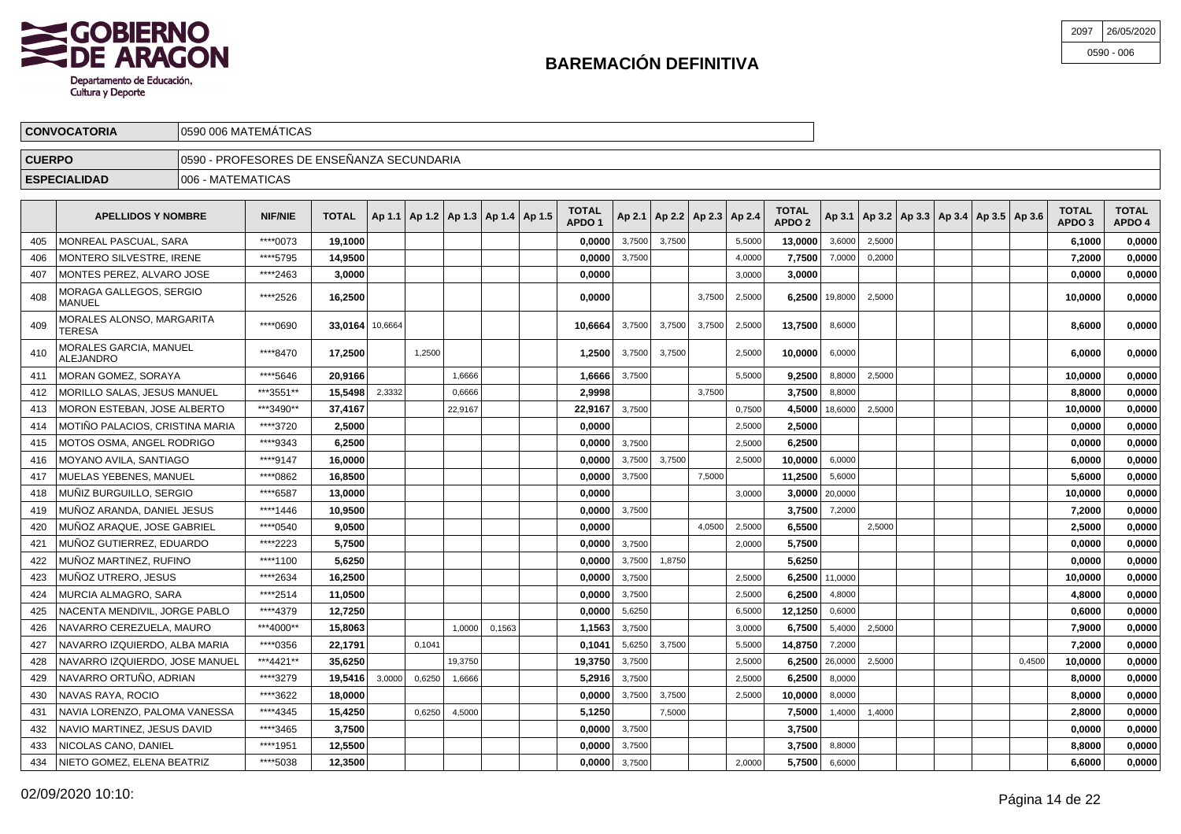# BAREMACIÓN DEFINITIVA

| 2097 | 26/05/2020 |
|---|---|
| 0590 - 006 | |

| CONVOCATORIA | 0590 006 MATEMÁTICAS |
|---|---|
| CUERPO | 0590 - PROFESORES DE ENSEÑANZA SECUNDARIA |
| ESPECIALIDAD | 006 - MATEMATICAS |

| | APELLIDOS Y NOMBRE | NIF/NIE | TOTAL | Ap 1.1 | Ap 1.2 | Ap 1.3 | Ap 1.4 | Ap 1.5 | TOTAL APDO 1 | Ap 2.1 | Ap 2.2 | Ap 2.3 | Ap 2.4 | TOTAL APDO 2 | Ap 3.1 | Ap 3.2 | Ap 3.3 | Ap 3.4 | Ap 3.5 | Ap 3.6 | TOTAL APDO 3 | TOTAL APDO 4 |
|---|---|---|---|---|---|---|---|---|---|---|---|---|---|---|---|---|---|---|---|---|---|---|
| 405 | MONREAL PASCUAL, SARA | ****0073 | **19,1000** | | | | | | **0,0000** | 3,7500 | 3,7500 | | 5,5000 | **13,0000** | 3,6000 | 2,5000 | | | | | **6,1000** | **0,0000** |
| 406 | MONTERO SILVESTRE, IRENE | ****5795 | **14,9500** | | | | | | **0,0000** | 3,7500 | | | 4,0000 | **7,7500** | 7,0000 | 0,2000 | | | | | **7,2000** | **0,0000** |
| 407 | MONTES PEREZ, ALVARO JOSE | ****2463 | **3,0000** | | | | | | **0,0000** | | | | 3,0000 | **3,0000** | | | | | | | **0,0000** | **0,0000** |
| 408 | MORAGA GALLEGOS, SERGIO MANUEL | ****2526 | **16,2500** | | | | | | **0,0000** | | | 3,7500 | 2,5000 | **6,2500** | 19,8000 | 2,5000 | | | | | **10,0000** | **0,0000** |
| 409 | MORALES ALONSO, MARGARITA TERESA | ****0690 | **33,0164** | 10,6664 | | | | | **10,6664** | 3,7500 | 3,7500 | 3,7500 | 2,5000 | **13,7500** | 8,6000 | | | | | | **8,6000** | **0,0000** |
| 410 | MORALES GARCIA, MANUEL ALEJANDRO | ****8470 | **17,2500** | | 1,2500 | | | | **1,2500** | 3,7500 | 3,7500 | | 2,5000 | **10,0000** | 6,0000 | | | | | | **6,0000** | **0,0000** |
| 411 | MORAN GOMEZ, SORAYA | ****5646 | **20,9166** | | | 1,6666 | | | **1,6666** | 3,7500 | | | 5,5000 | **9,2500** | 8,8000 | 2,5000 | | | | | **10,0000** | **0,0000** |
| 412 | MORILLO SALAS, JESUS MANUEL | ***3551** | **15,5498** | 2,3332 | | 0,6666 | | | **2,9998** | | | 3,7500 | | **3,7500** | 8,8000 | | | | | | **8,8000** | **0,0000** |
| 413 | MORON ESTEBAN, JOSE ALBERTO | ***3490** | **37,4167** | | | 22,9167 | | | **22,9167** | 3,7500 | | | 0,7500 | **4,5000** | 18,6000 | 2,5000 | | | | | **10,0000** | **0,0000** |
| 414 | MOTIÑO PALACIOS, CRISTINA MARIA | ****3720 | **2,5000** | | | | | | **0,0000** | | | | 2,5000 | **2,5000** | | | | | | | **0,0000** | **0,0000** |
| 415 | MOTOS OSMA, ANGEL RODRIGO | ****9343 | **6,2500** | | | | | | **0,0000** | 3,7500 | | | 2,5000 | **6,2500** | | | | | | | **0,0000** | **0,0000** |
| 416 | MOYANO AVILA, SANTIAGO | ****9147 | **16,0000** | | | | | | **0,0000** | 3,7500 | 3,7500 | | 2,5000 | **10,0000** | 6,0000 | | | | | | **6,0000** | **0,0000** |
| 417 | MUELAS YEBENES, MANUEL | ****0862 | **16,8500** | | | | | | **0,0000** | 3,7500 | | 7,5000 | | **11,2500** | 5,6000 | | | | | | **5,6000** | **0,0000** |
| 418 | MUÑIZ BURGUILLO, SERGIO | ****6587 | **13,0000** | | | | | | **0,0000** | | | | 3,0000 | **3,0000** | 20,0000 | | | | | | **10,0000** | **0,0000** |
| 419 | MUÑOZ ARANDA, DANIEL JESUS | ****1446 | **10,9500** | | | | | | **0,0000** | 3,7500 | | | | **3,7500** | 7,2000 | | | | | | **7,2000** | **0,0000** |
| 420 | MUÑOZ ARAQUE, JOSE GABRIEL | ****0540 | **9,0500** | | | | | | **0,0000** | | | 4,0500 | 2,5000 | **6,5500** | | 2,5000 | | | | | **2,5000** | **0,0000** |
| 421 | MUÑOZ GUTIERREZ, EDUARDO | ****2223 | **5,7500** | | | | | | **0,0000** | 3,7500 | | | 2,0000 | **5,7500** | | | | | | | **0,0000** | **0,0000** |
| 422 | MUÑOZ MARTINEZ, RUFINO | ****1100 | **5,6250** | | | | | | **0,0000** | 3,7500 | 1,8750 | | | **5,6250** | | | | | | | **0,0000** | **0,0000** |
| 423 | MUÑOZ UTRERO, JESUS | ****2634 | **16,2500** | | | | | | **0,0000** | 3,7500 | | | 2,5000 | **6,2500** | 11,0000 | | | | | | **10,0000** | **0,0000** |
| 424 | MURCIA ALMAGRO, SARA | ****2514 | **11,0500** | | | | | | **0,0000** | 3,7500 | | | 2,5000 | **6,2500** | 4,8000 | | | | | | **4,8000** | **0,0000** |
| 425 | NACENTA MENDIVIL, JORGE PABLO | ****4379 | **12,7250** | | | | | | **0,0000** | 5,6250 | | | 6,5000 | **12,1250** | 0,6000 | | | | | | **0,6000** | **0,0000** |
| 426 | NAVARRO CEREZUELA, MAURO | ***4000** | **15,8063** | | | 1,0000 | 0,1563 | | **1,1563** | 3,7500 | | | 3,0000 | **6,7500** | 5,4000 | 2,5000 | | | | | **7,9000** | **0,0000** |
| 427 | NAVARRO IZQUIERDO, ALBA MARIA | ****0356 | **22,1791** | | 0,1041 | | | | **0,1041** | 5,6250 | 3,7500 | | 5,5000 | **14,8750** | 7,2000 | | | | | | **7,2000** | **0,0000** |
| 428 | NAVARRO IZQUIERDO, JOSE MANUEL | ***4421** | **35,6250** | | | 19,3750 | | | **19,3750** | 3,7500 | | | 2,5000 | **6,2500** | 26,0000 | 2,5000 | | | | 0,4500 | **10,0000** | **0,0000** |
| 429 | NAVARRO ORTUÑO, ADRIAN | ****3279 | **19,5416** | 3,0000 | 0,6250 | 1,6666 | | | **5,2916** | 3,7500 | | | 2,5000 | **6,2500** | 8,0000 | | | | | | **8,0000** | **0,0000** |
| 430 | NAVAS RAYA, ROCIO | ****3622 | **18,0000** | | | | | | **0,0000** | 3,7500 | 3,7500 | | 2,5000 | **10,0000** | 8,0000 | | | | | | **8,0000** | **0,0000** |
| 431 | NAVIA LORENZO, PALOMA VANESSA | ****4345 | **15,4250** | | 0,6250 | 4,5000 | | | **5,1250** | | 7,5000 | | | **7,5000** | 1,4000 | 1,4000 | | | | | **2,8000** | **0,0000** |
| 432 | NAVIO MARTINEZ, JESUS DAVID | ****3465 | **3,7500** | | | | | | **0,0000** | 3,7500 | | | | **3,7500** | | | | | | | **0,0000** | **0,0000** |
| 433 | NICOLAS CANO, DANIEL | ****1951 | **12,5500** | | | | | | **0,0000** | 3,7500 | | | | **3,7500** | 8,8000 | | | | | | **8,8000** | **0,0000** |
| 434 | NIETO GOMEZ, ELENA BEATRIZ | ****5038 | **12,3500** | | | | | | **0,0000** | 3,7500 | | | 2,0000 | **5,7500** | 6,6000 | | | | | | **6,6000** | **0,0000** |

02/09/2020 10:10: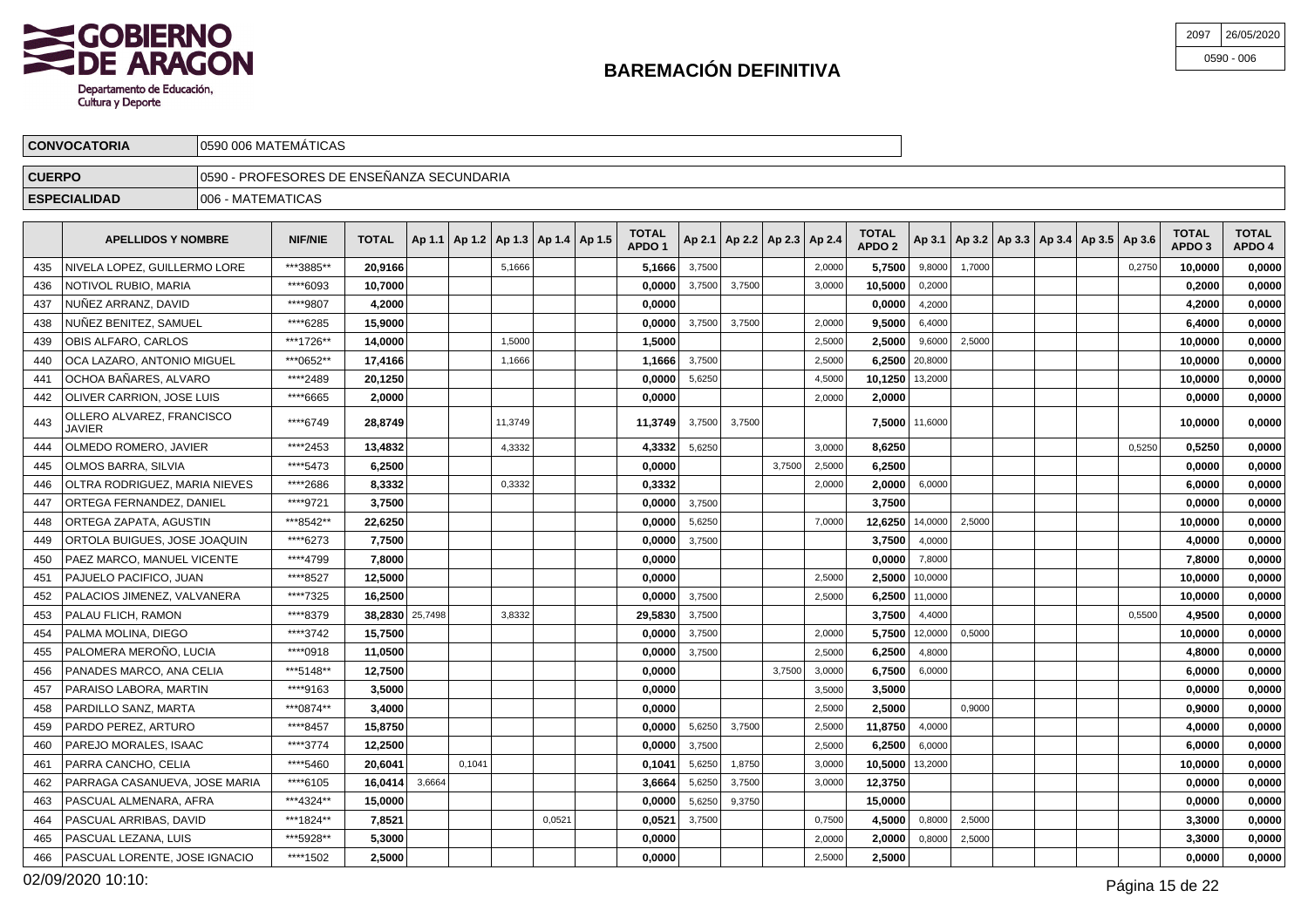# BAREMACIÓN DEFINITIVA

2097 | 26/05/2020
0590 - 006

| CONVOCATORIA | 0590 006 MATEMÁTICAS |
|---|---|
| CUERPO | 0590 - PROFESORES DE ENSEÑANZA SECUNDARIA |
| ESPECIALIDAD | 006 - MATEMATICAS |

| | APELLIDOS Y NOMBRE | NIF/NIE | TOTAL | Ap 1.1 | Ap 1.2 | Ap 1.3 | Ap 1.4 | Ap 1.5 | TOTAL APDO 1 | Ap 2.1 | Ap 2.2 | Ap 2.3 | Ap 2.4 | TOTAL APDO 2 | Ap 3.1 | Ap 3.2 | Ap 3.3 | Ap 3.4 | Ap 3.5 | Ap 3.6 | TOTAL APDO 3 | TOTAL APDO 4 |
|---|---|---|---|---|---|---|---|---|---|---|---|---|---|---|---|---|---|---|---|---|---|---|
| 435 | NIVELA LOPEZ, GUILLERMO LORE | ***3885** | 20,9166 | | | 5,1666 | | | 5,1666 | 3,7500 | | | 2,0000 | 5,7500 | 9,8000 | 1,7000 | | | | 0,2750 | 10,0000 | 0,0000 |
| 436 | NOTIVOL RUBIO, MARIA | ****6093 | 10,7000 | | | | | | 0,0000 | 3,7500 | 3,7500 | | 3,0000 | 10,5000 | 0,2000 | | | | | | 0,2000 | 0,0000 |
| 437 | NUÑEZ ARRANZ, DAVID | ****9807 | 4,2000 | | | | | | 0,0000 | | | | | 0,0000 | 4,2000 | | | | | | 4,2000 | 0,0000 |
| 438 | NUÑEZ BENITEZ, SAMUEL | ****6285 | 15,9000 | | | | | | 0,0000 | 3,7500 | 3,7500 | | 2,0000 | 9,5000 | 6,4000 | | | | | | 6,4000 | 0,0000 |
| 439 | OBIS ALFARO, CARLOS | ***1726** | 14,0000 | | | 1,5000 | | | 1,5000 | | | | 2,5000 | 2,5000 | 9,6000 | 2,5000 | | | | | 10,0000 | 0,0000 |
| 440 | OCA LAZARO, ANTONIO MIGUEL | ***0652** | 17,4166 | | | 1,1666 | | | 1,1666 | 3,7500 | | | 2,5000 | 6,2500 | 20,8000 | | | | | | 10,0000 | 0,0000 |
| 441 | OCHOA BAÑARES, ALVARO | ****2489 | 20,1250 | | | | | | 0,0000 | 5,6250 | | | 4,5000 | 10,1250 | 13,2000 | | | | | | 10,0000 | 0,0000 |
| 442 | OLIVER CARRION, JOSE LUIS | ****6665 | 2,0000 | | | | | | 0,0000 | | | | 2,0000 | 2,0000 | | | | | | | 0,0000 | 0,0000 |
| 443 | OLLERO ALVAREZ, FRANCISCO JAVIER | ****6749 | 28,8749 | | | 11,3749 | | | 11,3749 | 3,7500 | 3,7500 | | | 7,5000 | 11,6000 | | | | | | 10,0000 | 0,0000 |
| 444 | OLMEDO ROMERO, JAVIER | ****2453 | 13,4832 | | | 4,3332 | | | 4,3332 | 5,6250 | | | 3,0000 | 8,6250 | | | | | | 0,5250 | 0,5250 | 0,0000 |
| 445 | OLMOS BARRA, SILVIA | ****5473 | 6,2500 | | | | | | 0,0000 | | | 3,7500 | 2,5000 | 6,2500 | | | | | | | 0,0000 | 0,0000 |
| 446 | OLTRA RODRIGUEZ, MARIA NIEVES | ****2686 | 8,3332 | | | 0,3332 | | | 0,3332 | | | | 2,0000 | 2,0000 | 6,0000 | | | | | | 6,0000 | 0,0000 |
| 447 | ORTEGA FERNANDEZ, DANIEL | ****9721 | 3,7500 | | | | | | 0,0000 | 3,7500 | | | | 3,7500 | | | | | | | 0,0000 | 0,0000 |
| 448 | ORTEGA ZAPATA, AGUSTIN | ***8542** | 22,6250 | | | | | | 0,0000 | 5,6250 | | | 7,0000 | 12,6250 | 14,0000 | 2,5000 | | | | | 10,0000 | 0,0000 |
| 449 | ORTOLA BUIGUES, JOSE JOAQUIN | ****6273 | 7,7500 | | | | | | 0,0000 | 3,7500 | | | | 3,7500 | 4,0000 | | | | | | 4,0000 | 0,0000 |
| 450 | PAEZ MARCO, MANUEL VICENTE | ****4799 | 7,8000 | | | | | | 0,0000 | | | | | 0,0000 | 7,8000 | | | | | | 7,8000 | 0,0000 |
| 451 | PAJUELO PACIFICO, JUAN | ****8527 | 12,5000 | | | | | | 0,0000 | | | | 2,5000 | 2,5000 | 10,0000 | | | | | | 10,0000 | 0,0000 |
| 452 | PALACIOS JIMENEZ, VALVANERA | ****7325 | 16,2500 | | | | | | 0,0000 | 3,7500 | | | 2,5000 | 6,2500 | 11,0000 | | | | | | 10,0000 | 0,0000 |
| 453 | PALAU FLICH, RAMON | ****8379 | 38,2830 | 25,7498 | | 3,8332 | | | 29,5830 | 3,7500 | | | | 3,7500 | 4,4000 | | | | | 0,5500 | 4,9500 | 0,0000 |
| 454 | PALMA MOLINA, DIEGO | ****3742 | 15,7500 | | | | | | 0,0000 | 3,7500 | | | 2,0000 | 5,7500 | 12,0000 | 0,5000 | | | | | 10,0000 | 0,0000 |
| 455 | PALOMERA MEROÑO, LUCIA | ****0918 | 11,0500 | | | | | | 0,0000 | 3,7500 | | | 2,5000 | 6,2500 | 4,8000 | | | | | | 4,8000 | 0,0000 |
| 456 | PANADES MARCO, ANA CELIA | ***5148** | 12,7500 | | | | | | 0,0000 | | | 3,7500 | 3,0000 | 6,7500 | 6,0000 | | | | | | 6,0000 | 0,0000 |
| 457 | PARAISO LABORA, MARTIN | ****9163 | 3,5000 | | | | | | 0,0000 | | | | 3,5000 | 3,5000 | | | | | | | 0,0000 | 0,0000 |
| 458 | PARDILLO SANZ, MARTA | ***0874** | 3,4000 | | | | | | 0,0000 | | | | 2,5000 | 2,5000 | | 0,9000 | | | | | 0,9000 | 0,0000 |
| 459 | PARDO PEREZ, ARTURO | ****8457 | 15,8750 | | | | | | 0,0000 | 5,6250 | 3,7500 | | 2,5000 | 11,8750 | 4,0000 | | | | | | 4,0000 | 0,0000 |
| 460 | PAREJO MORALES, ISAAC | ****3774 | 12,2500 | | | | | | 0,0000 | 3,7500 | | | 2,5000 | 6,2500 | 6,0000 | | | | | | 6,0000 | 0,0000 |
| 461 | PARRA CANCHO, CELIA | ****5460 | 20,6041 | | 0,1041 | | | | 0,1041 | 5,6250 | 1,8750 | | 3,0000 | 10,5000 | 13,2000 | | | | | | 10,0000 | 0,0000 |
| 462 | PARRAGA CASANUEVA, JOSE MARIA | ****6105 | 16,0414 | 3,6664 | | | | | 3,6664 | 5,6250 | 3,7500 | | 3,0000 | 12,3750 | | | | | | | 0,0000 | 0,0000 |
| 463 | PASCUAL ALMENARA, AFRA | ***4324** | 15,0000 | | | | | | 0,0000 | 5,6250 | 9,3750 | | | 15,0000 | | | | | | | 0,0000 | 0,0000 |
| 464 | PASCUAL ARRIBAS, DAVID | ***1824** | 7,8521 | | | | 0,0521 | | 0,0521 | 3,7500 | | | 0,7500 | 4,5000 | 0,8000 | 2,5000 | | | | | 3,3000 | 0,0000 |
| 465 | PASCUAL LEZANA, LUIS | ***5928** | 5,3000 | | | | | | 0,0000 | | | | 2,0000 | 2,0000 | 0,8000 | 2,5000 | | | | | 3,3000 | 0,0000 |
| 466 | PASCUAL LORENTE, JOSE IGNACIO | ****1502 | 2,5000 | | | | | | 0,0000 | | | | 2,5000 | 2,5000 | | | | | | | 0,0000 | 0,0000 |

02/09/2020 10:10: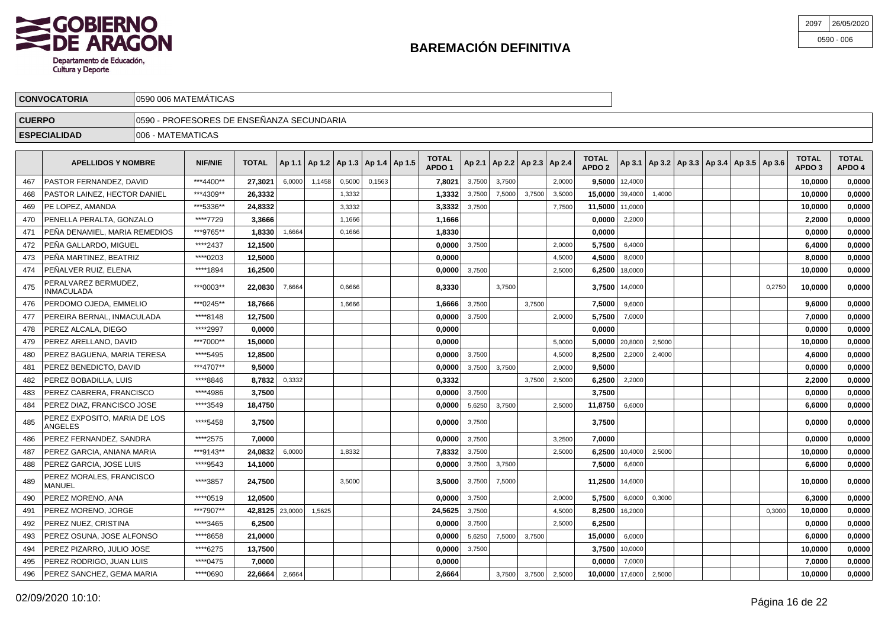# BAREMACIÓN DEFINITIVA

2097 | 26/05/2020
0590 - 006

| CONVOCATORIA | 0590 006 MATEMÁTICAS |
|---|---|
| CUERPO | 0590 - PROFESORES DE ENSEÑANZA SECUNDARIA |
| ESPECIALIDAD | 006 - MATEMATICAS |

| | APELLIDOS Y NOMBRE | NIF/NIE | TOTAL | Ap 1.1 | Ap 1.2 | Ap 1.3 | Ap 1.4 | Ap 1.5 | TOTAL APDO 1 | Ap 2.1 | Ap 2.2 | Ap 2.3 | Ap 2.4 | TOTAL APDO 2 | Ap 3.1 | Ap 3.2 | Ap 3.3 | Ap 3.4 | Ap 3.5 | Ap 3.6 | TOTAL APDO 3 | TOTAL APDO 4 |
|---|---|---|---|---|---|---|---|---|---|---|---|---|---|---|---|---|---|---|---|---|---|---|
| 467 | PASTOR FERNANDEZ, DAVID | ***4400** | 27,3021 | 6,0000 | 1,1458 | 0,5000 | 0,1563 | | 7,8021 | 3,7500 | 3,7500 | | 2,0000 | 9,5000 | 12,4000 | | | | | | 10,0000 | 0,0000 |
| 468 | PASTOR LAINEZ, HECTOR DANIEL | ***4309** | 26,3332 | | | 1,3332 | | | 1,3332 | 3,7500 | 7,5000 | 3,7500 | 3,5000 | 15,0000 | 39,4000 | 1,4000 | | | | | 10,0000 | 0,0000 |
| 469 | PE LOPEZ, AMANDA | ***5336** | 24,8332 | | | 3,3332 | | | 3,3332 | 3,7500 | | | 7,7500 | 11,5000 | 11,0000 | | | | | | 10,0000 | 0,0000 |
| 470 | PENELLA PERALTA, GONZALO | ****7729 | 3,3666 | | | 1,1666 | | | 1,1666 | | | | | 0,0000 | 2,2000 | | | | | | 2,2000 | 0,0000 |
| 471 | PEÑA DENAMIEL, MARIA REMEDIOS | ***9765** | 1,8330 | 1,6664 | | 0,1666 | | | 1,8330 | | | | | 0,0000 | | | | | | | 0,0000 | 0,0000 |
| 472 | PEÑA GALLARDO, MIGUEL | ****2437 | 12,1500 | | | | | | 0,0000 | 3,7500 | | | 2,0000 | 5,7500 | 6,4000 | | | | | | 6,4000 | 0,0000 |
| 473 | PEÑA MARTINEZ, BEATRIZ | ****0203 | 12,5000 | | | | | | 0,0000 | | | | 4,5000 | 4,5000 | 8,0000 | | | | | | 8,0000 | 0,0000 |
| 474 | PEÑALVER RUIZ, ELENA | ****1894 | 16,2500 | | | | | | 0,0000 | 3,7500 | | | 2,5000 | 6,2500 | 18,0000 | | | | | | 10,0000 | 0,0000 |
| 475 | PERALVAREZ BERMUDEZ, INMACULADA | ***0003** | 22,0830 | 7,6664 | | 0,6666 | | | 8,3330 | | 3,7500 | | | 3,7500 | 14,0000 | | | | | 0,2750 | 10,0000 | 0,0000 |
| 476 | PERDOMO OJEDA, EMMELIO | ***0245** | 18,7666 | | | 1,6666 | | | 1,6666 | 3,7500 | | 3,7500 | | 7,5000 | 9,6000 | | | | | | 9,6000 | 0,0000 |
| 477 | PEREIRA BERNAL, INMACULADA | ****8148 | 12,7500 | | | | | | 0,0000 | 3,7500 | | | 2,0000 | 5,7500 | 7,0000 | | | | | | 7,0000 | 0,0000 |
| 478 | PEREZ ALCALA, DIEGO | ****2997 | 0,0000 | | | | | | 0,0000 | | | | | 0,0000 | | | | | | | 0,0000 | 0,0000 |
| 479 | PEREZ ARELLANO, DAVID | ***7000** | 15,0000 | | | | | | 0,0000 | | | | 5,0000 | 5,0000 | 20,8000 | 2,5000 | | | | | 10,0000 | 0,0000 |
| 480 | PEREZ BAGUENA, MARIA TERESA | ****5495 | 12,8500 | | | | | | 0,0000 | 3,7500 | | | 4,5000 | 8,2500 | 2,2000 | 2,4000 | | | | | 4,6000 | 0,0000 |
| 481 | PEREZ BENEDICTO, DAVID | ***4707** | 9,5000 | | | | | | 0,0000 | 3,7500 | 3,7500 | | 2,0000 | 9,5000 | | | | | | | 0,0000 | 0,0000 |
| 482 | PEREZ BOBADILLA, LUIS | ****8846 | 8,7832 | 0,3332 | | | | | 0,3332 | | | 3,7500 | 2,5000 | 6,2500 | 2,2000 | | | | | | 2,2000 | 0,0000 |
| 483 | PEREZ CABRERA, FRANCISCO | ****4986 | 3,7500 | | | | | | 0,0000 | 3,7500 | | | | 3,7500 | | | | | | | 0,0000 | 0,0000 |
| 484 | PEREZ DIAZ, FRANCISCO JOSE | ****3549 | 18,4750 | | | | | | 0,0000 | 5,6250 | 3,7500 | | 2,5000 | 11,8750 | 6,6000 | | | | | | 6,6000 | 0,0000 |
| 485 | PEREZ EXPOSITO, MARIA DE LOS ANGELES | ****5458 | 3,7500 | | | | | | 0,0000 | 3,7500 | | | | 3,7500 | | | | | | | 0,0000 | 0,0000 |
| 486 | PEREZ FERNANDEZ, SANDRA | ****2575 | 7,0000 | | | | | | 0,0000 | 3,7500 | | | 3,2500 | 7,0000 | | | | | | | 0,0000 | 0,0000 |
| 487 | PEREZ GARCIA, ANIANA MARIA | ***9143** | 24,0832 | 6,0000 | | 1,8332 | | | 7,8332 | 3,7500 | | | 2,5000 | 6,2500 | 10,4000 | 2,5000 | | | | | 10,0000 | 0,0000 |
| 488 | PEREZ GARCIA, JOSE LUIS | ****9543 | 14,1000 | | | | | | 0,0000 | 3,7500 | 3,7500 | | | 7,5000 | 6,6000 | | | | | | 6,6000 | 0,0000 |
| 489 | PEREZ MORALES, FRANCISCO MANUEL | ****3857 | 24,7500 | | | 3,5000 | | | 3,5000 | 3,7500 | 7,5000 | | | 11,2500 | 14,6000 | | | | | | 10,0000 | 0,0000 |
| 490 | PEREZ MORENO, ANA | ****0519 | 12,0500 | | | | | | 0,0000 | 3,7500 | | | 2,0000 | 5,7500 | 6,0000 | 0,3000 | | | | | 6,3000 | 0,0000 |
| 491 | PEREZ MORENO, JORGE | ***7907** | 42,8125 | 23,0000 | 1,5625 | | | | 24,5625 | 3,7500 | | | 4,5000 | 8,2500 | 16,2000 | | | | | 0,3000 | 10,0000 | 0,0000 |
| 492 | PEREZ NUEZ, CRISTINA | ****3465 | 6,2500 | | | | | | 0,0000 | 3,7500 | | | 2,5000 | 6,2500 | | | | | | | 0,0000 | 0,0000 |
| 493 | PEREZ OSUNA, JOSE ALFONSO | ****8658 | 21,0000 | | | | | | 0,0000 | 5,6250 | 7,5000 | 3,7500 | | 15,0000 | 6,0000 | | | | | | 6,0000 | 0,0000 |
| 494 | PEREZ PIZARRO, JULIO JOSE | ****6275 | 13,7500 | | | | | | 0,0000 | 3,7500 | | | | 3,7500 | 10,0000 | | | | | | 10,0000 | 0,0000 |
| 495 | PEREZ RODRIGO, JUAN LUIS | ****0475 | 7,0000 | | | | | | 0,0000 | | | | | 0,0000 | 7,0000 | | | | | | 7,0000 | 0,0000 |
| 496 | PEREZ SANCHEZ, GEMA MARIA | ****0690 | 22,6664 | 2,6664 | | | | | 2,6664 | | 3,7500 | 3,7500 | 2,5000 | 10,0000 | 17,6000 | 2,5000 | | | | | 10,0000 | 0,0000 |

02/09/2020 10:10: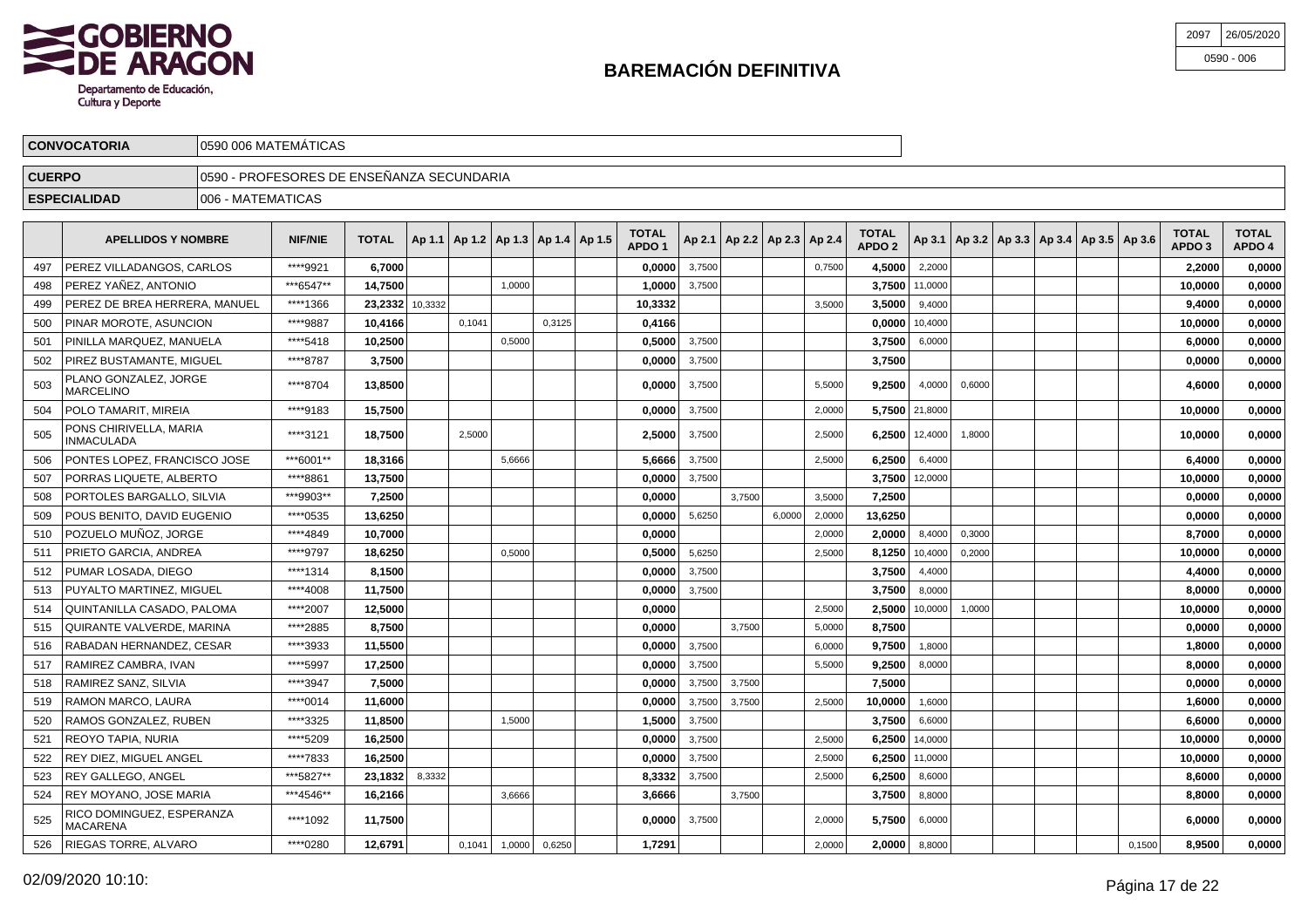# BAREMACIÓN DEFINITIVA

| 2097 | 26/05/2020 |
|---|---|
| 0590 - 006 | |

| CONVOCATORIA | 0590 006 MATEMÁTICAS |
|---|---|
| CUERPO | 0590 - PROFESORES DE ENSEÑANZA SECUNDARIA |
| ESPECIALIDAD | 006 - MATEMATICAS |

| | APELLIDOS Y NOMBRE | NIF/NIE | TOTAL | Ap 1.1 | Ap 1.2 | Ap 1.3 | Ap 1.4 | Ap 1.5 | TOTAL APDO 1 | Ap 2.1 | Ap 2.2 | Ap 2.3 | Ap 2.4 | TOTAL APDO 2 | Ap 3.1 | Ap 3.2 | Ap 3.3 | Ap 3.4 | Ap 3.5 | Ap 3.6 | TOTAL APDO 3 | TOTAL APDO 4 |
|---|---|---|---|---|---|---|---|---|---|---|---|---|---|---|---|---|---|---|---|---|---|---|
| 497 | PEREZ VILLADANGOS, CARLOS | ****9921 | 6,7000 | | | | | | 0,0000 | 3,7500 | | | 0,7500 | 4,5000 | 2,2000 | | | | | | 2,2000 | 0,0000 |
| 498 | PEREZ YAÑEZ, ANTONIO | ***6547** | 14,7500 | | | 1,0000 | | | 1,0000 | 3,7500 | | | | 3,7500 | 11,0000 | | | | | | 10,0000 | 0,0000 |
| 499 | PEREZ DE BREA HERRERA, MANUEL | ****1366 | 23,2332 | 10,3332 | | | | | 10,3332 | | | | 3,5000 | 3,5000 | 9,4000 | | | | | | 9,4000 | 0,0000 |
| 500 | PINAR MOROTE, ASUNCION | ****9887 | 10,4166 | | 0,1041 | | 0,3125 | | 0,4166 | | | | | 0,0000 | 10,4000 | | | | | | 10,0000 | 0,0000 |
| 501 | PINILLA MARQUEZ, MANUELA | ****5418 | 10,2500 | | | 0,5000 | | | 0,5000 | 3,7500 | | | | 3,7500 | 6,0000 | | | | | | 6,0000 | 0,0000 |
| 502 | PIREZ BUSTAMANTE, MIGUEL | ****8787 | 3,7500 | | | | | | 0,0000 | 3,7500 | | | | 3,7500 | | | | | | | 0,0000 | 0,0000 |
| 503 | PLANO GONZALEZ, JORGE MARCELINO | ****8704 | 13,8500 | | | | | | 0,0000 | 3,7500 | | | 5,5000 | 9,2500 | 4,0000 | 0,6000 | | | | | 4,6000 | 0,0000 |
| 504 | POLO TAMARIT, MIREIA | ****9183 | 15,7500 | | | | | | 0,0000 | 3,7500 | | | 2,0000 | 5,7500 | 21,8000 | | | | | | 10,0000 | 0,0000 |
| 505 | PONS CHIRIVELLA, MARIA INMACULADA | ****3121 | 18,7500 | | 2,5000 | | | | 2,5000 | 3,7500 | | | 2,5000 | 6,2500 | 12,4000 | 1,8000 | | | | | 10,0000 | 0,0000 |
| 506 | PONTES LOPEZ, FRANCISCO JOSE | ***6001** | 18,3166 | | | 5,6666 | | | 5,6666 | 3,7500 | | | 2,5000 | 6,2500 | 6,4000 | | | | | | 6,4000 | 0,0000 |
| 507 | PORRAS LIQUETE, ALBERTO | ****8861 | 13,7500 | | | | | | 0,0000 | 3,7500 | | | | 3,7500 | 12,0000 | | | | | | 10,0000 | 0,0000 |
| 508 | PORTOLES BARGALLO, SILVIA | ***9903** | 7,2500 | | | | | | 0,0000 | | 3,7500 | | 3,5000 | 7,2500 | | | | | | | 0,0000 | 0,0000 |
| 509 | POUS BENITO, DAVID EUGENIO | ****0535 | 13,6250 | | | | | | 0,0000 | 5,6250 | | 6,0000 | 2,0000 | 13,6250 | | | | | | | 0,0000 | 0,0000 |
| 510 | POZUELO MUÑOZ, JORGE | ****4849 | 10,7000 | | | | | | 0,0000 | | | | 2,0000 | 2,0000 | 8,4000 | 0,3000 | | | | | 8,7000 | 0,0000 |
| 511 | PRIETO GARCIA, ANDREA | ****9797 | 18,6250 | | | 0,5000 | | | 0,5000 | 5,6250 | | | 2,5000 | 8,1250 | 10,4000 | 0,2000 | | | | | 10,0000 | 0,0000 |
| 512 | PUMAR LOSADA, DIEGO | ****1314 | 8,1500 | | | | | | 0,0000 | 3,7500 | | | | 3,7500 | 4,4000 | | | | | | 4,4000 | 0,0000 |
| 513 | PUYALTO MARTINEZ, MIGUEL | ****4008 | 11,7500 | | | | | | 0,0000 | 3,7500 | | | | 3,7500 | 8,0000 | | | | | | 8,0000 | 0,0000 |
| 514 | QUINTANILLA CASADO, PALOMA | ****2007 | 12,5000 | | | | | | 0,0000 | | | | 2,5000 | 2,5000 | 10,0000 | 1,0000 | | | | | 10,0000 | 0,0000 |
| 515 | QUIRANTE VALVERDE, MARINA | ****2885 | 8,7500 | | | | | | 0,0000 | | 3,7500 | | 5,0000 | 8,7500 | | | | | | | 0,0000 | 0,0000 |
| 516 | RABADAN HERNANDEZ, CESAR | ****3933 | 11,5500 | | | | | | 0,0000 | 3,7500 | | | 6,0000 | 9,7500 | 1,8000 | | | | | | 1,8000 | 0,0000 |
| 517 | RAMIREZ CAMBRA, IVAN | ****5997 | 17,2500 | | | | | | 0,0000 | 3,7500 | | | 5,5000 | 9,2500 | 8,0000 | | | | | | 8,0000 | 0,0000 |
| 518 | RAMIREZ SANZ, SILVIA | ****3947 | 7,5000 | | | | | | 0,0000 | 3,7500 | 3,7500 | | | 7,5000 | | | | | | | 0,0000 | 0,0000 |
| 519 | RAMON MARCO, LAURA | ****0014 | 11,6000 | | | | | | 0,0000 | 3,7500 | 3,7500 | | 2,5000 | 10,0000 | 1,6000 | | | | | | 1,6000 | 0,0000 |
| 520 | RAMOS GONZALEZ, RUBEN | ****3325 | 11,8500 | | | 1,5000 | | | 1,5000 | 3,7500 | | | | 3,7500 | 6,6000 | | | | | | 6,6000 | 0,0000 |
| 521 | REOYO TAPIA, NURIA | ****5209 | 16,2500 | | | | | | 0,0000 | 3,7500 | | | 2,5000 | 6,2500 | 14,0000 | | | | | | 10,0000 | 0,0000 |
| 522 | REY DIEZ, MIGUEL ANGEL | ****7833 | 16,2500 | | | | | | 0,0000 | 3,7500 | | | 2,5000 | 6,2500 | 11,0000 | | | | | | 10,0000 | 0,0000 |
| 523 | REY GALLEGO, ANGEL | ***5827** | 23,1832 | 8,3332 | | | | | 8,3332 | 3,7500 | | | 2,5000 | 6,2500 | 8,6000 | | | | | | 8,6000 | 0,0000 |
| 524 | REY MOYANO, JOSE MARIA | ***4546** | 16,2166 | | | 3,6666 | | | 3,6666 | | 3,7500 | | | 3,7500 | 8,8000 | | | | | | 8,8000 | 0,0000 |
| 525 | RICO DOMINGUEZ, ESPERANZA MACARENA | ****1092 | 11,7500 | | | | | | 0,0000 | 3,7500 | | | 2,0000 | 5,7500 | 6,0000 | | | | | | 6,0000 | 0,0000 |
| 526 | RIEGAS TORRE, ALVARO | ****0280 | 12,6791 | | 0,1041 | 1,0000 | 0,6250 | | 1,7291 | | | | 2,0000 | 2,0000 | 8,8000 | | | | | 0,1500 | 8,9500 | 0,0000 |

02/09/2020 10:10: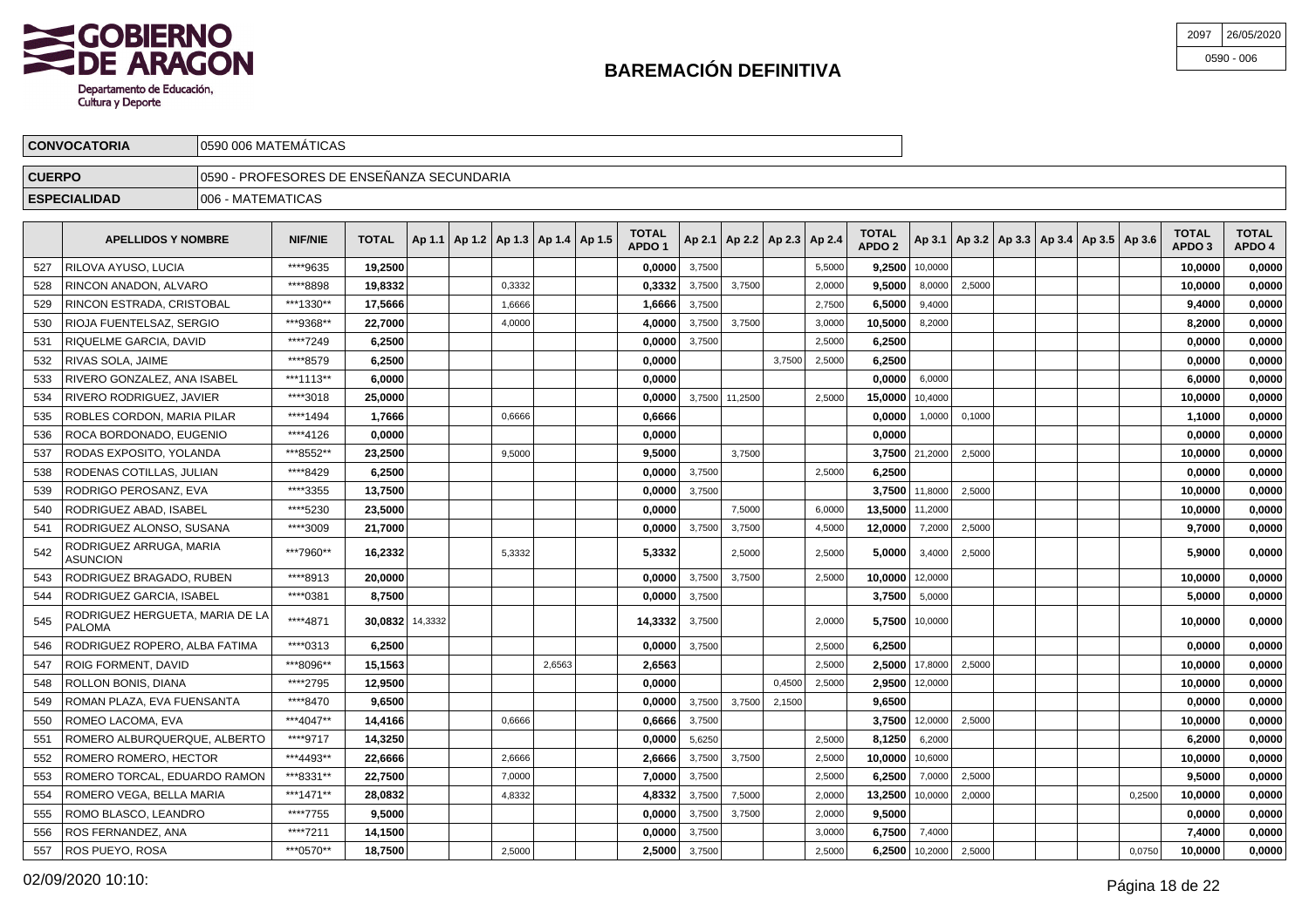# BAREMACIÓN DEFINITIVA

| 2097 | 26/05/2020 |
|---|---|
| 0590 - 006 | |

| | |
|---|---|
| **CONVOCATORIA** | 0590 006 MATEMÁTICAS |
| **CUERPO** | 0590 - PROFESORES DE ENSEÑANZA SECUNDARIA |
| **ESPECIALIDAD** | 006 - MATEMATICAS |

| | APELLIDOS Y NOMBRE | NIF/NIE | TOTAL | Ap 1.1 | Ap 1.2 | Ap 1.3 | Ap 1.4 | Ap 1.5 | TOTAL APDO 1 | Ap 2.1 | Ap 2.2 | Ap 2.3 | Ap 2.4 | TOTAL APDO 2 | Ap 3.1 | Ap 3.2 | Ap 3.3 | Ap 3.4 | Ap 3.5 | Ap 3.6 | TOTAL APDO 3 | TOTAL APDO 4 |
|---|---|---|---|---|---|---|---|---|---|---|---|---|---|---|---|---|---|---|---|---|---|---|
| 527 | RILOVA AYUSO, LUCIA | ****9635 | **19,2500** | | | | | | **0,0000** | 3,7500 | | | 5,5000 | **9,2500** | 10,0000 | | | | | | **10,0000** | **0,0000** |
| 528 | RINCON ANADON, ALVARO | ****8898 | **19,8332** | | | 0,3332 | | | **0,3332** | 3,7500 | 3,7500 | | 2,0000 | **9,5000** | 8,0000 | 2,5000 | | | | | **10,0000** | **0,0000** |
| 529 | RINCON ESTRADA, CRISTOBAL | ***1330** | **17,5666** | | | 1,6666 | | | **1,6666** | 3,7500 | | | 2,7500 | **6,5000** | 9,4000 | | | | | | **9,4000** | **0,0000** |
| 530 | RIOJA FUENTELSAZ, SERGIO | ***9368** | **22,7000** | | | 4,0000 | | | **4,0000** | 3,7500 | 3,7500 | | 3,0000 | **10,5000** | 8,2000 | | | | | | **8,2000** | **0,0000** |
| 531 | RIQUELME GARCIA, DAVID | ****7249 | **6,2500** | | | | | | **0,0000** | 3,7500 | | | 2,5000 | **6,2500** | | | | | | | **0,0000** | **0,0000** |
| 532 | RIVAS SOLA, JAIME | ****8579 | **6,2500** | | | | | | **0,0000** | | | 3,7500 | 2,5000 | **6,2500** | | | | | | | **0,0000** | **0,0000** |
| 533 | RIVERO GONZALEZ, ANA ISABEL | ***1113** | **6,0000** | | | | | | **0,0000** | | | | | **0,0000** | 6,0000 | | | | | | **6,0000** | **0,0000** |
| 534 | RIVERO RODRIGUEZ, JAVIER | ****3018 | **25,0000** | | | | | | **0,0000** | 3,7500 | 11,2500 | | 2,5000 | **15,0000** | 10,4000 | | | | | | **10,0000** | **0,0000** |
| 535 | ROBLES CORDON, MARIA PILAR | ****1494 | **1,7666** | | | 0,6666 | | | **0,6666** | | | | | **0,0000** | 1,0000 | 0,1000 | | | | | **1,1000** | **0,0000** |
| 536 | ROCA BORDONADO, EUGENIO | ****4126 | **0,0000** | | | | | | **0,0000** | | | | | **0,0000** | | | | | | | **0,0000** | **0,0000** |
| 537 | RODAS EXPOSITO, YOLANDA | ***8552** | **23,2500** | | | 9,5000 | | | **9,5000** | | 3,7500 | | | **3,7500** | 21,2000 | 2,5000 | | | | | **10,0000** | **0,0000** |
| 538 | RODENAS COTILLAS, JULIAN | ****8429 | **6,2500** | | | | | | **0,0000** | 3,7500 | | | 2,5000 | **6,2500** | | | | | | | **0,0000** | **0,0000** |
| 539 | RODRIGO PEROSANZ, EVA | ****3355 | **13,7500** | | | | | | **0,0000** | 3,7500 | | | | **3,7500** | 11,8000 | 2,5000 | | | | | **10,0000** | **0,0000** |
| 540 | RODRIGUEZ ABAD, ISABEL | ****5230 | **23,5000** | | | | | | **0,0000** | | 7,5000 | | 6,0000 | **13,5000** | 11,2000 | | | | | | **10,0000** | **0,0000** |
| 541 | RODRIGUEZ ALONSO, SUSANA | ****3009 | **21,7000** | | | | | | **0,0000** | 3,7500 | 3,7500 | | 4,5000 | **12,0000** | 7,2000 | 2,5000 | | | | | **9,7000** | **0,0000** |
| 542 | RODRIGUEZ ARRUGA, MARIA ASUNCION | ***7960** | **16,2332** | | | 5,3332 | | | **5,3332** | | 2,5000 | | 2,5000 | **5,0000** | 3,4000 | 2,5000 | | | | | **5,9000** | **0,0000** |
| 543 | RODRIGUEZ BRAGADO, RUBEN | ****8913 | **20,0000** | | | | | | **0,0000** | 3,7500 | 3,7500 | | 2,5000 | **10,0000** | 12,0000 | | | | | | **10,0000** | **0,0000** |
| 544 | RODRIGUEZ GARCIA, ISABEL | ****0381 | **8,7500** | | | | | | **0,0000** | 3,7500 | | | | **3,7500** | 5,0000 | | | | | | **5,0000** | **0,0000** |
| 545 | RODRIGUEZ HERGUETA, MARIA DE LA PALOMA | ****4871 | **30,0832** | 14,3332 | | | | | **14,3332** | 3,7500 | | | 2,0000 | **5,7500** | 10,0000 | | | | | | **10,0000** | **0,0000** |
| 546 | RODRIGUEZ ROPERO, ALBA FATIMA | ****0313 | **6,2500** | | | | | | **0,0000** | 3,7500 | | | 2,5000 | **6,2500** | | | | | | | **0,0000** | **0,0000** |
| 547 | ROIG FORMENT, DAVID | ***8096** | **15,1563** | | | | 2,6563 | | **2,6563** | | | | 2,5000 | **2,5000** | 17,8000 | 2,5000 | | | | | **10,0000** | **0,0000** |
| 548 | ROLLON BONIS, DIANA | ****2795 | **12,9500** | | | | | | **0,0000** | | | 0,4500 | 2,5000 | **2,9500** | 12,0000 | | | | | | **10,0000** | **0,0000** |
| 549 | ROMAN PLAZA, EVA FUENSANTA | ****8470 | **9,6500** | | | | | | **0,0000** | 3,7500 | 3,7500 | 2,1500 | | **9,6500** | | | | | | | **0,0000** | **0,0000** |
| 550 | ROMEO LACOMA, EVA | ***4047** | **14,4166** | | | 0,6666 | | | **0,6666** | 3,7500 | | | | **3,7500** | 12,0000 | 2,5000 | | | | | **10,0000** | **0,0000** |
| 551 | ROMERO ALBURQUERQUE, ALBERTO | ****9717 | **14,3250** | | | | | | **0,0000** | 5,6250 | | | 2,5000 | **8,1250** | 6,2000 | | | | | | **6,2000** | **0,0000** |
| 552 | ROMERO ROMERO, HECTOR | ***4493** | **22,6666** | | | 2,6666 | | | **2,6666** | 3,7500 | 3,7500 | | 2,5000 | **10,0000** | 10,6000 | | | | | | **10,0000** | **0,0000** |
| 553 | ROMERO TORCAL, EDUARDO RAMON | ***8331** | **22,7500** | | | 7,0000 | | | **7,0000** | 3,7500 | | | 2,5000 | **6,2500** | 7,0000 | 2,5000 | | | | | **9,5000** | **0,0000** |
| 554 | ROMERO VEGA, BELLA MARIA | ***1471** | **28,0832** | | | 4,8332 | | | **4,8332** | 3,7500 | 7,5000 | | 2,0000 | **13,2500** | 10,0000 | 2,0000 | | | | 0,2500 | **10,0000** | **0,0000** |
| 555 | ROMO BLASCO, LEANDRO | ****7755 | **9,5000** | | | | | | **0,0000** | 3,7500 | 3,7500 | | 2,0000 | **9,5000** | | | | | | | **0,0000** | **0,0000** |
| 556 | ROS FERNANDEZ, ANA | ****7211 | **14,1500** | | | | | | **0,0000** | 3,7500 | | | 3,0000 | **6,7500** | 7,4000 | | | | | | **7,4000** | **0,0000** |
| 557 | ROS PUEYO, ROSA | ***0570** | **18,7500** | | | 2,5000 | | | **2,5000** | 3,7500 | | | 2,5000 | **6,2500** | 10,2000 | 2,5000 | | | | 0,0750 | **10,0000** | **0,0000** |

02/09/2020 10:10: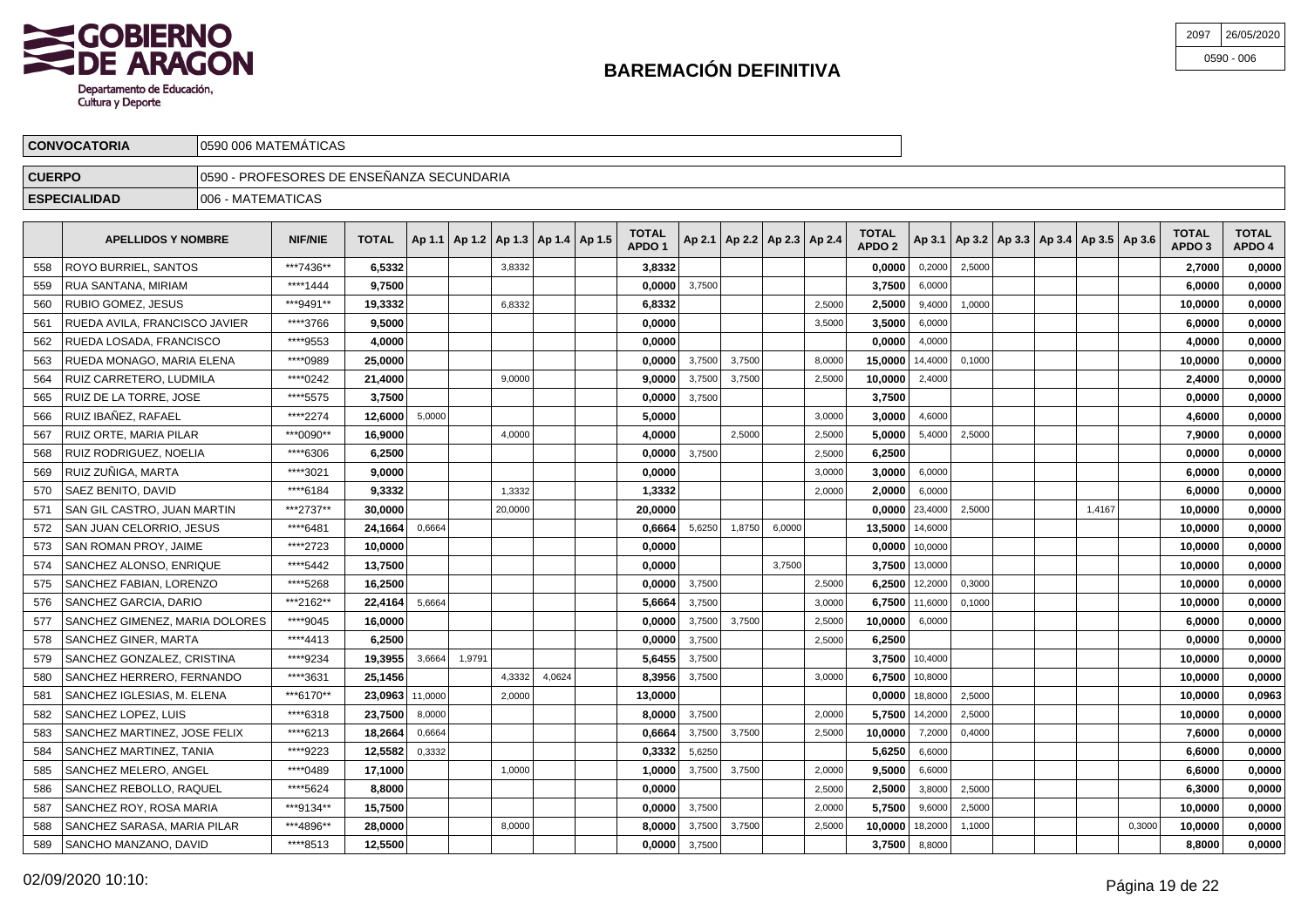# BAREMACIÓN DEFINITIVA

GOBIERNO DE ARAGON
Departamento de Educación, Cultura y Deporte

| 2097 | 26/05/2020 |
|---|---|
| 0590 - 006 | |

| CONVOCATORIA | 0590 006 MATEMÁTICAS |
|---|---|
| CUERPO | 0590 - PROFESORES DE ENSEÑANZA SECUNDARIA |
| ESPECIALIDAD | 006 - MATEMATICAS |

| | APELLIDOS Y NOMBRE | NIF/NIE | TOTAL | Ap 1.1 | Ap 1.2 | Ap 1.3 | Ap 1.4 | Ap 1.5 | TOTAL APDO 1 | Ap 2.1 | Ap 2.2 | Ap 2.3 | Ap 2.4 | TOTAL APDO 2 | Ap 3.1 | Ap 3.2 | Ap 3.3 | Ap 3.4 | Ap 3.5 | Ap 3.6 | TOTAL APDO 3 | TOTAL APDO 4 |
|---|---|---|---|---|---|---|---|---|---|---|---|---|---|---|---|---|---|---|---|---|---|---|
| 558 | ROYO BURRIEL, SANTOS | ***7436** | 6,5332 | | | 3,8332 | | | 3,8332 | | | | | 0,0000 | 0,2000 | 2,5000 | | | | | 2,7000 | 0,0000 |
| 559 | RUA SANTANA, MIRIAM | ****1444 | 9,7500 | | | | | | 0,0000 | 3,7500 | | | | 3,7500 | 6,0000 | | | | | | 6,0000 | 0,0000 |
| 560 | RUBIO GOMEZ, JESUS | ***9491** | 19,3332 | | | 6,8332 | | | 6,8332 | | | | 2,5000 | 2,5000 | 9,4000 | 1,0000 | | | | | 10,0000 | 0,0000 |
| 561 | RUEDA AVILA, FRANCISCO JAVIER | ****3766 | 9,5000 | | | | | | 0,0000 | | | | 3,5000 | 3,5000 | 6,0000 | | | | | | 6,0000 | 0,0000 |
| 562 | RUEDA LOSADA, FRANCISCO | ****9553 | 4,0000 | | | | | | 0,0000 | | | | | 0,0000 | 4,0000 | | | | | | 4,0000 | 0,0000 |
| 563 | RUEDA MONAGO, MARIA ELENA | ****0989 | 25,0000 | | | | | | 0,0000 | 3,7500 | 3,7500 | | 8,0000 | 15,0000 | 14,4000 | 0,1000 | | | | | 10,0000 | 0,0000 |
| 564 | RUIZ CARRETERO, LUDMILA | ****0242 | 21,4000 | | | 9,0000 | | | 9,0000 | 3,7500 | 3,7500 | | 2,5000 | 10,0000 | 2,4000 | | | | | | 2,4000 | 0,0000 |
| 565 | RUIZ DE LA TORRE, JOSE | ****5575 | 3,7500 | | | | | | 0,0000 | 3,7500 | | | | 3,7500 | | | | | | | 0,0000 | 0,0000 |
| 566 | RUIZ IBAÑEZ, RAFAEL | ****2274 | 12,6000 | 5,0000 | | | | | 5,0000 | | | | 3,0000 | 3,0000 | 4,6000 | | | | | | 4,6000 | 0,0000 |
| 567 | RUIZ ORTE, MARIA PILAR | ***0090** | 16,9000 | | | 4,0000 | | | 4,0000 | | 2,5000 | | 2,5000 | 5,0000 | 5,4000 | 2,5000 | | | | | 7,9000 | 0,0000 |
| 568 | RUIZ RODRIGUEZ, NOELIA | ****6306 | 6,2500 | | | | | | 0,0000 | 3,7500 | | | 2,5000 | 6,2500 | | | | | | | 0,0000 | 0,0000 |
| 569 | RUIZ ZUÑIGA, MARTA | ****3021 | 9,0000 | | | | | | 0,0000 | | | | 3,0000 | 3,0000 | 6,0000 | | | | | | 6,0000 | 0,0000 |
| 570 | SAEZ BENITO, DAVID | ****6184 | 9,3332 | | | 1,3332 | | | 1,3332 | | | | 2,0000 | 2,0000 | 6,0000 | | | | | | 6,0000 | 0,0000 |
| 571 | SAN GIL CASTRO, JUAN MARTIN | ***2737** | 30,0000 | | | 20,0000 | | | 20,0000 | | | | | 0,0000 | 23,4000 | 2,5000 | | | 1,4167 | | 10,0000 | 0,0000 |
| 572 | SAN JUAN CELORRIO, JESUS | ****6481 | 24,1664 | 0,6664 | | | | | 0,6664 | 5,6250 | 1,8750 | 6,0000 | | 13,5000 | 14,6000 | | | | | | 10,0000 | 0,0000 |
| 573 | SAN ROMAN PROY, JAIME | ****2723 | 10,0000 | | | | | | 0,0000 | | | | | 0,0000 | 10,0000 | | | | | | 10,0000 | 0,0000 |
| 574 | SANCHEZ ALONSO, ENRIQUE | ****5442 | 13,7500 | | | | | | 0,0000 | | | 3,7500 | | 3,7500 | 13,0000 | | | | | | 10,0000 | 0,0000 |
| 575 | SANCHEZ FABIAN, LORENZO | ****5268 | 16,2500 | | | | | | 0,0000 | 3,7500 | | | 2,5000 | 6,2500 | 12,2000 | 0,3000 | | | | | 10,0000 | 0,0000 |
| 576 | SANCHEZ GARCIA, DARIO | ***2162** | 22,4164 | 5,6664 | | | | | 5,6664 | 3,7500 | | | 3,0000 | 6,7500 | 11,6000 | 0,1000 | | | | | 10,0000 | 0,0000 |
| 577 | SANCHEZ GIMENEZ, MARIA DOLORES | ****9045 | 16,0000 | | | | | | 0,0000 | 3,7500 | 3,7500 | | 2,5000 | 10,0000 | 6,0000 | | | | | | 6,0000 | 0,0000 |
| 578 | SANCHEZ GINER, MARTA | ****4413 | 6,2500 | | | | | | 0,0000 | 3,7500 | | | 2,5000 | 6,2500 | | | | | | | 0,0000 | 0,0000 |
| 579 | SANCHEZ GONZALEZ, CRISTINA | ****9234 | 19,3955 | 3,6664 | 1,9791 | | | | 5,6455 | 3,7500 | | | | 3,7500 | 10,4000 | | | | | | 10,0000 | 0,0000 |
| 580 | SANCHEZ HERRERO, FERNANDO | ****3631 | 25,1456 | | | 4,3332 | 4,0624 | | 8,3956 | 3,7500 | | | 3,0000 | 6,7500 | 10,8000 | | | | | | 10,0000 | 0,0000 |
| 581 | SANCHEZ IGLESIAS, M. ELENA | ***6170** | 23,0963 | 11,0000 | | 2,0000 | | | 13,0000 | | | | | 0,0000 | 18,8000 | 2,5000 | | | | | 10,0000 | 0,0963 |
| 582 | SANCHEZ LOPEZ, LUIS | ****6318 | 23,7500 | 8,0000 | | | | | 8,0000 | 3,7500 | | | 2,0000 | 5,7500 | 14,2000 | 2,5000 | | | | | 10,0000 | 0,0000 |
| 583 | SANCHEZ MARTINEZ, JOSE FELIX | ****6213 | 18,2664 | 0,6664 | | | | | 0,6664 | 3,7500 | 3,7500 | | 2,5000 | 10,0000 | 7,2000 | 0,4000 | | | | | 7,6000 | 0,0000 |
| 584 | SANCHEZ MARTINEZ, TANIA | ****9223 | 12,5582 | 0,3332 | | | | | 0,3332 | 5,6250 | | | | 5,6250 | 6,6000 | | | | | | 6,6000 | 0,0000 |
| 585 | SANCHEZ MELERO, ANGEL | ****0489 | 17,1000 | | | 1,0000 | | | 1,0000 | 3,7500 | 3,7500 | | 2,0000 | 9,5000 | 6,6000 | | | | | | 6,6000 | 0,0000 |
| 586 | SANCHEZ REBOLLO, RAQUEL | ****5624 | 8,8000 | | | | | | 0,0000 | | | | 2,5000 | 2,5000 | 3,8000 | 2,5000 | | | | | 6,3000 | 0,0000 |
| 587 | SANCHEZ ROY, ROSA MARIA | ***9134** | 15,7500 | | | | | | 0,0000 | 3,7500 | | | 2,0000 | 5,7500 | 9,6000 | 2,5000 | | | | | 10,0000 | 0,0000 |
| 588 | SANCHEZ SARASA, MARIA PILAR | ***4896** | 28,0000 | | | 8,0000 | | | 8,0000 | 3,7500 | 3,7500 | | 2,5000 | 10,0000 | 18,2000 | 1,1000 | | | | 0,3000 | 10,0000 | 0,0000 |
| 589 | SANCHO MANZANO, DAVID | ****8513 | 12,5500 | | | | | | 0,0000 | 3,7500 | | | | 3,7500 | 8,8000 | | | | | | 8,8000 | 0,0000 |

02/09/2020 10:10: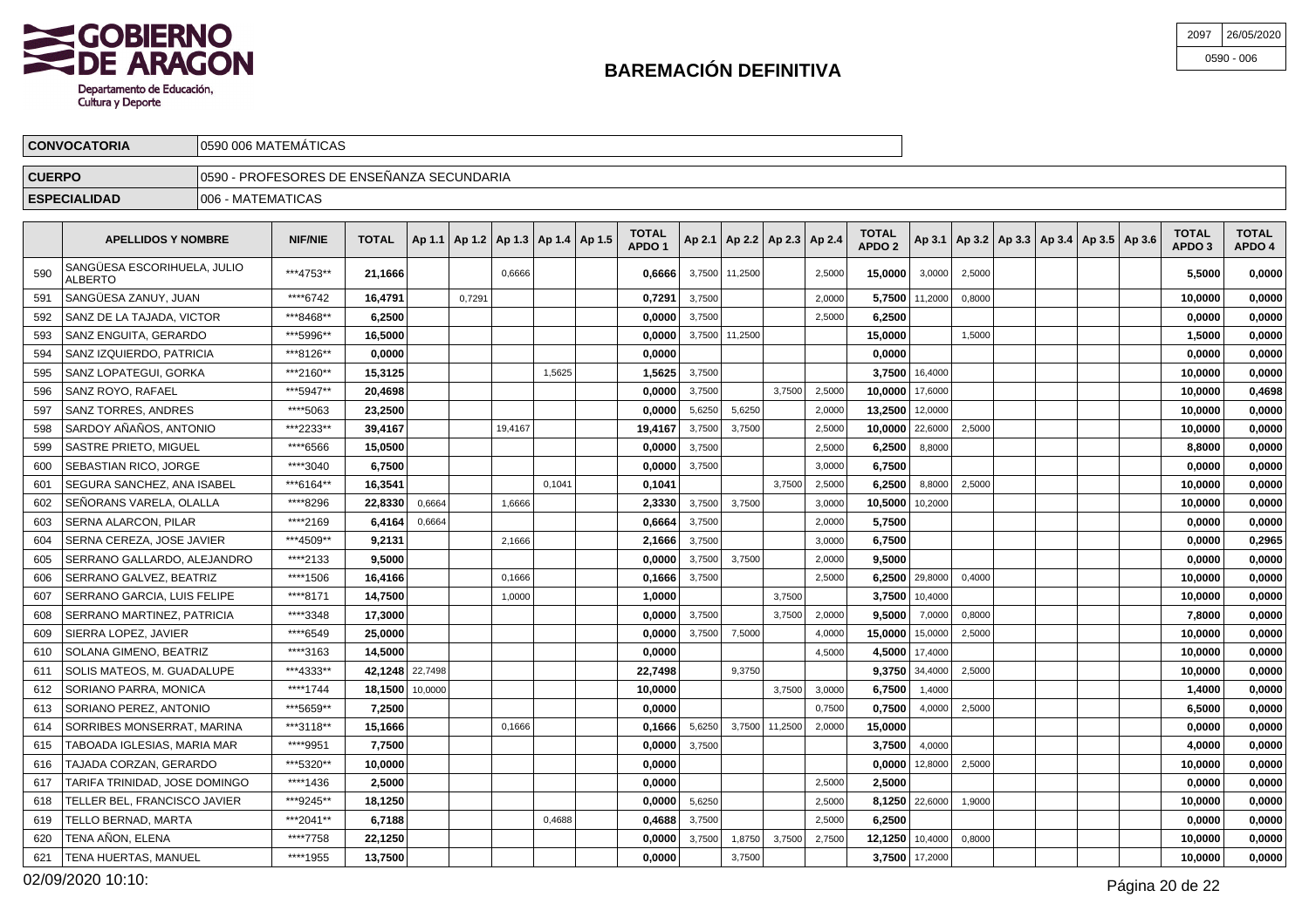# BAREMACIÓN DEFINITIVA

| | |
|---|---|
| 2097 | 26/05/2020 |
| | 0590 - 006 |

| | |
|---|---|
| **CONVOCATORIA** | 0590 006 MATEMÁTICAS |
| **CUERPO** | 0590 - PROFESORES DE ENSEÑANZA SECUNDARIA |
| **ESPECIALIDAD** | 006 - MATEMATICAS |

| | APELLIDOS Y NOMBRE | NIF/NIE | TOTAL | Ap 1.1 | Ap 1.2 | Ap 1.3 | Ap 1.4 | Ap 1.5 | TOTAL APDO 1 | Ap 2.1 | Ap 2.2 | Ap 2.3 | Ap 2.4 | TOTAL APDO 2 | Ap 3.1 | Ap 3.2 | Ap 3.3 | Ap 3.4 | Ap 3.5 | Ap 3.6 | TOTAL APDO 3 | TOTAL APDO 4 |
|---|---|---|---|---|---|---|---|---|---|---|---|---|---|---|---|---|---|---|---|---|---|---|
| 590 | SANGÜESA ESCORIHUELA, JULIO ALBERTO | ***4753** | **21,1666** | | | 0,6666 | | | **0,6666** | 3,7500 | 11,2500 | | 2,5000 | **15,0000** | 3,0000 | 2,5000 | | | | | **5,5000** | **0,0000** |
| 591 | SANGÜESA ZANUY, JUAN | ****6742 | **16,4791** | | 0,7291 | | | | **0,7291** | 3,7500 | | | 2,0000 | **5,7500** | 11,2000 | 0,8000 | | | | | **10,0000** | **0,0000** |
| 592 | SANZ DE LA TAJADA, VICTOR | ***8468** | **6,2500** | | | | | | **0,0000** | 3,7500 | | | 2,5000 | **6,2500** | | | | | | | **0,0000** | **0,0000** |
| 593 | SANZ ENGUITA, GERARDO | ***5996** | **16,5000** | | | | | | **0,0000** | 3,7500 | 11,2500 | | | **15,0000** | | 1,5000 | | | | | **1,5000** | **0,0000** |
| 594 | SANZ IZQUIERDO, PATRICIA | ***8126** | **0,0000** | | | | | | **0,0000** | | | | | **0,0000** | | | | | | | **0,0000** | **0,0000** |
| 595 | SANZ LOPATEGUI, GORKA | ***2160** | **15,3125** | | | | 1,5625 | | **1,5625** | 3,7500 | | | | **3,7500** | 16,4000 | | | | | | **10,0000** | **0,0000** |
| 596 | SANZ ROYO, RAFAEL | ***5947** | **20,4698** | | | | | | **0,0000** | 3,7500 | | 3,7500 | 2,5000 | **10,0000** | 17,6000 | | | | | | **10,0000** | **0,4698** |
| 597 | SANZ TORRES, ANDRES | ****5063 | **23,2500** | | | | | | **0,0000** | 5,6250 | 5,6250 | | 2,0000 | **13,2500** | 12,0000 | | | | | | **10,0000** | **0,0000** |
| 598 | SARDOY AÑAÑOS, ANTONIO | ***2233** | **39,4167** | | | 19,4167 | | | **19,4167** | 3,7500 | 3,7500 | | 2,5000 | **10,0000** | 22,6000 | 2,5000 | | | | | **10,0000** | **0,0000** |
| 599 | SASTRE PRIETO, MIGUEL | ****6566 | **15,0500** | | | | | | **0,0000** | 3,7500 | | | 2,5000 | **6,2500** | 8,8000 | | | | | | **8,8000** | **0,0000** |
| 600 | SEBASTIAN RICO, JORGE | ****3040 | **6,7500** | | | | | | **0,0000** | 3,7500 | | | 3,0000 | **6,7500** | | | | | | | **0,0000** | **0,0000** |
| 601 | SEGURA SANCHEZ, ANA ISABEL | ***6164** | **16,3541** | | | | 0,1041 | | **0,1041** | | | 3,7500 | 2,5000 | **6,2500** | 8,8000 | 2,5000 | | | | | **10,0000** | **0,0000** |
| 602 | SEÑORANS VARELA, OLALLA | ****8296 | **22,8330** | 0,6664 | | 1,6666 | | | **2,3330** | 3,7500 | 3,7500 | | 3,0000 | **10,5000** | 10,2000 | | | | | | **10,0000** | **0,0000** |
| 603 | SERNA ALARCON, PILAR | ****2169 | **6,4164** | 0,6664 | | | | | **0,6664** | 3,7500 | | | 2,0000 | **5,7500** | | | | | | | **0,0000** | **0,0000** |
| 604 | SERNA CEREZA, JOSE JAVIER | ***4509** | **9,2131** | | | 2,1666 | | | **2,1666** | 3,7500 | | | 3,0000 | **6,7500** | | | | | | | **0,0000** | **0,2965** |
| 605 | SERRANO GALLARDO, ALEJANDRO | ****2133 | **9,5000** | | | | | | **0,0000** | 3,7500 | 3,7500 | | 2,0000 | **9,5000** | | | | | | | **0,0000** | **0,0000** |
| 606 | SERRANO GALVEZ, BEATRIZ | ****1506 | **16,4166** | | | 0,1666 | | | **0,1666** | 3,7500 | | | 2,5000 | **6,2500** | 29,8000 | 0,4000 | | | | | **10,0000** | **0,0000** |
| 607 | SERRANO GARCIA, LUIS FELIPE | ****8171 | **14,7500** | | | 1,0000 | | | **1,0000** | | | 3,7500 | | **3,7500** | 10,4000 | | | | | | **10,0000** | **0,0000** |
| 608 | SERRANO MARTINEZ, PATRICIA | ****3348 | **17,3000** | | | | | | **0,0000** | 3,7500 | | 3,7500 | 2,0000 | **9,5000** | 7,0000 | 0,8000 | | | | | **7,8000** | **0,0000** |
| 609 | SIERRA LOPEZ, JAVIER | ****6549 | **25,0000** | | | | | | **0,0000** | 3,7500 | 7,5000 | | 4,0000 | **15,0000** | 15,0000 | 2,5000 | | | | | **10,0000** | **0,0000** |
| 610 | SOLANA GIMENO, BEATRIZ | ****3163 | **14,5000** | | | | | | **0,0000** | | | | 4,5000 | **4,5000** | 17,4000 | | | | | | **10,0000** | **0,0000** |
| 611 | SOLIS MATEOS, M. GUADALUPE | ***4333** | **42,1248** | 22,7498 | | | | | **22,7498** | | 9,3750 | | | **9,3750** | 34,4000 | 2,5000 | | | | | **10,0000** | **0,0000** |
| 612 | SORIANO PARRA, MONICA | ****1744 | **18,1500** | 10,0000 | | | | | **10,0000** | | | 3,7500 | 3,0000 | **6,7500** | 1,4000 | | | | | | **1,4000** | **0,0000** |
| 613 | SORIANO PEREZ, ANTONIO | ***5659** | **7,2500** | | | | | | **0,0000** | | | | 0,7500 | **0,7500** | 4,0000 | 2,5000 | | | | | **6,5000** | **0,0000** |
| 614 | SORRIBES MONSERRAT, MARINA | ***3118** | **15,1666** | | | 0,1666 | | | **0,1666** | 5,6250 | 3,7500 | 11,2500 | 2,0000 | **15,0000** | | | | | | | **0,0000** | **0,0000** |
| 615 | TABOADA IGLESIAS, MARIA MAR | ****9951 | **7,7500** | | | | | | **0,0000** | 3,7500 | | | | **3,7500** | 4,0000 | | | | | | **4,0000** | **0,0000** |
| 616 | TAJADA CORZAN, GERARDO | ***5320** | **10,0000** | | | | | | **0,0000** | | | | | **0,0000** | 12,8000 | 2,5000 | | | | | **10,0000** | **0,0000** |
| 617 | TARIFA TRINIDAD, JOSE DOMINGO | ****1436 | **2,5000** | | | | | | **0,0000** | | | | 2,5000 | **2,5000** | | | | | | | **0,0000** | **0,0000** |
| 618 | TELLER BEL, FRANCISCO JAVIER | ***9245** | **18,1250** | | | | | | **0,0000** | 5,6250 | | | 2,5000 | **8,1250** | 22,6000 | 1,9000 | | | | | **10,0000** | **0,0000** |
| 619 | TELLO BERNAD, MARTA | ***2041** | **6,7188** | | | | 0,4688 | | **0,4688** | 3,7500 | | | 2,5000 | **6,2500** | | | | | | | **0,0000** | **0,0000** |
| 620 | TENA AÑON, ELENA | ****7758 | **22,1250** | | | | | | **0,0000** | 3,7500 | 1,8750 | 3,7500 | 2,7500 | **12,1250** | 10,4000 | 0,8000 | | | | | **10,0000** | **0,0000** |
| 621 | TENA HUERTAS, MANUEL | ****1955 | **13,7500** | | | | | | **0,0000** | | 3,7500 | | | **3,7500** | 17,2000 | | | | | | **10,0000** | **0,0000** |

02/09/2020 10:10: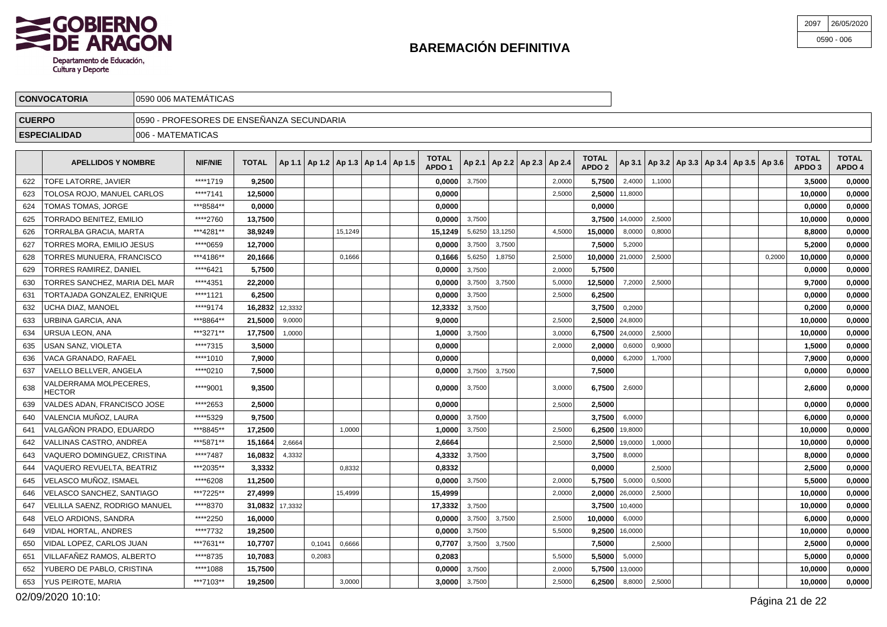# BAREMACIÓN DEFINITIVA

GOBIERNO DE ARAGON
Departamento de Educación, Cultura y Deporte

| 2097 | 26/05/2020 |
|---|---|
| 0590 - 006 | |

| | |
|---|---|
| **CONVOCATORIA** | 0590 006 MATEMÁTICAS |
| **CUERPO** | 0590 - PROFESORES DE ENSEÑANZA SECUNDARIA |
| **ESPECIALIDAD** | 006 - MATEMATICAS |

| | APELLIDOS Y NOMBRE | NIF/NIE | TOTAL | Ap 1.1 | Ap 1.2 | Ap 1.3 | Ap 1.4 | Ap 1.5 | TOTAL APDO 1 | Ap 2.1 | Ap 2.2 | Ap 2.3 | Ap 2.4 | TOTAL APDO 2 | Ap 3.1 | Ap 3.2 | Ap 3.3 | Ap 3.4 | Ap 3.5 | Ap 3.6 | TOTAL APDO 3 | TOTAL APDO 4 |
|---|---|---|---|---|---|---|---|---|---|---|---|---|---|---|---|---|---|---|---|---|---|---|
| 622 | TOFE LATORRE, JAVIER | \*\*\*\*1719 | **9,2500** | | | | | | **0,0000** | 3,7500 | | | 2,0000 | **5,7500** | 2,4000 | 1,1000 | | | | | **3,5000** | **0,0000** |
| 623 | TOLOSA ROJO, MANUEL CARLOS | \*\*\*\*7141 | **12,5000** | | | | | | **0,0000** | | | | 2,5000 | **2,5000** | 11,8000 | | | | | | **10,0000** | **0,0000** |
| 624 | TOMAS TOMAS, JORGE | \*\*\*8584\*\* | **0,0000** | | | | | | **0,0000** | | | | | **0,0000** | | | | | | | **0,0000** | **0,0000** |
| 625 | TORRADO BENITEZ, EMILIO | \*\*\*\*2760 | **13,7500** | | | | | | **0,0000** | 3,7500 | | | | **3,7500** | 14,0000 | 2,5000 | | | | | **10,0000** | **0,0000** |
| 626 | TORRALBA GRACIA, MARTA | \*\*\*4281\*\* | **38,9249** | | | 15,1249 | | | **15,1249** | 5,6250 | 13,1250 | | 4,5000 | **15,0000** | 8,0000 | 0,8000 | | | | | **8,8000** | **0,0000** |
| 627 | TORRES MORA, EMILIO JESUS | \*\*\*\*0659 | **12,7000** | | | | | | **0,0000** | 3,7500 | 3,7500 | | | **7,5000** | 5,2000 | | | | | | **5,2000** | **0,0000** |
| 628 | TORRES MUNUERA, FRANCISCO | \*\*\*4186\*\* | **20,1666** | | | 0,1666 | | | **0,1666** | 5,6250 | 1,8750 | | 2,5000 | **10,0000** | 21,0000 | 2,5000 | | | | 0,2000 | **10,0000** | **0,0000** |
| 629 | TORRES RAMIREZ, DANIEL | \*\*\*\*6421 | **5,7500** | | | | | | **0,0000** | 3,7500 | | | 2,0000 | **5,7500** | | | | | | | **0,0000** | **0,0000** |
| 630 | TORRES SANCHEZ, MARIA DEL MAR | \*\*\*\*4351 | **22,2000** | | | | | | **0,0000** | 3,7500 | 3,7500 | | 5,0000 | **12,5000** | 7,2000 | 2,5000 | | | | | **9,7000** | **0,0000** |
| 631 | TORTAJADA GONZALEZ, ENRIQUE | \*\*\*\*1121 | **6,2500** | | | | | | **0,0000** | 3,7500 | | | 2,5000 | **6,2500** | | | | | | | **0,0000** | **0,0000** |
| 632 | UCHA DIAZ, MANOEL | \*\*\*\*9174 | **16,2832** | 12,3332 | | | | | **12,3332** | 3,7500 | | | | **3,7500** | 0,2000 | | | | | | **0,2000** | **0,0000** |
| 633 | URBINA GARCIA, ANA | \*\*\*8864\*\* | **21,5000** | 9,0000 | | | | | **9,0000** | | | | 2,5000 | **2,5000** | 24,8000 | | | | | | **10,0000** | **0,0000** |
| 634 | URSUA LEON, ANA | \*\*\*3271\*\* | **17,7500** | 1,0000 | | | | | **1,0000** | 3,7500 | | | 3,0000 | **6,7500** | 24,0000 | 2,5000 | | | | | **10,0000** | **0,0000** |
| 635 | USAN SANZ, VIOLETA | \*\*\*\*7315 | **3,5000** | | | | | | **0,0000** | | | | 2,0000 | **2,0000** | 0,6000 | 0,9000 | | | | | **1,5000** | **0,0000** |
| 636 | VACA GRANADO, RAFAEL | \*\*\*\*1010 | **7,9000** | | | | | | **0,0000** | | | | | **0,0000** | 6,2000 | 1,7000 | | | | | **7,9000** | **0,0000** |
| 637 | VAELLO BELLVER, ANGELA | \*\*\*\*0210 | **7,5000** | | | | | | **0,0000** | 3,7500 | 3,7500 | | | **7,5000** | | | | | | | **0,0000** | **0,0000** |
| 638 | VALDERRAMA MOLPECERES, HECTOR | \*\*\*\*9001 | **9,3500** | | | | | | **0,0000** | 3,7500 | | | 3,0000 | **6,7500** | 2,6000 | | | | | | **2,6000** | **0,0000** |
| 639 | VALDES ADAN, FRANCISCO JOSE | \*\*\*\*2653 | **2,5000** | | | | | | **0,0000** | | | | 2,5000 | **2,5000** | | | | | | | **0,0000** | **0,0000** |
| 640 | VALENCIA MUÑOZ, LAURA | \*\*\*\*5329 | **9,7500** | | | | | | **0,0000** | 3,7500 | | | | **3,7500** | 6,0000 | | | | | | **6,0000** | **0,0000** |
| 641 | VALGAÑON PRADO, EDUARDO | \*\*\*8845\*\* | **17,2500** | | | 1,0000 | | | **1,0000** | 3,7500 | | | 2,5000 | **6,2500** | 19,8000 | | | | | | **10,0000** | **0,0000** |
| 642 | VALLINAS CASTRO, ANDREA | \*\*\*5871\*\* | **15,1664** | 2,6664 | | | | | **2,6664** | | | | 2,5000 | **2,5000** | 19,0000 | 1,0000 | | | | | **10,0000** | **0,0000** |
| 643 | VAQUERO DOMINGUEZ, CRISTINA | \*\*\*\*7487 | **16,0832** | 4,3332 | | | | | **4,3332** | 3,7500 | | | | **3,7500** | 8,0000 | | | | | | **8,0000** | **0,0000** |
| 644 | VAQUERO REVUELTA, BEATRIZ | \*\*\*2035\*\* | **3,3332** | | | 0,8332 | | | **0,8332** | | | | | **0,0000** | | 2,5000 | | | | | **2,5000** | **0,0000** |
| 645 | VELASCO MUÑOZ, ISMAEL | \*\*\*\*6208 | **11,2500** | | | | | | **0,0000** | 3,7500 | | | 2,0000 | **5,7500** | 5,0000 | 0,5000 | | | | | **5,5000** | **0,0000** |
| 646 | VELASCO SANCHEZ, SANTIAGO | \*\*\*7225\*\* | **27,4999** | | | 15,4999 | | | **15,4999** | | | | 2,0000 | **2,0000** | 26,0000 | 2,5000 | | | | | **10,0000** | **0,0000** |
| 647 | VELILLA SAENZ, RODRIGO MANUEL | \*\*\*\*8370 | **31,0832** | 17,3332 | | | | | **17,3332** | 3,7500 | | | | **3,7500** | 10,4000 | | | | | | **10,0000** | **0,0000** |
| 648 | VELO ARDIONS, SANDRA | \*\*\*\*2250 | **16,0000** | | | | | | **0,0000** | 3,7500 | 3,7500 | | 2,5000 | **10,0000** | 6,0000 | | | | | | **6,0000** | **0,0000** |
| 649 | VIDAL HORTAL, ANDRES | \*\*\*\*7732 | **19,2500** | | | | | | **0,0000** | 3,7500 | | | 5,5000 | **9,2500** | 16,0000 | | | | | | **10,0000** | **0,0000** |
| 650 | VIDAL LOPEZ, CARLOS JUAN | \*\*\*7631\*\* | **10,7707** | | 0,1041 | 0,6666 | | | **0,7707** | 3,7500 | 3,7500 | | | **7,5000** | | 2,5000 | | | | | **2,5000** | **0,0000** |
| 651 | VILLAFAÑEZ RAMOS, ALBERTO | \*\*\*\*8735 | **10,7083** | | 0,2083 | | | | **0,2083** | | | | 5,5000 | **5,5000** | 5,0000 | | | | | | **5,0000** | **0,0000** |
| 652 | YUBERO DE PABLO, CRISTINA | \*\*\*\*1088 | **15,7500** | | | | | | **0,0000** | 3,7500 | | | 2,0000 | **5,7500** | 13,0000 | | | | | | **10,0000** | **0,0000** |
| 653 | YUS PEIROTE, MARIA | \*\*\*7103\*\* | **19,2500** | | | 3,0000 | | | **3,0000** | 3,7500 | | | 2,5000 | **6,2500** | 8,8000 | 2,5000 | | | | | **10,0000** | **0,0000** |

02/09/2020 10:10: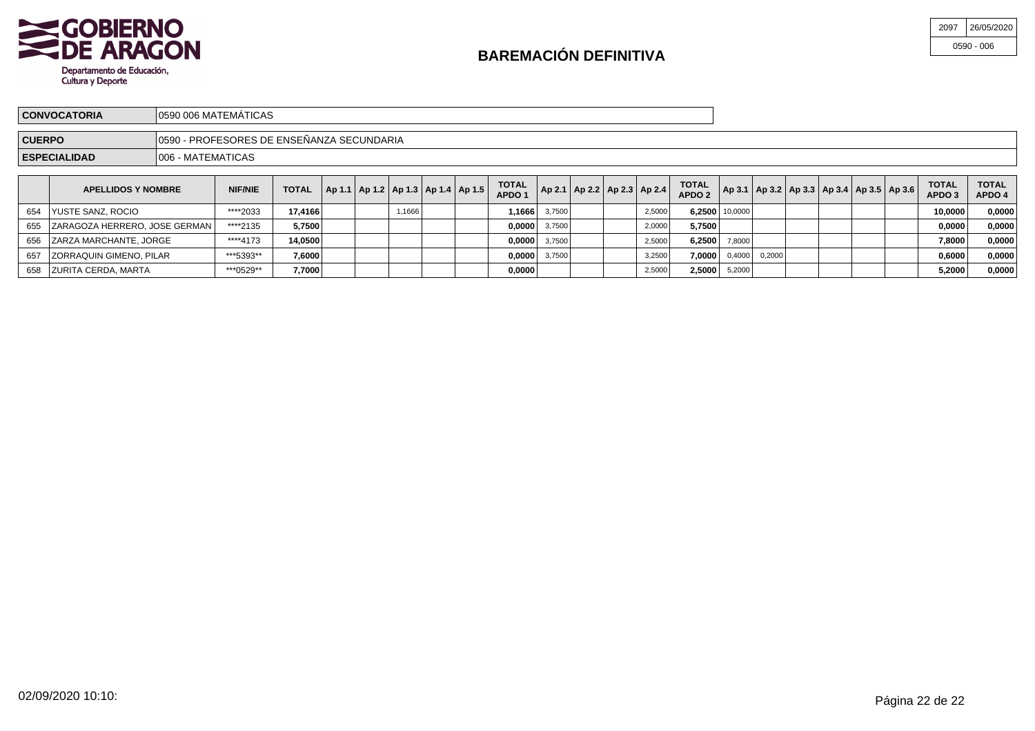# BAREMACIÓN DEFINITIVA

| | |
|---|---|
| 2097 | 26/05/2020 |
| 0590 - 006 | |

| | |
|---|---|
| **CONVOCATORIA** | 0590 006 MATEMÁTICAS |
| **CUERPO** | 0590 - PROFESORES DE ENSEÑANZA SECUNDARIA |
| **ESPECIALIDAD** | 006 - MATEMATICAS |

| | APELLIDOS Y NOMBRE | NIF/NIE | TOTAL | Ap 1.1 | Ap 1.2 | Ap 1.3 | Ap 1.4 | Ap 1.5 | TOTAL APDO 1 | Ap 2.1 | Ap 2.2 | Ap 2.3 | Ap 2.4 | TOTAL APDO 2 | Ap 3.1 | Ap 3.2 | Ap 3.3 | Ap 3.4 | Ap 3.5 | Ap 3.6 | TOTAL APDO 3 | TOTAL APDO 4 |
|---|---|---|---|---|---|---|---|---|---|---|---|---|---|---|---|---|---|---|---|---|---|---|
| 654 | YUSTE SANZ, ROCIO | ****2033 | **17,4166** | | | 1,1666 | | | **1,1666** | 3,7500 | | | 2,5000 | **6,2500** | 10,0000 | | | | | | **10,0000** | **0,0000** |
| 655 | ZARAGOZA HERRERO, JOSE GERMAN | ****2135 | **5,7500** | | | | | | **0,0000** | 3,7500 | | | 2,0000 | **5,7500** | | | | | | | **0,0000** | **0,0000** |
| 656 | ZARZA MARCHANTE, JORGE | ****4173 | **14,0500** | | | | | | **0,0000** | 3,7500 | | | 2,5000 | **6,2500** | 7,8000 | | | | | | **7,8000** | **0,0000** |
| 657 | ZORRAQUIN GIMENO, PILAR | ***5393** | **7,6000** | | | | | | **0,0000** | 3,7500 | | | 3,2500 | **7,0000** | 0,4000 | 0,2000 | | | | | **0,6000** | **0,0000** |
| 658 | ZURITA CERDA, MARTA | ***0529** | **7,7000** | | | | | | **0,0000** | | | | 2,5000 | **2,5000** | 5,2000 | | | | | | **5,2000** | **0,0000** |

02/09/2020 10:10: